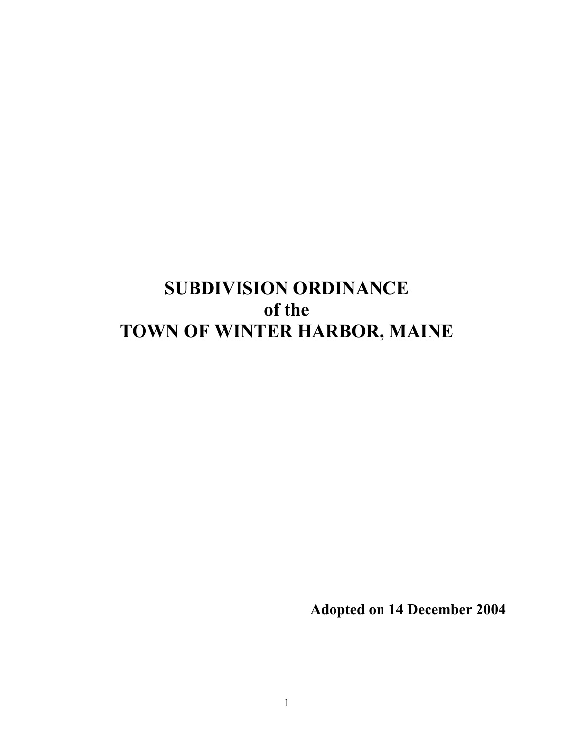# SUBDIVISION ORDINANCE
# of the
# TOWN OF WINTER HARBOR, MAINE

**Adopted on 14 December 2004**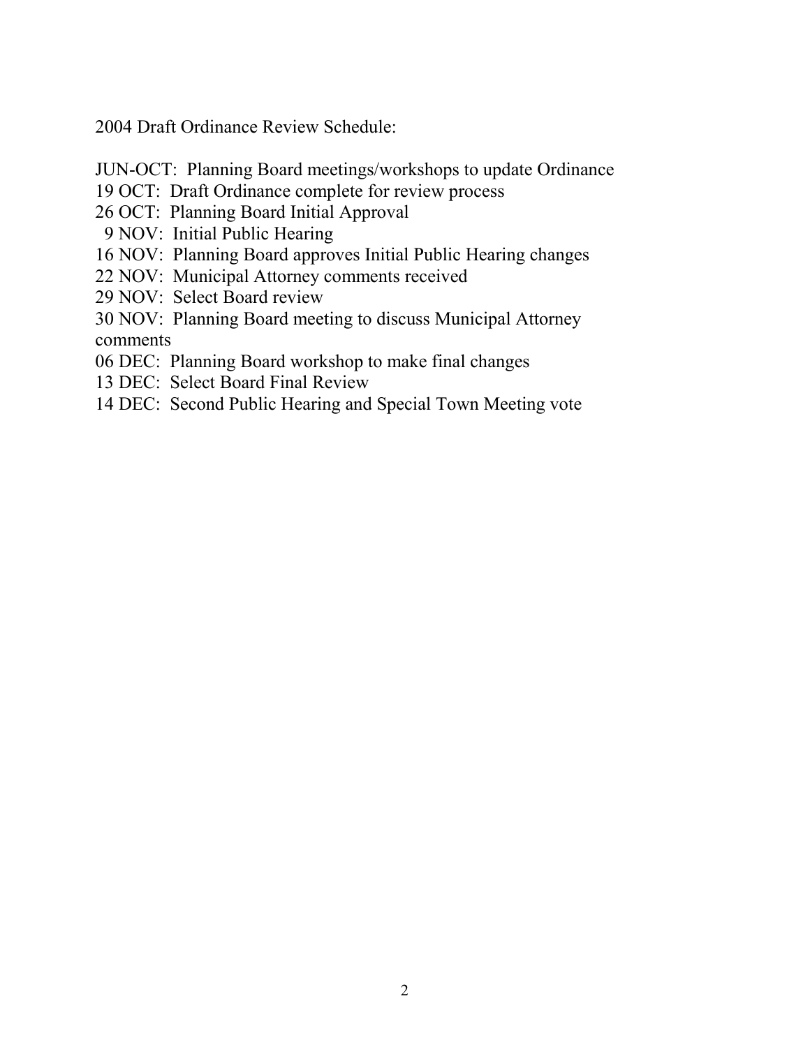2004 Draft Ordinance Review Schedule:

JUN-OCT: Planning Board meetings/workshops to update Ordinance
19 OCT: Draft Ordinance complete for review process
26 OCT: Planning Board Initial Approval
9 NOV: Initial Public Hearing
16 NOV: Planning Board approves Initial Public Hearing changes
22 NOV: Municipal Attorney comments received
29 NOV: Select Board review
30 NOV: Planning Board meeting to discuss Municipal Attorney comments
06 DEC: Planning Board workshop to make final changes
13 DEC: Select Board Final Review
14 DEC: Second Public Hearing and Special Town Meeting vote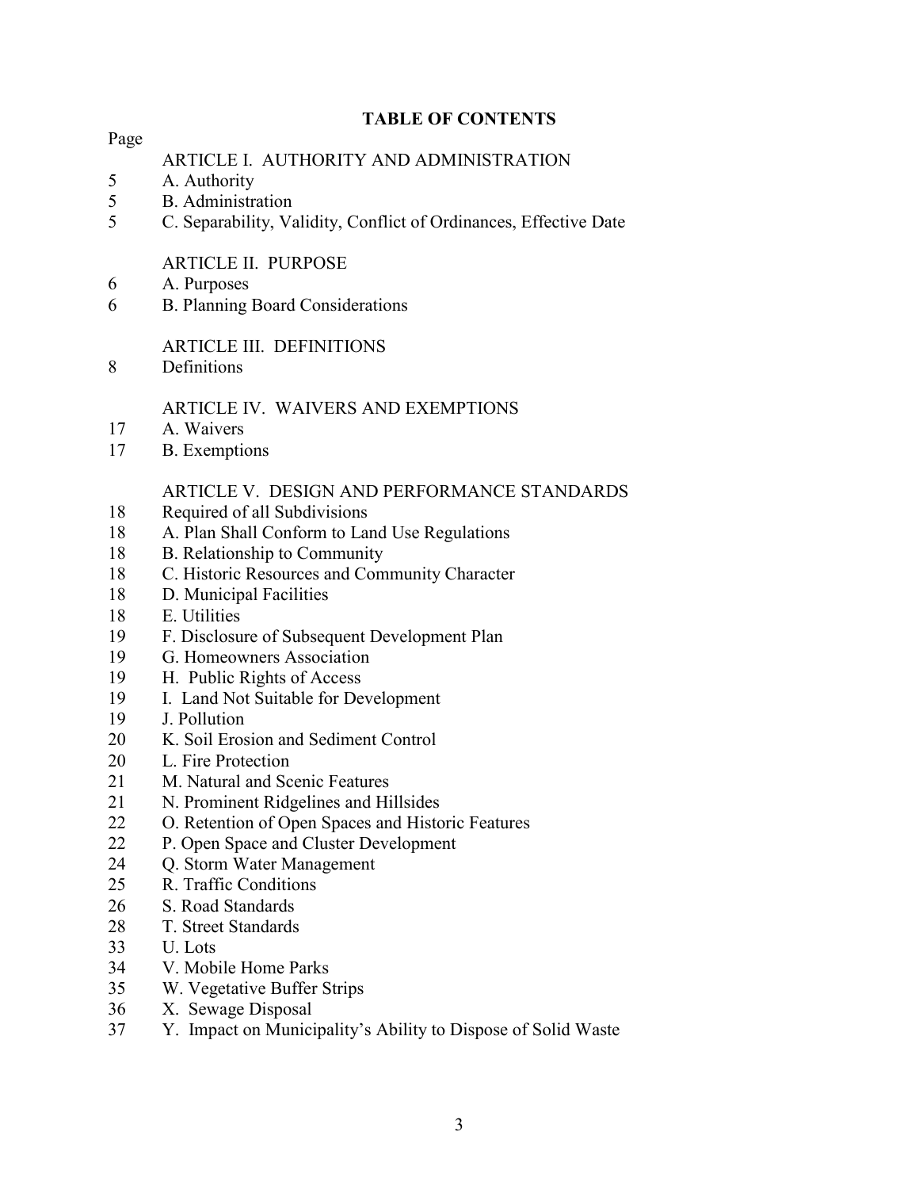## TABLE OF CONTENTS

| Page | |
|---|---|
| | ARTICLE I. AUTHORITY AND ADMINISTRATION |
| 5 | A. Authority |
| 5 | B. Administration |
| 5 | C. Separability, Validity, Conflict of Ordinances, Effective Date |
| | ARTICLE II. PURPOSE |
| 6 | A. Purposes |
| 6 | B. Planning Board Considerations |
| | ARTICLE III. DEFINITIONS |
| 8 | Definitions |
| | ARTICLE IV. WAIVERS AND EXEMPTIONS |
| 17 | A. Waivers |
| 17 | B. Exemptions |
| | ARTICLE V. DESIGN AND PERFORMANCE STANDARDS |
| 18 | Required of all Subdivisions |
| 18 | A. Plan Shall Conform to Land Use Regulations |
| 18 | B. Relationship to Community |
| 18 | C. Historic Resources and Community Character |
| 18 | D. Municipal Facilities |
| 18 | E. Utilities |
| 19 | F. Disclosure of Subsequent Development Plan |
| 19 | G. Homeowners Association |
| 19 | H. Public Rights of Access |
| 19 | I. Land Not Suitable for Development |
| 19 | J. Pollution |
| 20 | K. Soil Erosion and Sediment Control |
| 20 | L. Fire Protection |
| 21 | M. Natural and Scenic Features |
| 21 | N. Prominent Ridgelines and Hillsides |
| 22 | O. Retention of Open Spaces and Historic Features |
| 22 | P. Open Space and Cluster Development |
| 24 | Q. Storm Water Management |
| 25 | R. Traffic Conditions |
| 26 | S. Road Standards |
| 28 | T. Street Standards |
| 33 | U. Lots |
| 34 | V. Mobile Home Parks |
| 35 | W. Vegetative Buffer Strips |
| 36 | X. Sewage Disposal |
| 37 | Y. Impact on Municipality's Ability to Dispose of Solid Waste |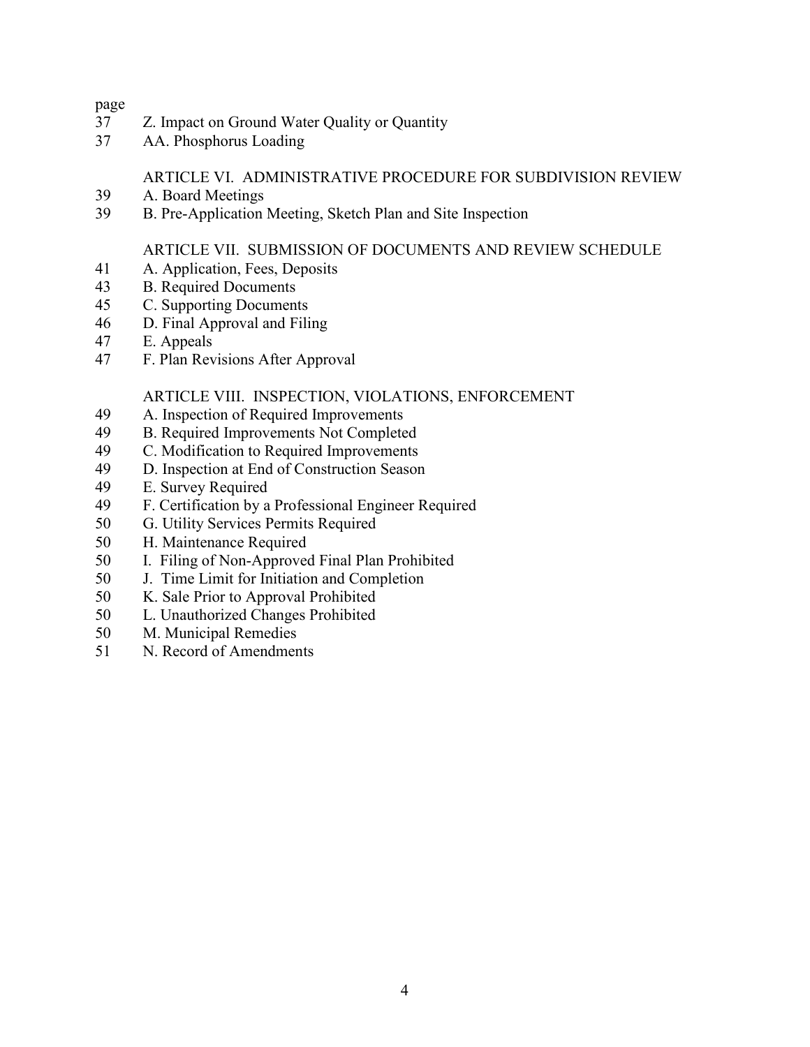| page | |
|---|---|
| 37 | Z. Impact on Ground Water Quality or Quantity |
| 37 | AA. Phosphorus Loading |
| | ARTICLE VI. ADMINISTRATIVE PROCEDURE FOR SUBDIVISION REVIEW |
| 39 | A. Board Meetings |
| 39 | B. Pre-Application Meeting, Sketch Plan and Site Inspection |
| | ARTICLE VII. SUBMISSION OF DOCUMENTS AND REVIEW SCHEDULE |
| 41 | A. Application, Fees, Deposits |
| 43 | B. Required Documents |
| 45 | C. Supporting Documents |
| 46 | D. Final Approval and Filing |
| 47 | E. Appeals |
| 47 | F. Plan Revisions After Approval |
| | ARTICLE VIII. INSPECTION, VIOLATIONS, ENFORCEMENT |
| 49 | A. Inspection of Required Improvements |
| 49 | B. Required Improvements Not Completed |
| 49 | C. Modification to Required Improvements |
| 49 | D. Inspection at End of Construction Season |
| 49 | E. Survey Required |
| 49 | F. Certification by a Professional Engineer Required |
| 50 | G. Utility Services Permits Required |
| 50 | H. Maintenance Required |
| 50 | I. Filing of Non-Approved Final Plan Prohibited |
| 50 | J. Time Limit for Initiation and Completion |
| 50 | K. Sale Prior to Approval Prohibited |
| 50 | L. Unauthorized Changes Prohibited |
| 50 | M. Municipal Remedies |
| 51 | N. Record of Amendments |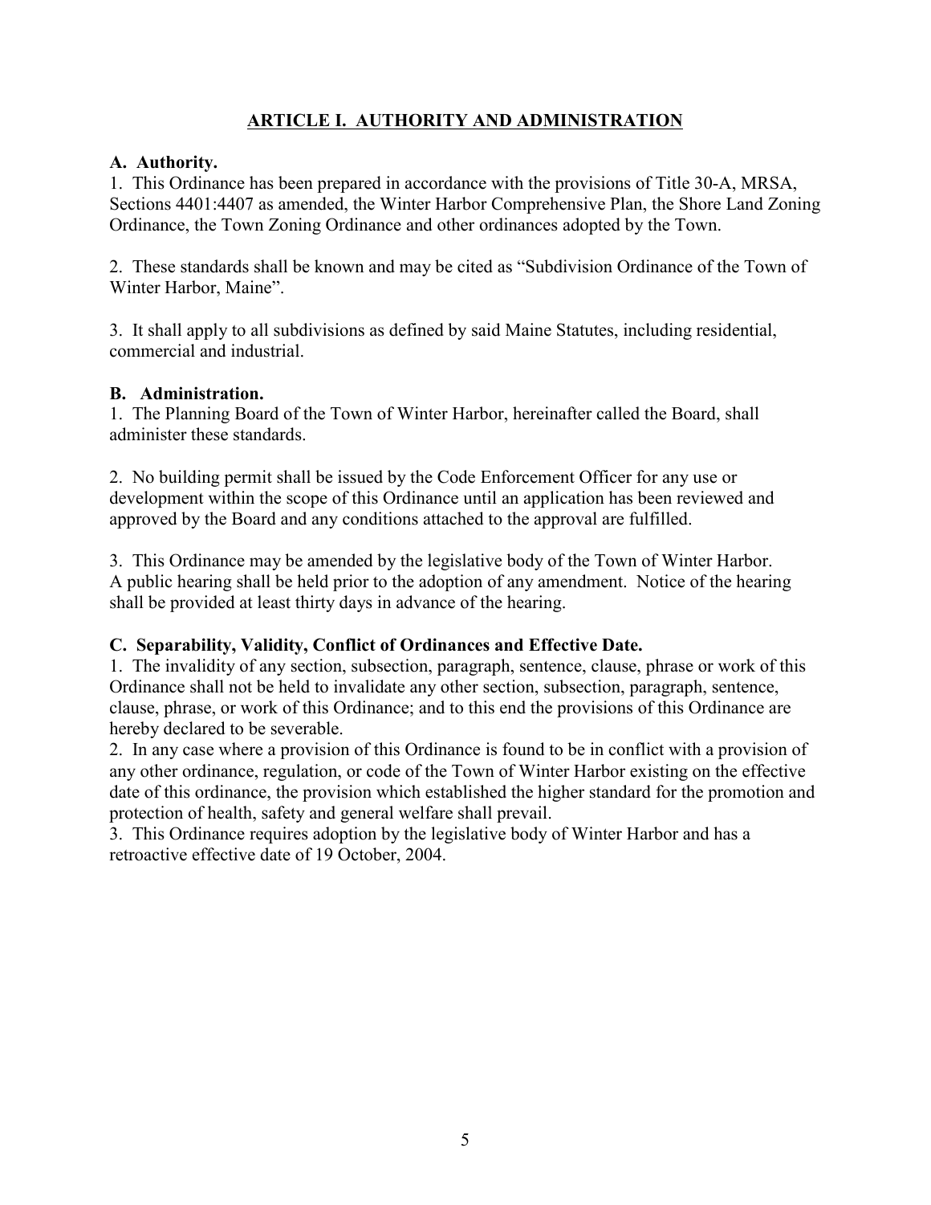## ARTICLE I. AUTHORITY AND ADMINISTRATION

### A. Authority.

1. This Ordinance has been prepared in accordance with the provisions of Title 30-A, MRSA, Sections 4401:4407 as amended, the Winter Harbor Comprehensive Plan, the Shore Land Zoning Ordinance, the Town Zoning Ordinance and other ordinances adopted by the Town.

2. These standards shall be known and may be cited as "Subdivision Ordinance of the Town of Winter Harbor, Maine".

3. It shall apply to all subdivisions as defined by said Maine Statutes, including residential, commercial and industrial.

### B. Administration.

1. The Planning Board of the Town of Winter Harbor, hereinafter called the Board, shall administer these standards.

2. No building permit shall be issued by the Code Enforcement Officer for any use or development within the scope of this Ordinance until an application has been reviewed and approved by the Board and any conditions attached to the approval are fulfilled.

3. This Ordinance may be amended by the legislative body of the Town of Winter Harbor. A public hearing shall be held prior to the adoption of any amendment. Notice of the hearing shall be provided at least thirty days in advance of the hearing.

### C. Separability, Validity, Conflict of Ordinances and Effective Date.

1. The invalidity of any section, subsection, paragraph, sentence, clause, phrase or work of this Ordinance shall not be held to invalidate any other section, subsection, paragraph, sentence, clause, phrase, or work of this Ordinance; and to this end the provisions of this Ordinance are hereby declared to be severable.
2. In any case where a provision of this Ordinance is found to be in conflict with a provision of any other ordinance, regulation, or code of the Town of Winter Harbor existing on the effective date of this ordinance, the provision which established the higher standard for the promotion and protection of health, safety and general welfare shall prevail.
3. This Ordinance requires adoption by the legislative body of Winter Harbor and has a retroactive effective date of 19 October, 2004.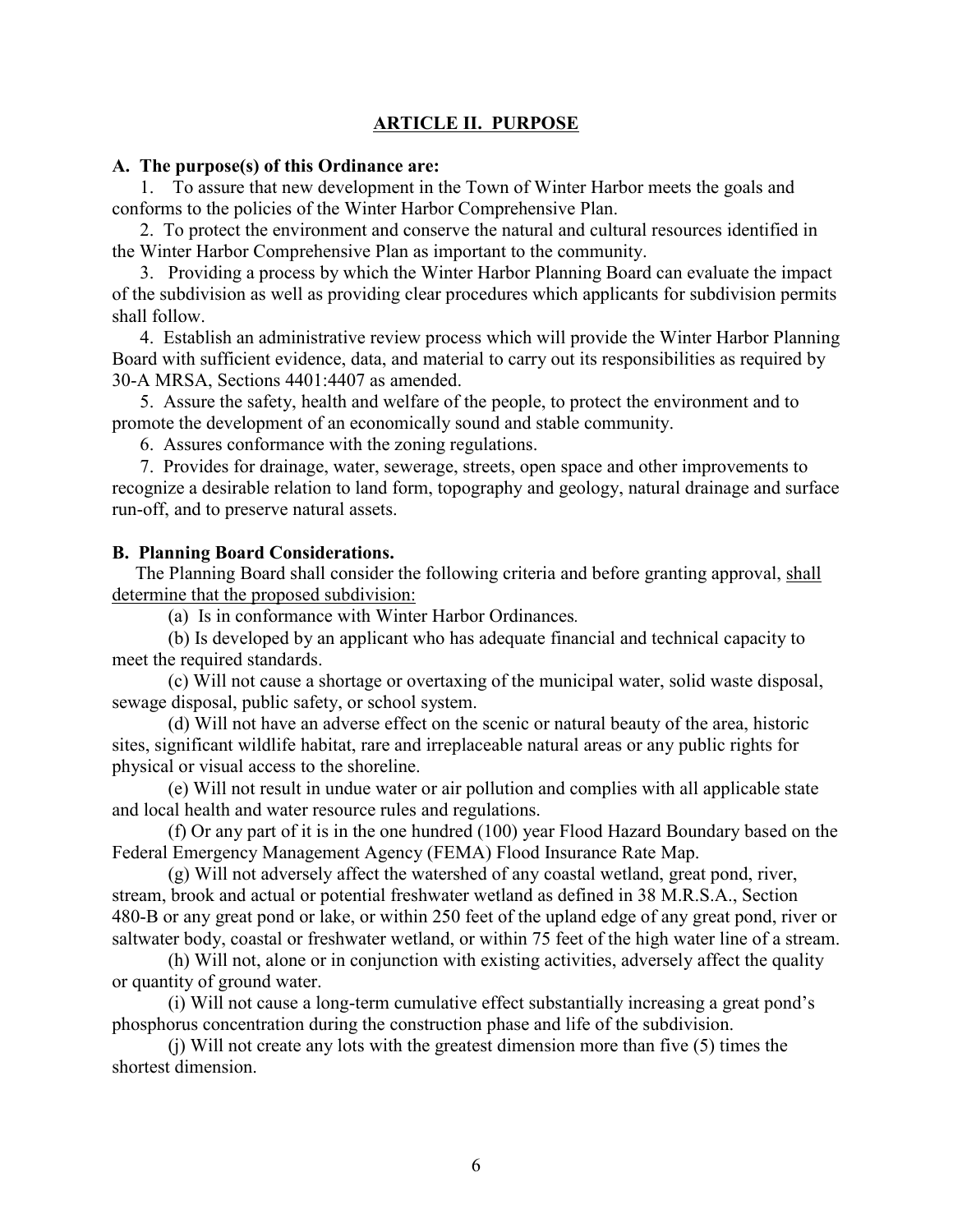## ARTICLE II. PURPOSE

**A. The purpose(s) of this Ordinance are:**

1. To assure that new development in the Town of Winter Harbor meets the goals and conforms to the policies of the Winter Harbor Comprehensive Plan.

2. To protect the environment and conserve the natural and cultural resources identified in the Winter Harbor Comprehensive Plan as important to the community.

3. Providing a process by which the Winter Harbor Planning Board can evaluate the impact of the subdivision as well as providing clear procedures which applicants for subdivision permits shall follow.

4. Establish an administrative review process which will provide the Winter Harbor Planning Board with sufficient evidence, data, and material to carry out its responsibilities as required by 30-A MRSA, Sections 4401:4407 as amended.

5. Assure the safety, health and welfare of the people, to protect the environment and to promote the development of an economically sound and stable community.

6. Assures conformance with the zoning regulations.

7. Provides for drainage, water, sewerage, streets, open space and other improvements to recognize a desirable relation to land form, topography and geology, natural drainage and surface run-off, and to preserve natural assets.

**B. Planning Board Considerations.**

The Planning Board shall consider the following criteria and before granting approval, shall determine that the proposed subdivision:

(a) Is in conformance with Winter Harbor Ordinances.

(b) Is developed by an applicant who has adequate financial and technical capacity to meet the required standards.

(c) Will not cause a shortage or overtaxing of the municipal water, solid waste disposal, sewage disposal, public safety, or school system.

(d) Will not have an adverse effect on the scenic or natural beauty of the area, historic sites, significant wildlife habitat, rare and irreplaceable natural areas or any public rights for physical or visual access to the shoreline.

(e) Will not result in undue water or air pollution and complies with all applicable state and local health and water resource rules and regulations.

(f) Or any part of it is in the one hundred (100) year Flood Hazard Boundary based on the Federal Emergency Management Agency (FEMA) Flood Insurance Rate Map.

(g) Will not adversely affect the watershed of any coastal wetland, great pond, river, stream, brook and actual or potential freshwater wetland as defined in 38 M.R.S.A., Section 480-B or any great pond or lake, or within 250 feet of the upland edge of any great pond, river or saltwater body, coastal or freshwater wetland, or within 75 feet of the high water line of a stream.

(h) Will not, alone or in conjunction with existing activities, adversely affect the quality or quantity of ground water.

(i) Will not cause a long-term cumulative effect substantially increasing a great pond's phosphorus concentration during the construction phase and life of the subdivision.

(j) Will not create any lots with the greatest dimension more than five (5) times the shortest dimension.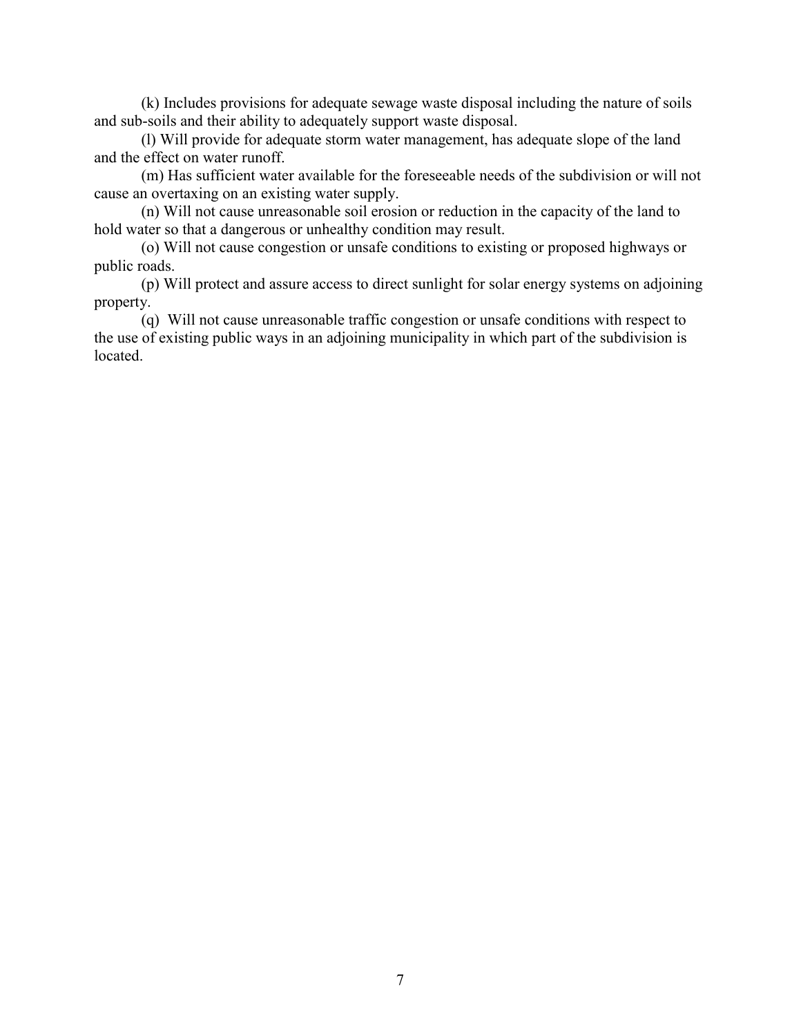(k) Includes provisions for adequate sewage waste disposal including the nature of soils and sub-soils and their ability to adequately support waste disposal.

(l) Will provide for adequate storm water management, has adequate slope of the land and the effect on water runoff.

(m) Has sufficient water available for the foreseeable needs of the subdivision or will not cause an overtaxing on an existing water supply.

(n) Will not cause unreasonable soil erosion or reduction in the capacity of the land to hold water so that a dangerous or unhealthy condition may result.

(o) Will not cause congestion or unsafe conditions to existing or proposed highways or public roads.

(p) Will protect and assure access to direct sunlight for solar energy systems on adjoining property.

(q) Will not cause unreasonable traffic congestion or unsafe conditions with respect to the use of existing public ways in an adjoining municipality in which part of the subdivision is located.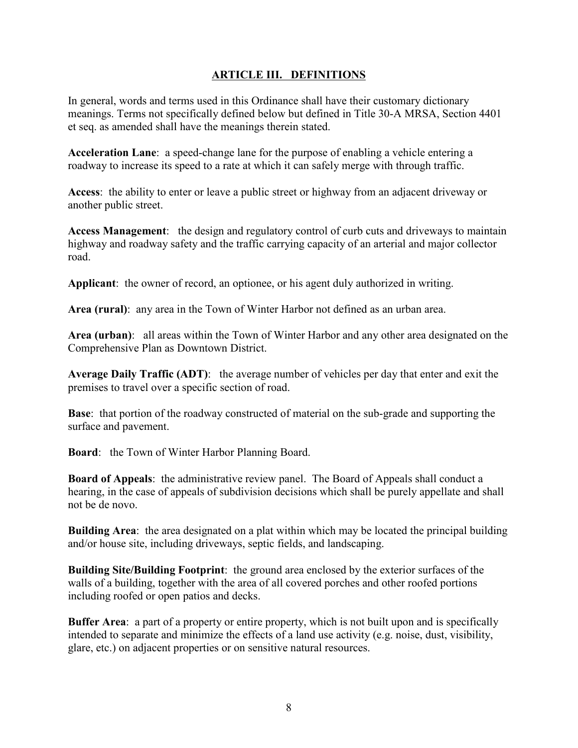## ARTICLE III. DEFINITIONS

In general, words and terms used in this Ordinance shall have their customary dictionary meanings. Terms not specifically defined below but defined in Title 30-A MRSA, Section 4401 et seq. as amended shall have the meanings therein stated.

**Acceleration Lane**: a speed-change lane for the purpose of enabling a vehicle entering a roadway to increase its speed to a rate at which it can safely merge with through traffic.

**Access**: the ability to enter or leave a public street or highway from an adjacent driveway or another public street.

**Access Management**: the design and regulatory control of curb cuts and driveways to maintain highway and roadway safety and the traffic carrying capacity of an arterial and major collector road.

**Applicant**: the owner of record, an optionee, or his agent duly authorized in writing.

**Area (rural)**: any area in the Town of Winter Harbor not defined as an urban area.

**Area (urban)**: all areas within the Town of Winter Harbor and any other area designated on the Comprehensive Plan as Downtown District.

**Average Daily Traffic (ADT)**: the average number of vehicles per day that enter and exit the premises to travel over a specific section of road.

**Base**: that portion of the roadway constructed of material on the sub-grade and supporting the surface and pavement.

**Board**: the Town of Winter Harbor Planning Board.

**Board of Appeals**: the administrative review panel. The Board of Appeals shall conduct a hearing, in the case of appeals of subdivision decisions which shall be purely appellate and shall not be de novo.

**Building Area**: the area designated on a plat within which may be located the principal building and/or house site, including driveways, septic fields, and landscaping.

**Building Site/Building Footprint**: the ground area enclosed by the exterior surfaces of the walls of a building, together with the area of all covered porches and other roofed portions including roofed or open patios and decks.

**Buffer Area**: a part of a property or entire property, which is not built upon and is specifically intended to separate and minimize the effects of a land use activity (e.g. noise, dust, visibility, glare, etc.) on adjacent properties or on sensitive natural resources.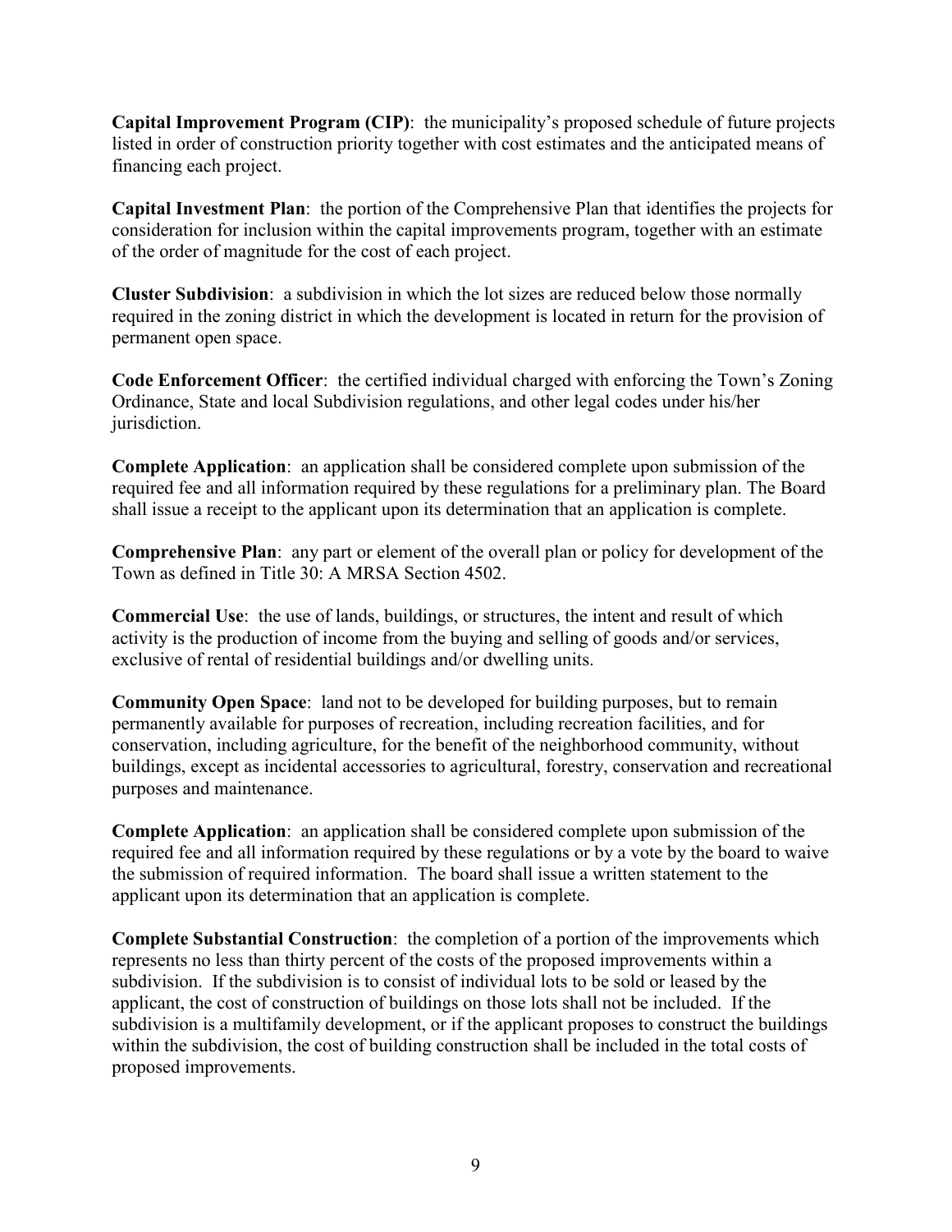**Capital Improvement Program (CIP)**:  the municipality's proposed schedule of future projects listed in order of construction priority together with cost estimates and the anticipated means of financing each project.

**Capital Investment Plan**:  the portion of the Comprehensive Plan that identifies the projects for consideration for inclusion within the capital improvements program, together with an estimate of the order of magnitude for the cost of each project.

**Cluster Subdivision**:  a subdivision in which the lot sizes are reduced below those normally required in the zoning district in which the development is located in return for the provision of permanent open space.

**Code Enforcement Officer**:  the certified individual charged with enforcing the Town's Zoning Ordinance, State and local Subdivision regulations, and other legal codes under his/her jurisdiction.

**Complete Application**:  an application shall be considered complete upon submission of the required fee and all information required by these regulations for a preliminary plan. The Board shall issue a receipt to the applicant upon its determination that an application is complete.

**Comprehensive Plan**:  any part or element of the overall plan or policy for development of the Town as defined in Title 30: A MRSA Section 4502.

**Commercial Use**:  the use of lands, buildings, or structures, the intent and result of which activity is the production of income from the buying and selling of goods and/or services, exclusive of rental of residential buildings and/or dwelling units.

**Community Open Space**:  land not to be developed for building purposes, but to remain permanently available for purposes of recreation, including recreation facilities, and for conservation, including agriculture, for the benefit of the neighborhood community, without buildings, except as incidental accessories to agricultural, forestry, conservation and recreational purposes and maintenance.

**Complete Application**:  an application shall be considered complete upon submission of the required fee and all information required by these regulations or by a vote by the board to waive the submission of required information.  The board shall issue a written statement to the applicant upon its determination that an application is complete.

**Complete Substantial Construction**:  the completion of a portion of the improvements which represents no less than thirty percent of the costs of the proposed improvements within a subdivision.  If the subdivision is to consist of individual lots to be sold or leased by the applicant, the cost of construction of buildings on those lots shall not be included.  If the subdivision is a multifamily development, or if the applicant proposes to construct the buildings within the subdivision, the cost of building construction shall be included in the total costs of proposed improvements.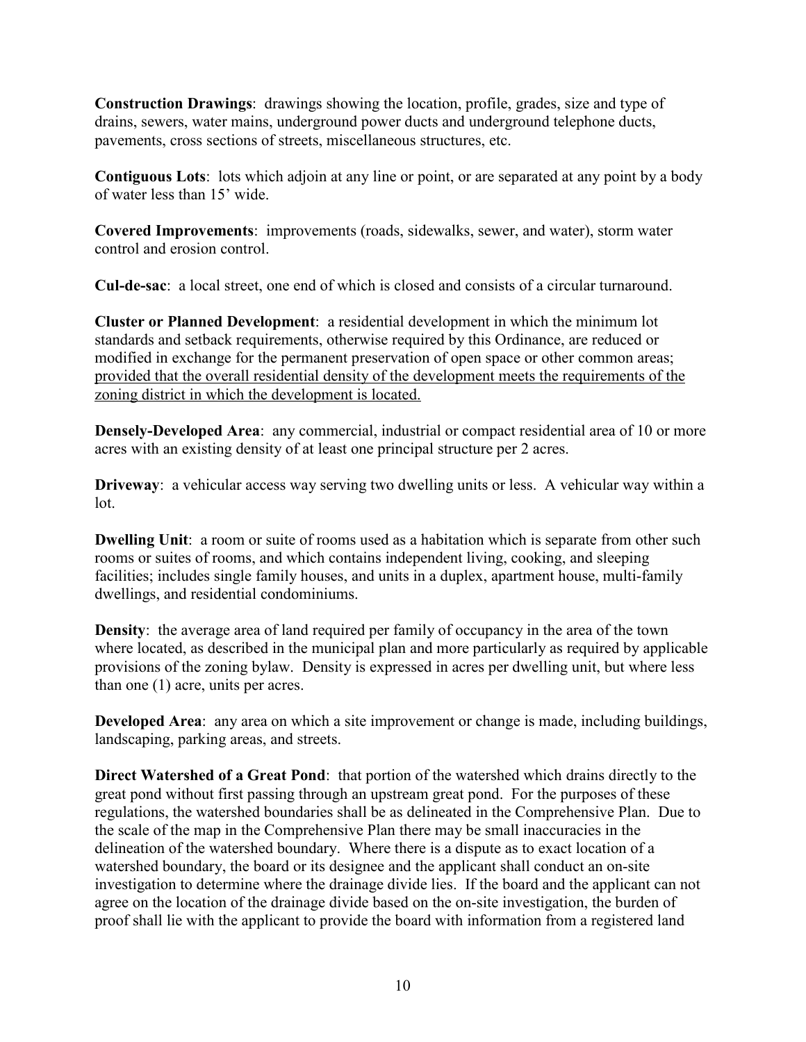**Construction Drawings**: drawings showing the location, profile, grades, size and type of drains, sewers, water mains, underground power ducts and underground telephone ducts, pavements, cross sections of streets, miscellaneous structures, etc.

**Contiguous Lots**: lots which adjoin at any line or point, or are separated at any point by a body of water less than 15' wide.

**Covered Improvements**: improvements (roads, sidewalks, sewer, and water), storm water control and erosion control.

**Cul-de-sac**: a local street, one end of which is closed and consists of a circular turnaround.

**Cluster or Planned Development**: a residential development in which the minimum lot standards and setback requirements, otherwise required by this Ordinance, are reduced or modified in exchange for the permanent preservation of open space or other common areas; <u>provided that the overall residential density of the development meets the requirements of the zoning district in which the development is located.</u>

**Densely-Developed Area**: any commercial, industrial or compact residential area of 10 or more acres with an existing density of at least one principal structure per 2 acres.

**Driveway**: a vehicular access way serving two dwelling units or less. A vehicular way within a lot.

**Dwelling Unit**: a room or suite of rooms used as a habitation which is separate from other such rooms or suites of rooms, and which contains independent living, cooking, and sleeping facilities; includes single family houses, and units in a duplex, apartment house, multi-family dwellings, and residential condominiums.

**Density**: the average area of land required per family of occupancy in the area of the town where located, as described in the municipal plan and more particularly as required by applicable provisions of the zoning bylaw. Density is expressed in acres per dwelling unit, but where less than one (1) acre, units per acres.

**Developed Area**: any area on which a site improvement or change is made, including buildings, landscaping, parking areas, and streets.

**Direct Watershed of a Great Pond**: that portion of the watershed which drains directly to the great pond without first passing through an upstream great pond. For the purposes of these regulations, the watershed boundaries shall be as delineated in the Comprehensive Plan. Due to the scale of the map in the Comprehensive Plan there may be small inaccuracies in the delineation of the watershed boundary. Where there is a dispute as to exact location of a watershed boundary, the board or its designee and the applicant shall conduct an on-site investigation to determine where the drainage divide lies. If the board and the applicant can not agree on the location of the drainage divide based on the on-site investigation, the burden of proof shall lie with the applicant to provide the board with information from a registered land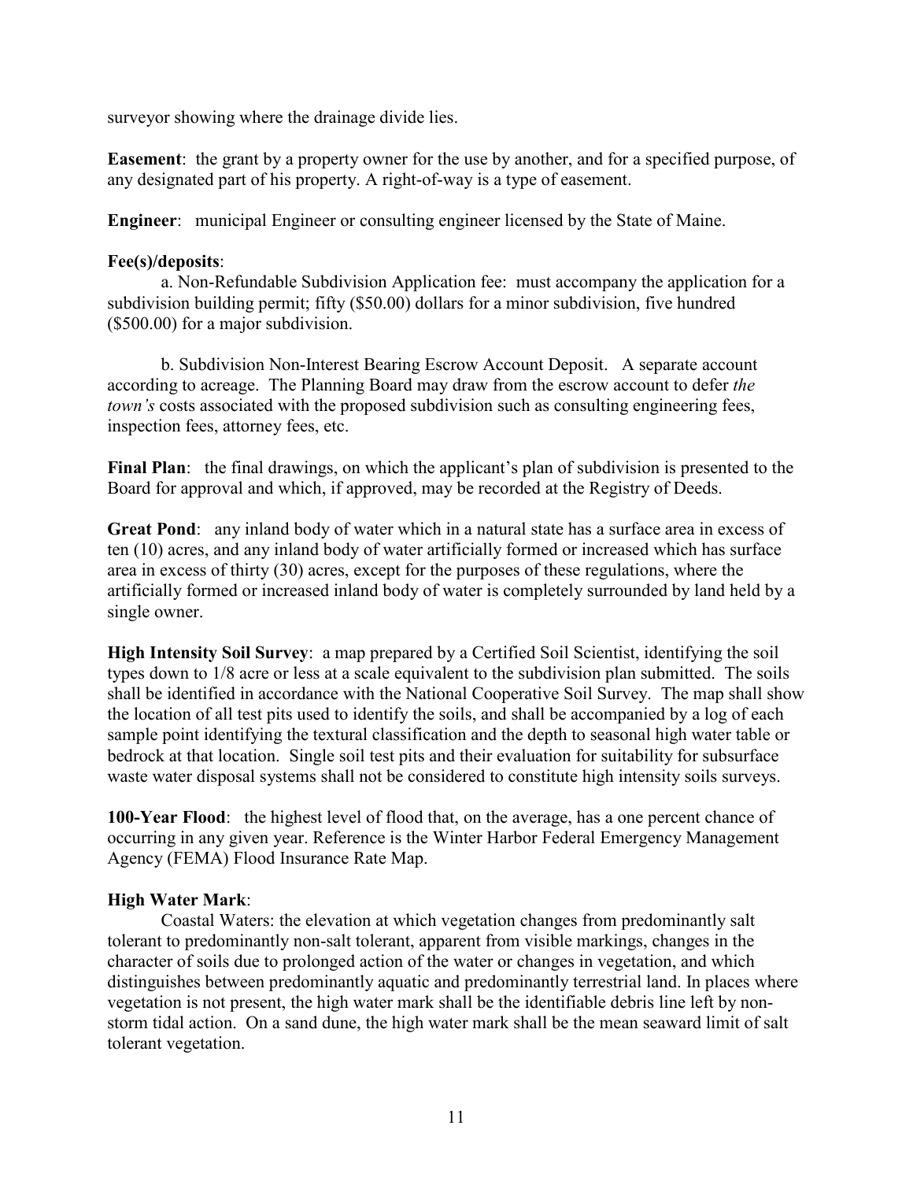surveyor showing where the drainage divide lies.

**Easement**: the grant by a property owner for the use by another, and for a specified purpose, of any designated part of his property. A right-of-way is a type of easement.

**Engineer**: municipal Engineer or consulting engineer licensed by the State of Maine.

**Fee(s)/deposits**:

a. Non-Refundable Subdivision Application fee: must accompany the application for a subdivision building permit; fifty ($50.00) dollars for a minor subdivision, five hundred ($500.00) for a major subdivision.

b. Subdivision Non-Interest Bearing Escrow Account Deposit. A separate account according to acreage. The Planning Board may draw from the escrow account to defer *the town's* costs associated with the proposed subdivision such as consulting engineering fees, inspection fees, attorney fees, etc.

**Final Plan**: the final drawings, on which the applicant's plan of subdivision is presented to the Board for approval and which, if approved, may be recorded at the Registry of Deeds.

**Great Pond**: any inland body of water which in a natural state has a surface area in excess of ten (10) acres, and any inland body of water artificially formed or increased which has surface area in excess of thirty (30) acres, except for the purposes of these regulations, where the artificially formed or increased inland body of water is completely surrounded by land held by a single owner.

**High Intensity Soil Survey**: a map prepared by a Certified Soil Scientist, identifying the soil types down to 1/8 acre or less at a scale equivalent to the subdivision plan submitted. The soils shall be identified in accordance with the National Cooperative Soil Survey. The map shall show the location of all test pits used to identify the soils, and shall be accompanied by a log of each sample point identifying the textural classification and the depth to seasonal high water table or bedrock at that location. Single soil test pits and their evaluation for suitability for subsurface waste water disposal systems shall not be considered to constitute high intensity soils surveys.

**100-Year Flood**: the highest level of flood that, on the average, has a one percent chance of occurring in any given year. Reference is the Winter Harbor Federal Emergency Management Agency (FEMA) Flood Insurance Rate Map.

**High Water Mark**:

Coastal Waters: the elevation at which vegetation changes from predominantly salt tolerant to predominantly non-salt tolerant, apparent from visible markings, changes in the character of soils due to prolonged action of the water or changes in vegetation, and which distinguishes between predominantly aquatic and predominantly terrestrial land. In places where vegetation is not present, the high water mark shall be the identifiable debris line left by non-storm tidal action. On a sand dune, the high water mark shall be the mean seaward limit of salt tolerant vegetation.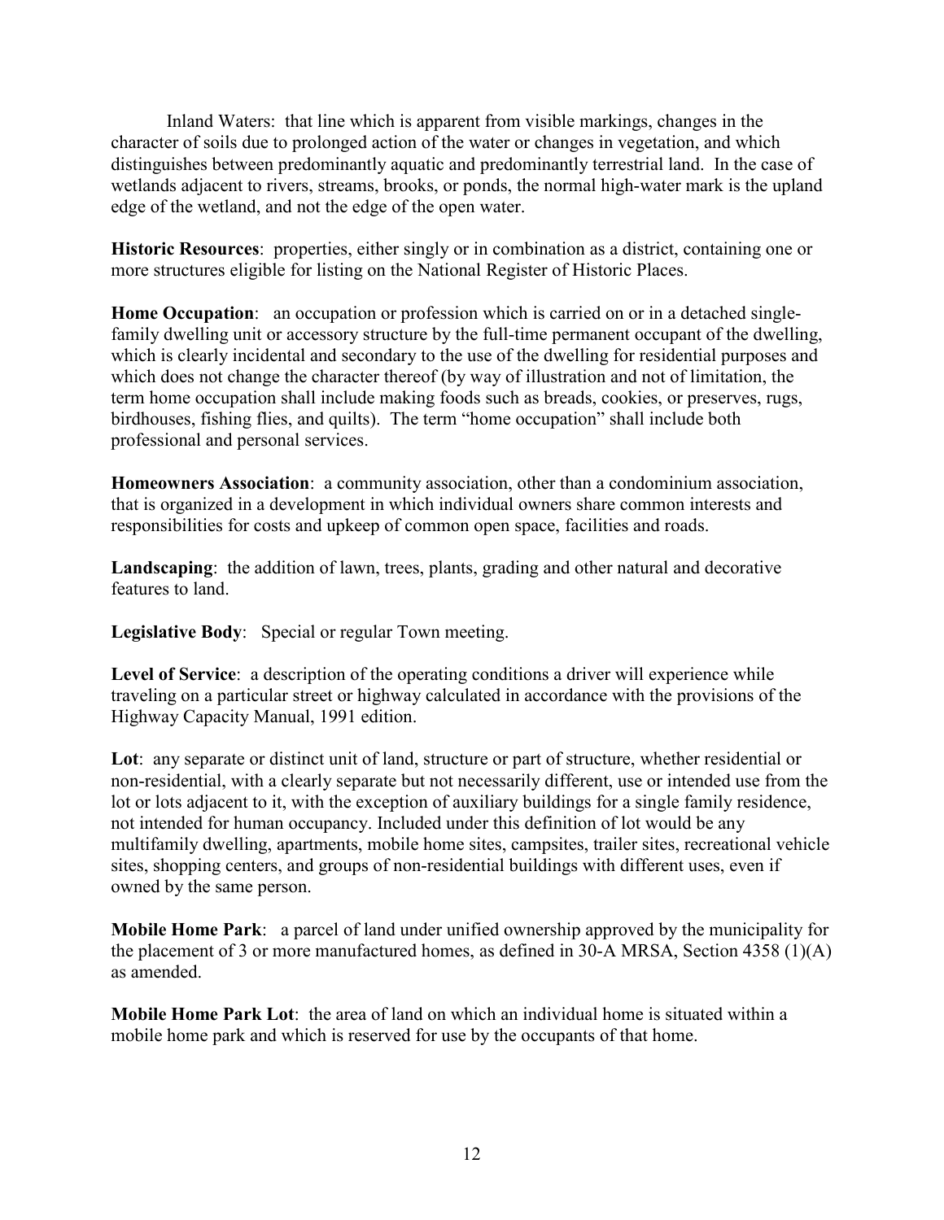Inland Waters: that line which is apparent from visible markings, changes in the character of soils due to prolonged action of the water or changes in vegetation, and which distinguishes between predominantly aquatic and predominantly terrestrial land. In the case of wetlands adjacent to rivers, streams, brooks, or ponds, the normal high-water mark is the upland edge of the wetland, and not the edge of the open water.

**Historic Resources**: properties, either singly or in combination as a district, containing one or more structures eligible for listing on the National Register of Historic Places.

**Home Occupation**: an occupation or profession which is carried on or in a detached single-family dwelling unit or accessory structure by the full-time permanent occupant of the dwelling, which is clearly incidental and secondary to the use of the dwelling for residential purposes and which does not change the character thereof (by way of illustration and not of limitation, the term home occupation shall include making foods such as breads, cookies, or preserves, rugs, birdhouses, fishing flies, and quilts). The term "home occupation" shall include both professional and personal services.

**Homeowners Association**: a community association, other than a condominium association, that is organized in a development in which individual owners share common interests and responsibilities for costs and upkeep of common open space, facilities and roads.

**Landscaping**: the addition of lawn, trees, plants, grading and other natural and decorative features to land.

**Legislative Body**: Special or regular Town meeting.

**Level of Service**: a description of the operating conditions a driver will experience while traveling on a particular street or highway calculated in accordance with the provisions of the Highway Capacity Manual, 1991 edition.

**Lot**: any separate or distinct unit of land, structure or part of structure, whether residential or non-residential, with a clearly separate but not necessarily different, use or intended use from the lot or lots adjacent to it, with the exception of auxiliary buildings for a single family residence, not intended for human occupancy. Included under this definition of lot would be any multifamily dwelling, apartments, mobile home sites, campsites, trailer sites, recreational vehicle sites, shopping centers, and groups of non-residential buildings with different uses, even if owned by the same person.

**Mobile Home Park**: a parcel of land under unified ownership approved by the municipality for the placement of 3 or more manufactured homes, as defined in 30-A MRSA, Section 4358 (1)(A) as amended.

**Mobile Home Park Lot**: the area of land on which an individual home is situated within a mobile home park and which is reserved for use by the occupants of that home.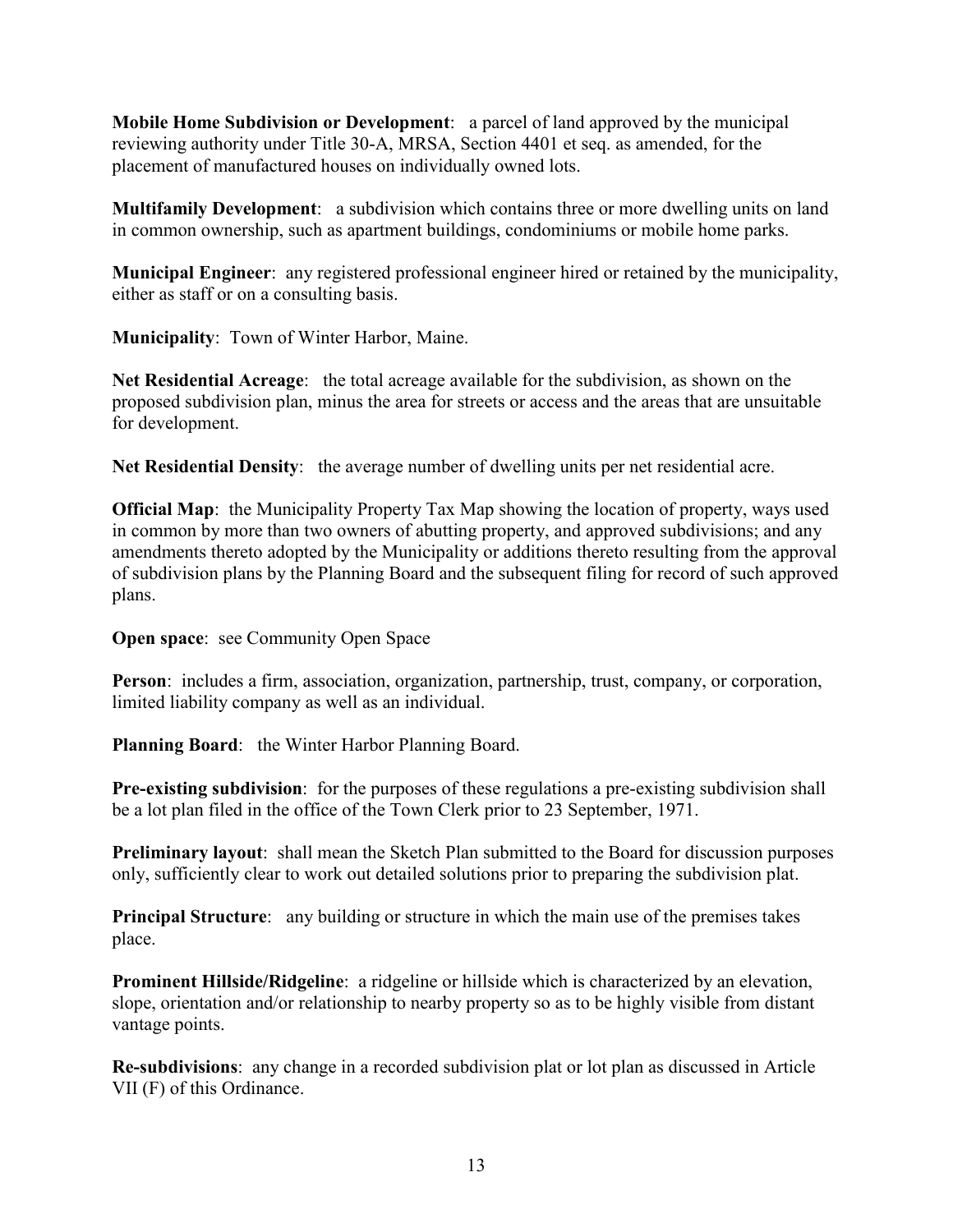**Mobile Home Subdivision or Development**: a parcel of land approved by the municipal reviewing authority under Title 30-A, MRSA, Section 4401 et seq. as amended, for the placement of manufactured houses on individually owned lots.

**Multifamily Development**: a subdivision which contains three or more dwelling units on land in common ownership, such as apartment buildings, condominiums or mobile home parks.

**Municipal Engineer**: any registered professional engineer hired or retained by the municipality, either as staff or on a consulting basis.

**Municipality**: Town of Winter Harbor, Maine.

**Net Residential Acreage**: the total acreage available for the subdivision, as shown on the proposed subdivision plan, minus the area for streets or access and the areas that are unsuitable for development.

**Net Residential Density**: the average number of dwelling units per net residential acre.

**Official Map**: the Municipality Property Tax Map showing the location of property, ways used in common by more than two owners of abutting property, and approved subdivisions; and any amendments thereto adopted by the Municipality or additions thereto resulting from the approval of subdivision plans by the Planning Board and the subsequent filing for record of such approved plans.

**Open space**: see Community Open Space

**Person**: includes a firm, association, organization, partnership, trust, company, or corporation, limited liability company as well as an individual.

**Planning Board**: the Winter Harbor Planning Board.

**Pre-existing subdivision**: for the purposes of these regulations a pre-existing subdivision shall be a lot plan filed in the office of the Town Clerk prior to 23 September, 1971.

**Preliminary layout**: shall mean the Sketch Plan submitted to the Board for discussion purposes only, sufficiently clear to work out detailed solutions prior to preparing the subdivision plat.

**Principal Structure**: any building or structure in which the main use of the premises takes place.

**Prominent Hillside/Ridgeline**: a ridgeline or hillside which is characterized by an elevation, slope, orientation and/or relationship to nearby property so as to be highly visible from distant vantage points.

**Re-subdivisions**: any change in a recorded subdivision plat or lot plan as discussed in Article VII (F) of this Ordinance.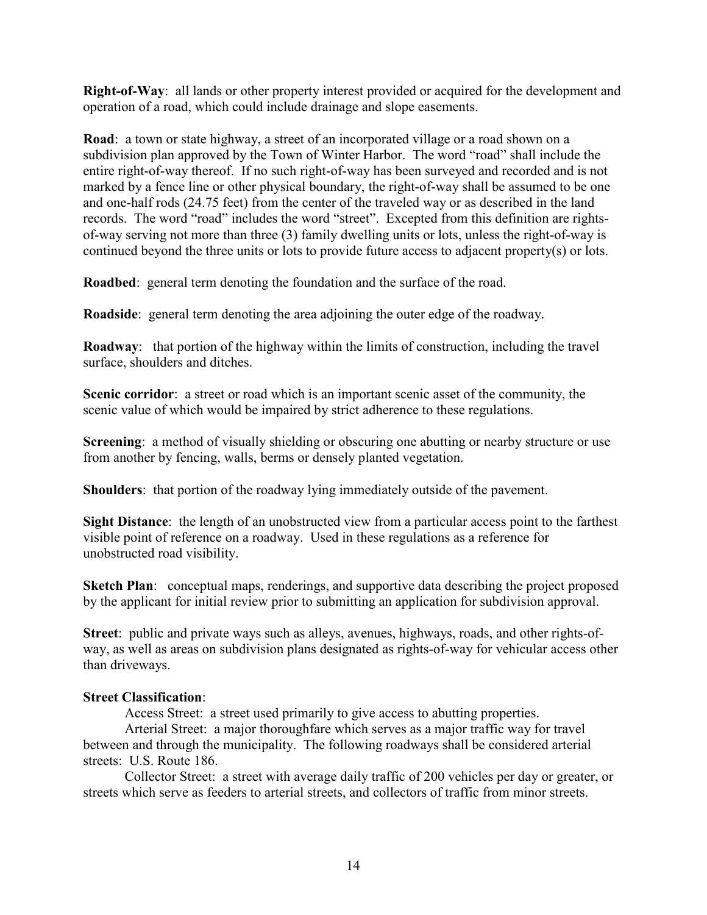**Right-of-Way**: all lands or other property interest provided or acquired for the development and operation of a road, which could include drainage and slope easements.

**Road**: a town or state highway, a street of an incorporated village or a road shown on a subdivision plan approved by the Town of Winter Harbor. The word "road" shall include the entire right-of-way thereof. If no such right-of-way has been surveyed and recorded and is not marked by a fence line or other physical boundary, the right-of-way shall be assumed to be one and one-half rods (24.75 feet) from the center of the traveled way or as described in the land records. The word "road" includes the word "street". Excepted from this definition are rights-of-way serving not more than three (3) family dwelling units or lots, unless the right-of-way is continued beyond the three units or lots to provide future access to adjacent property(s) or lots.

**Roadbed**: general term denoting the foundation and the surface of the road.

**Roadside**: general term denoting the area adjoining the outer edge of the roadway.

**Roadway**: that portion of the highway within the limits of construction, including the travel surface, shoulders and ditches.

**Scenic corridor**: a street or road which is an important scenic asset of the community, the scenic value of which would be impaired by strict adherence to these regulations.

**Screening**: a method of visually shielding or obscuring one abutting or nearby structure or use from another by fencing, walls, berms or densely planted vegetation.

**Shoulders**: that portion of the roadway lying immediately outside of the pavement.

**Sight Distance**: the length of an unobstructed view from a particular access point to the farthest visible point of reference on a roadway. Used in these regulations as a reference for unobstructed road visibility.

**Sketch Plan**: conceptual maps, renderings, and supportive data describing the project proposed by the applicant for initial review prior to submitting an application for subdivision approval.

**Street**: public and private ways such as alleys, avenues, highways, roads, and other rights-of-way, as well as areas on subdivision plans designated as rights-of-way for vehicular access other than driveways.

**Street Classification**:

Access Street: a street used primarily to give access to abutting properties.

Arterial Street: a major thoroughfare which serves as a major traffic way for travel between and through the municipality. The following roadways shall be considered arterial streets: U.S. Route 186.

Collector Street: a street with average daily traffic of 200 vehicles per day or greater, or streets which serve as feeders to arterial streets, and collectors of traffic from minor streets.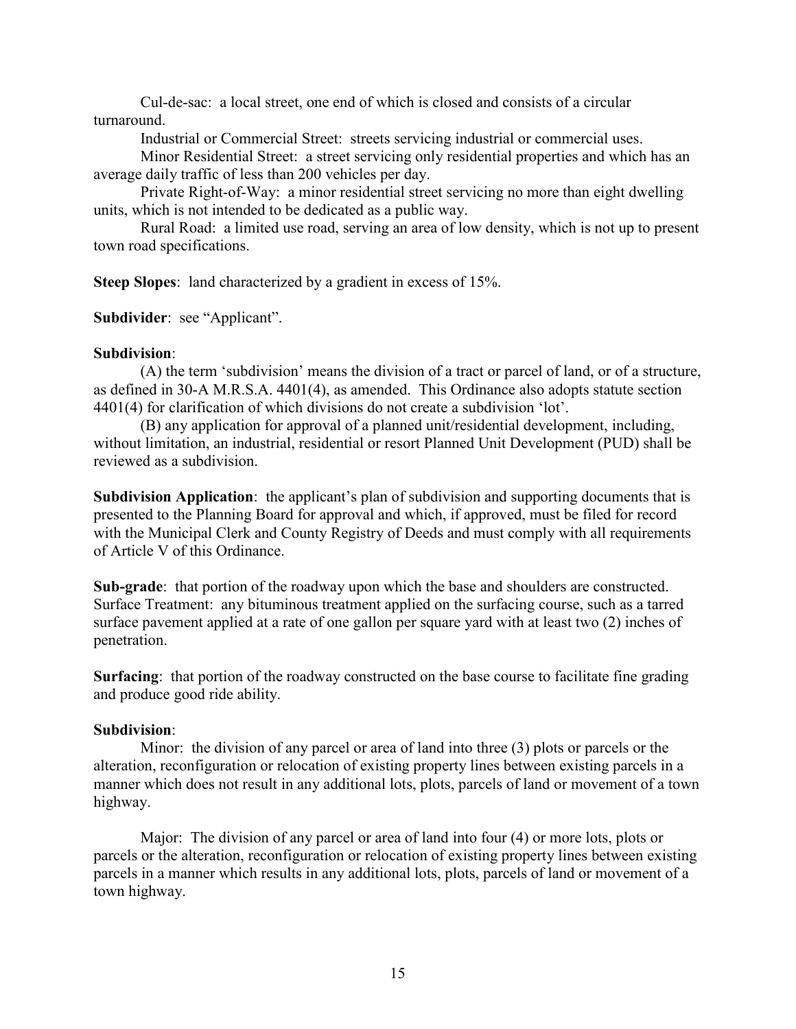Cul-de-sac: a local street, one end of which is closed and consists of a circular turnaround.

Industrial or Commercial Street: streets servicing industrial or commercial uses.

Minor Residential Street: a street servicing only residential properties and which has an average daily traffic of less than 200 vehicles per day.

Private Right-of-Way: a minor residential street servicing no more than eight dwelling units, which is not intended to be dedicated as a public way.

Rural Road: a limited use road, serving an area of low density, which is not up to present town road specifications.

**Steep Slopes**: land characterized by a gradient in excess of 15%.

**Subdivider**: see "Applicant".

**Subdivision**:

(A) the term 'subdivision' means the division of a tract or parcel of land, or of a structure, as defined in 30-A M.R.S.A. 4401(4), as amended. This Ordinance also adopts statute section 4401(4) for clarification of which divisions do not create a subdivision 'lot'.

(B) any application for approval of a planned unit/residential development, including, without limitation, an industrial, residential or resort Planned Unit Development (PUD) shall be reviewed as a subdivision.

**Subdivision Application**: the applicant's plan of subdivision and supporting documents that is presented to the Planning Board for approval and which, if approved, must be filed for record with the Municipal Clerk and County Registry of Deeds and must comply with all requirements of Article V of this Ordinance.

**Sub-grade**: that portion of the roadway upon which the base and shoulders are constructed.
Surface Treatment: any bituminous treatment applied on the surfacing course, such as a tarred surface pavement applied at a rate of one gallon per square yard with at least two (2) inches of penetration.

**Surfacing**: that portion of the roadway constructed on the base course to facilitate fine grading and produce good ride ability.

**Subdivision**:

Minor: the division of any parcel or area of land into three (3) plots or parcels or the alteration, reconfiguration or relocation of existing property lines between existing parcels in a manner which does not result in any additional lots, plots, parcels of land or movement of a town highway.

Major: The division of any parcel or area of land into four (4) or more lots, plots or parcels or the alteration, reconfiguration or relocation of existing property lines between existing parcels in a manner which results in any additional lots, plots, parcels of land or movement of a town highway.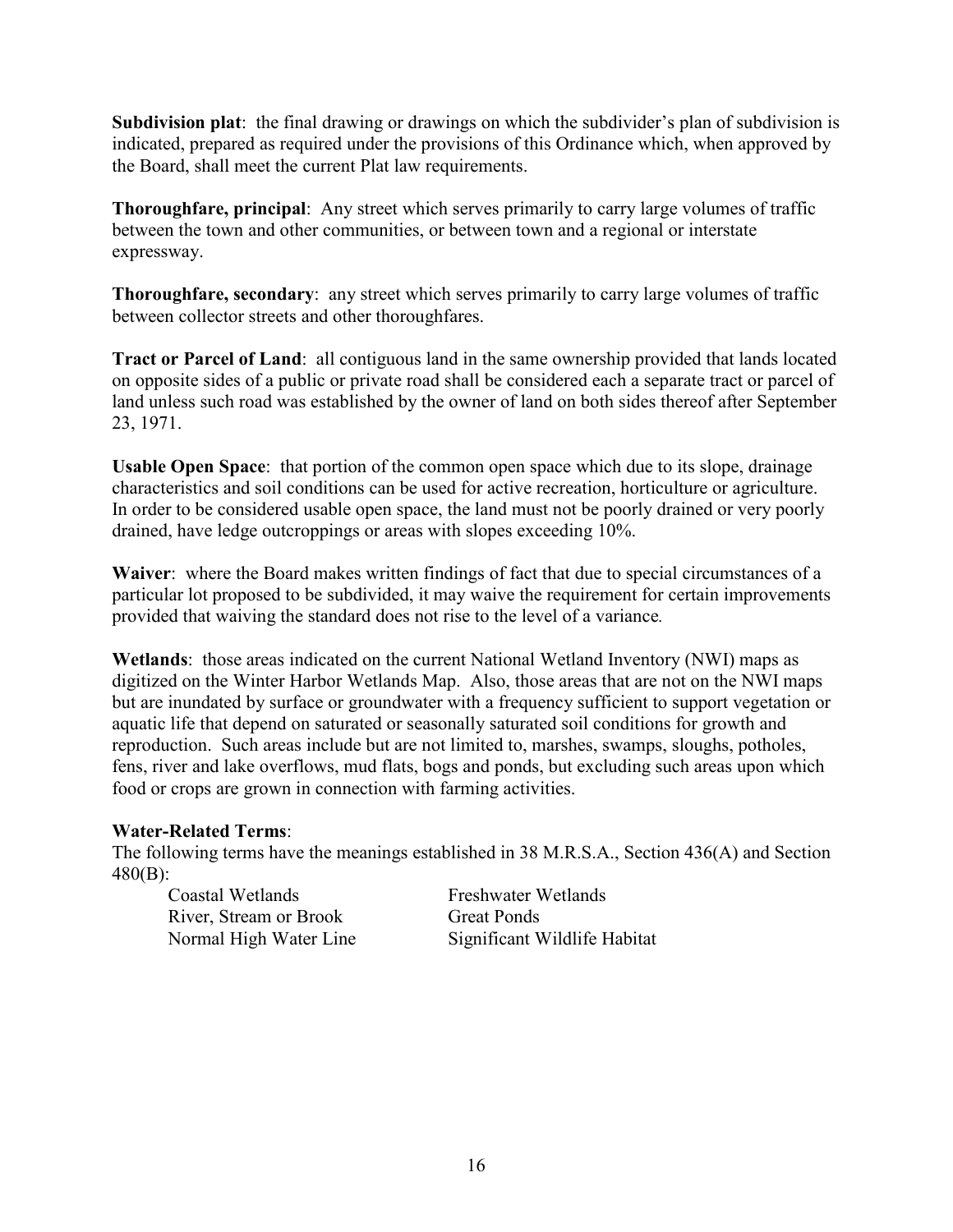**Subdivision plat**: the final drawing or drawings on which the subdivider's plan of subdivision is indicated, prepared as required under the provisions of this Ordinance which, when approved by the Board, shall meet the current Plat law requirements.

**Thoroughfare, principal**: Any street which serves primarily to carry large volumes of traffic between the town and other communities, or between town and a regional or interstate expressway.

**Thoroughfare, secondary**: any street which serves primarily to carry large volumes of traffic between collector streets and other thoroughfares.

**Tract or Parcel of Land**: all contiguous land in the same ownership provided that lands located on opposite sides of a public or private road shall be considered each a separate tract or parcel of land unless such road was established by the owner of land on both sides thereof after September 23, 1971.

**Usable Open Space**: that portion of the common open space which due to its slope, drainage characteristics and soil conditions can be used for active recreation, horticulture or agriculture. In order to be considered usable open space, the land must not be poorly drained or very poorly drained, have ledge outcroppings or areas with slopes exceeding 10%.

**Waiver**: where the Board makes written findings of fact that due to special circumstances of a particular lot proposed to be subdivided, it may waive the requirement for certain improvements provided that waiving the standard does not rise to the level of a variance*.*

**Wetlands**: those areas indicated on the current National Wetland Inventory (NWI) maps as digitized on the Winter Harbor Wetlands Map. Also, those areas that are not on the NWI maps but are inundated by surface or groundwater with a frequency sufficient to support vegetation or aquatic life that depend on saturated or seasonally saturated soil conditions for growth and reproduction. Such areas include but are not limited to, marshes, swamps, sloughs, potholes, fens, river and lake overflows, mud flats, bogs and ponds, but excluding such areas upon which food or crops are grown in connection with farming activities.

**Water-Related Terms**:

The following terms have the meanings established in 38 M.R.S.A., Section 436(A) and Section 480(B):

| | |
|---|---|
| Coastal Wetlands | Freshwater Wetlands |
| River, Stream or Brook | Great Ponds |
| Normal High Water Line | Significant Wildlife Habitat |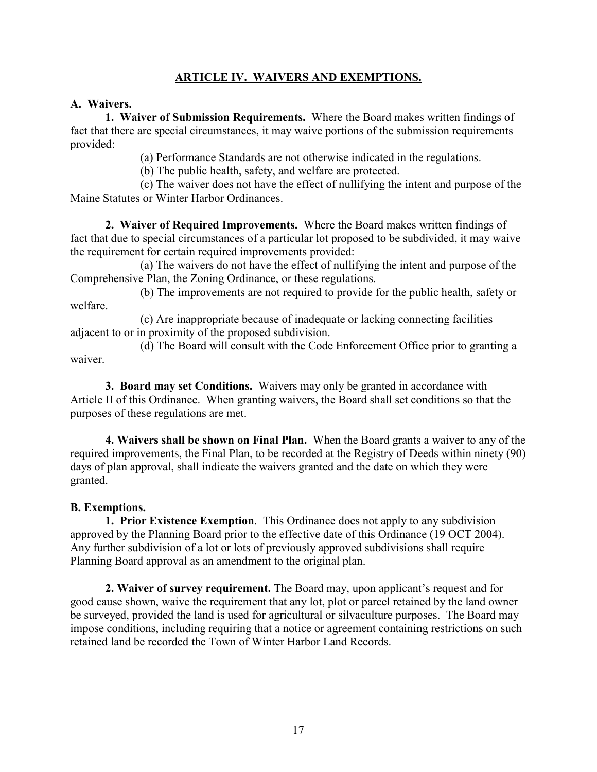## ARTICLE IV. WAIVERS AND EXEMPTIONS.

**A. Waivers.**

**1. Waiver of Submission Requirements.** Where the Board makes written findings of fact that there are special circumstances, it may waive portions of the submission requirements provided:

(a) Performance Standards are not otherwise indicated in the regulations.

(b) The public health, safety, and welfare are protected.

(c) The waiver does not have the effect of nullifying the intent and purpose of the Maine Statutes or Winter Harbor Ordinances.

**2. Waiver of Required Improvements.** Where the Board makes written findings of fact that due to special circumstances of a particular lot proposed to be subdivided, it may waive the requirement for certain required improvements provided:

(a) The waivers do not have the effect of nullifying the intent and purpose of the Comprehensive Plan, the Zoning Ordinance, or these regulations.

(b) The improvements are not required to provide for the public health, safety or welfare.

(c) Are inappropriate because of inadequate or lacking connecting facilities adjacent to or in proximity of the proposed subdivision.

(d) The Board will consult with the Code Enforcement Office prior to granting a waiver.

**3. Board may set Conditions.** Waivers may only be granted in accordance with Article II of this Ordinance. When granting waivers, the Board shall set conditions so that the purposes of these regulations are met.

**4. Waivers shall be shown on Final Plan.** When the Board grants a waiver to any of the required improvements, the Final Plan, to be recorded at the Registry of Deeds within ninety (90) days of plan approval, shall indicate the waivers granted and the date on which they were granted.

**B. Exemptions.**

**1. Prior Existence Exemption**. This Ordinance does not apply to any subdivision approved by the Planning Board prior to the effective date of this Ordinance (19 OCT 2004). Any further subdivision of a lot or lots of previously approved subdivisions shall require Planning Board approval as an amendment to the original plan.

**2. Waiver of survey requirement.** The Board may, upon applicant's request and for good cause shown, waive the requirement that any lot, plot or parcel retained by the land owner be surveyed, provided the land is used for agricultural or silvaculture purposes. The Board may impose conditions, including requiring that a notice or agreement containing restrictions on such retained land be recorded the Town of Winter Harbor Land Records.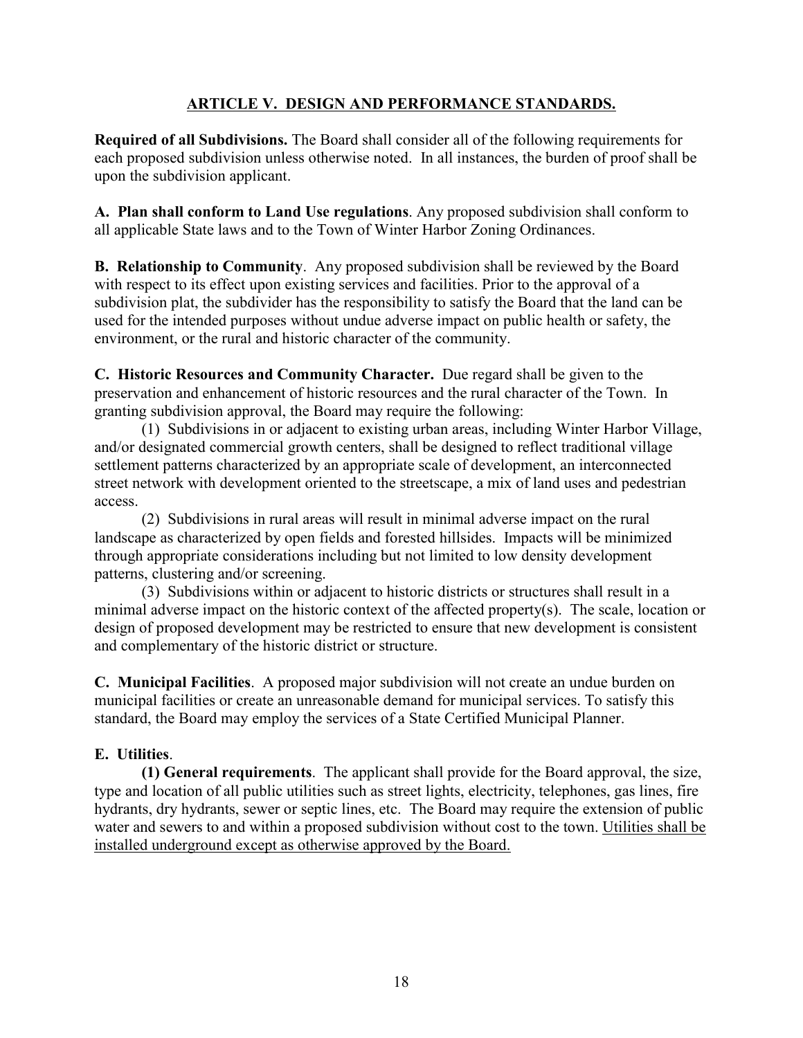## ARTICLE V. DESIGN AND PERFORMANCE STANDARDS.

**Required of all Subdivisions.** The Board shall consider all of the following requirements for each proposed subdivision unless otherwise noted. In all instances, the burden of proof shall be upon the subdivision applicant.

**A. Plan shall conform to Land Use regulations**. Any proposed subdivision shall conform to all applicable State laws and to the Town of Winter Harbor Zoning Ordinances.

**B. Relationship to Community**. Any proposed subdivision shall be reviewed by the Board with respect to its effect upon existing services and facilities. Prior to the approval of a subdivision plat, the subdivider has the responsibility to satisfy the Board that the land can be used for the intended purposes without undue adverse impact on public health or safety, the environment, or the rural and historic character of the community.

**C. Historic Resources and Community Character.** Due regard shall be given to the preservation and enhancement of historic resources and the rural character of the Town. In granting subdivision approval, the Board may require the following:

(1) Subdivisions in or adjacent to existing urban areas, including Winter Harbor Village, and/or designated commercial growth centers, shall be designed to reflect traditional village settlement patterns characterized by an appropriate scale of development, an interconnected street network with development oriented to the streetscape, a mix of land uses and pedestrian access.

(2) Subdivisions in rural areas will result in minimal adverse impact on the rural landscape as characterized by open fields and forested hillsides. Impacts will be minimized through appropriate considerations including but not limited to low density development patterns, clustering and/or screening.

(3) Subdivisions within or adjacent to historic districts or structures shall result in a minimal adverse impact on the historic context of the affected property(s). The scale, location or design of proposed development may be restricted to ensure that new development is consistent and complementary of the historic district or structure.

**C. Municipal Facilities**. A proposed major subdivision will not create an undue burden on municipal facilities or create an unreasonable demand for municipal services. To satisfy this standard, the Board may employ the services of a State Certified Municipal Planner.

**E. Utilities**.

**(1) General requirements**. The applicant shall provide for the Board approval, the size, type and location of all public utilities such as street lights, electricity, telephones, gas lines, fire hydrants, dry hydrants, sewer or septic lines, etc. The Board may require the extension of public water and sewers to and within a proposed subdivision without cost to the town. <u>Utilities shall be installed underground except as otherwise approved by the Board.</u>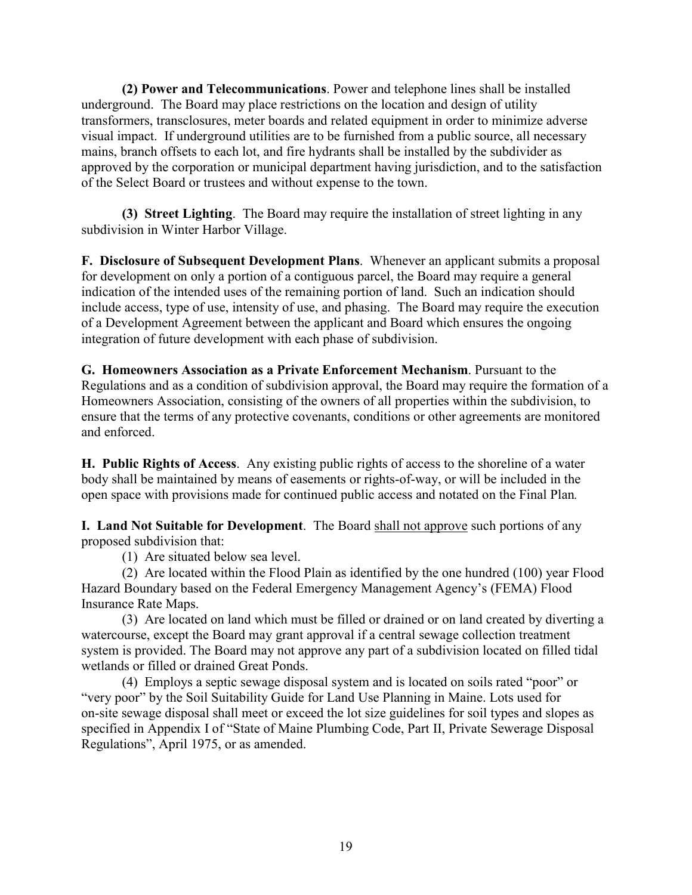**(2) Power and Telecommunications**. Power and telephone lines shall be installed underground. The Board may place restrictions on the location and design of utility transformers, transclosures, meter boards and related equipment in order to minimize adverse visual impact. If underground utilities are to be furnished from a public source, all necessary mains, branch offsets to each lot, and fire hydrants shall be installed by the subdivider as approved by the corporation or municipal department having jurisdiction, and to the satisfaction of the Select Board or trustees and without expense to the town.

**(3) Street Lighting**. The Board may require the installation of street lighting in any subdivision in Winter Harbor Village.

**F. Disclosure of Subsequent Development Plans**. Whenever an applicant submits a proposal for development on only a portion of a contiguous parcel, the Board may require a general indication of the intended uses of the remaining portion of land. Such an indication should include access, type of use, intensity of use, and phasing. The Board may require the execution of a Development Agreement between the applicant and Board which ensures the ongoing integration of future development with each phase of subdivision.

**G. Homeowners Association as a Private Enforcement Mechanism**. Pursuant to the Regulations and as a condition of subdivision approval, the Board may require the formation of a Homeowners Association, consisting of the owners of all properties within the subdivision, to ensure that the terms of any protective covenants, conditions or other agreements are monitored and enforced.

**H. Public Rights of Access**. Any existing public rights of access to the shoreline of a water body shall be maintained by means of easements or rights-of-way, or will be included in the open space with provisions made for continued public access and notated on the Final Plan.

**I. Land Not Suitable for Development**. The Board <u>shall not approve</u> such portions of any proposed subdivision that:

(1) Are situated below sea level.

(2) Are located within the Flood Plain as identified by the one hundred (100) year Flood Hazard Boundary based on the Federal Emergency Management Agency's (FEMA) Flood Insurance Rate Maps.

(3) Are located on land which must be filled or drained or on land created by diverting a watercourse, except the Board may grant approval if a central sewage collection treatment system is provided. The Board may not approve any part of a subdivision located on filled tidal wetlands or filled or drained Great Ponds.

(4) Employs a septic sewage disposal system and is located on soils rated "poor" or "very poor" by the Soil Suitability Guide for Land Use Planning in Maine. Lots used for on-site sewage disposal shall meet or exceed the lot size guidelines for soil types and slopes as specified in Appendix I of "State of Maine Plumbing Code, Part II, Private Sewerage Disposal Regulations", April 1975, or as amended.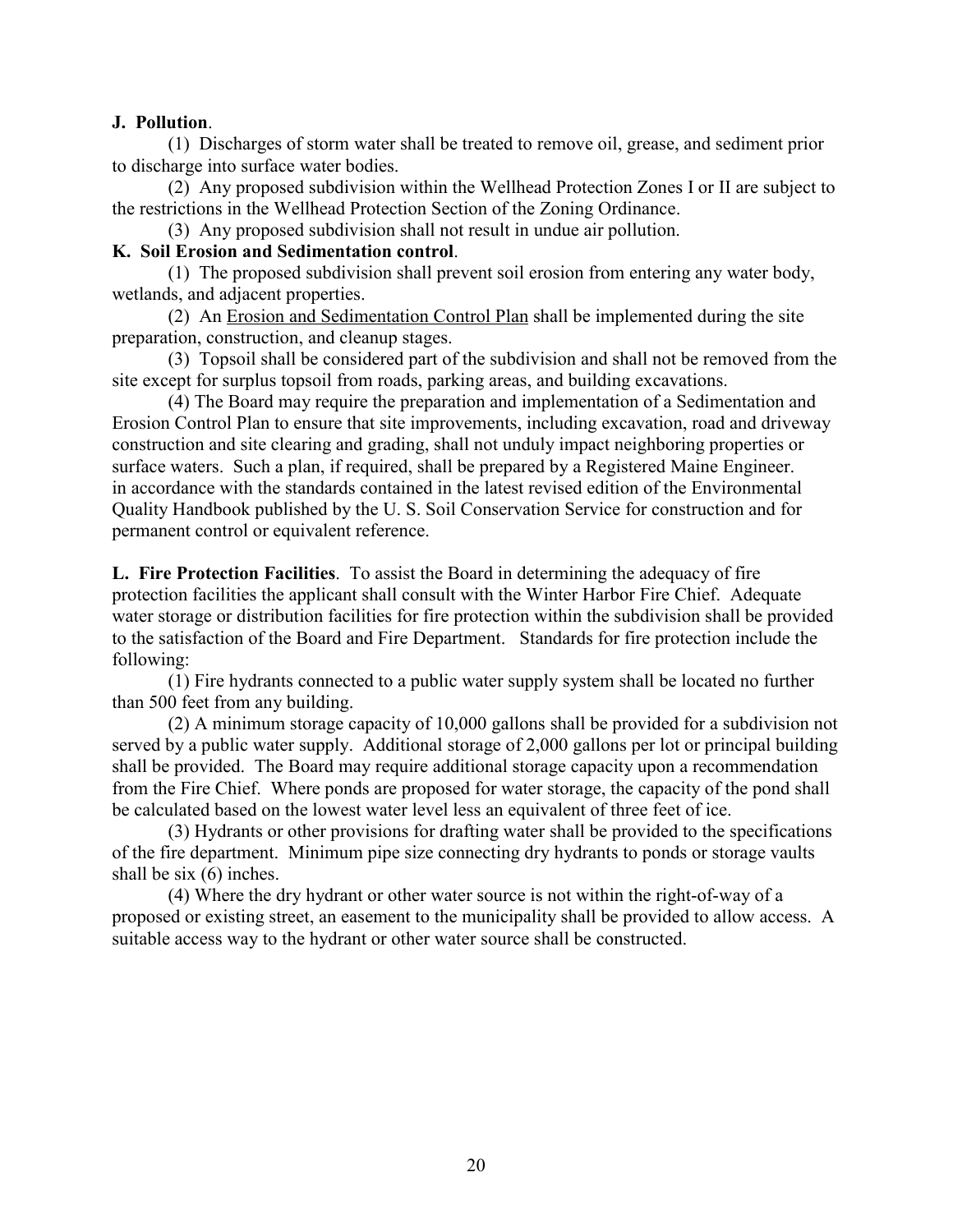**J. Pollution**.

(1) Discharges of storm water shall be treated to remove oil, grease, and sediment prior to discharge into surface water bodies.

(2) Any proposed subdivision within the Wellhead Protection Zones I or II are subject to the restrictions in the Wellhead Protection Section of the Zoning Ordinance.

(3) Any proposed subdivision shall not result in undue air pollution.

**K. Soil Erosion and Sedimentation control**.

(1) The proposed subdivision shall prevent soil erosion from entering any water body, wetlands, and adjacent properties.

(2) An <u>Erosion and Sedimentation Control Plan</u> shall be implemented during the site preparation, construction, and cleanup stages.

(3) Topsoil shall be considered part of the subdivision and shall not be removed from the site except for surplus topsoil from roads, parking areas, and building excavations.

(4) The Board may require the preparation and implementation of a Sedimentation and Erosion Control Plan to ensure that site improvements, including excavation, road and driveway construction and site clearing and grading, shall not unduly impact neighboring properties or surface waters. Such a plan, if required, shall be prepared by a Registered Maine Engineer. in accordance with the standards contained in the latest revised edition of the Environmental Quality Handbook published by the U. S. Soil Conservation Service for construction and for permanent control or equivalent reference.

**L. Fire Protection Facilities**. To assist the Board in determining the adequacy of fire protection facilities the applicant shall consult with the Winter Harbor Fire Chief. Adequate water storage or distribution facilities for fire protection within the subdivision shall be provided to the satisfaction of the Board and Fire Department. Standards for fire protection include the following:

(1) Fire hydrants connected to a public water supply system shall be located no further than 500 feet from any building.

(2) A minimum storage capacity of 10,000 gallons shall be provided for a subdivision not served by a public water supply. Additional storage of 2,000 gallons per lot or principal building shall be provided. The Board may require additional storage capacity upon a recommendation from the Fire Chief. Where ponds are proposed for water storage, the capacity of the pond shall be calculated based on the lowest water level less an equivalent of three feet of ice.

(3) Hydrants or other provisions for drafting water shall be provided to the specifications of the fire department. Minimum pipe size connecting dry hydrants to ponds or storage vaults shall be six (6) inches.

(4) Where the dry hydrant or other water source is not within the right-of-way of a proposed or existing street, an easement to the municipality shall be provided to allow access. A suitable access way to the hydrant or other water source shall be constructed.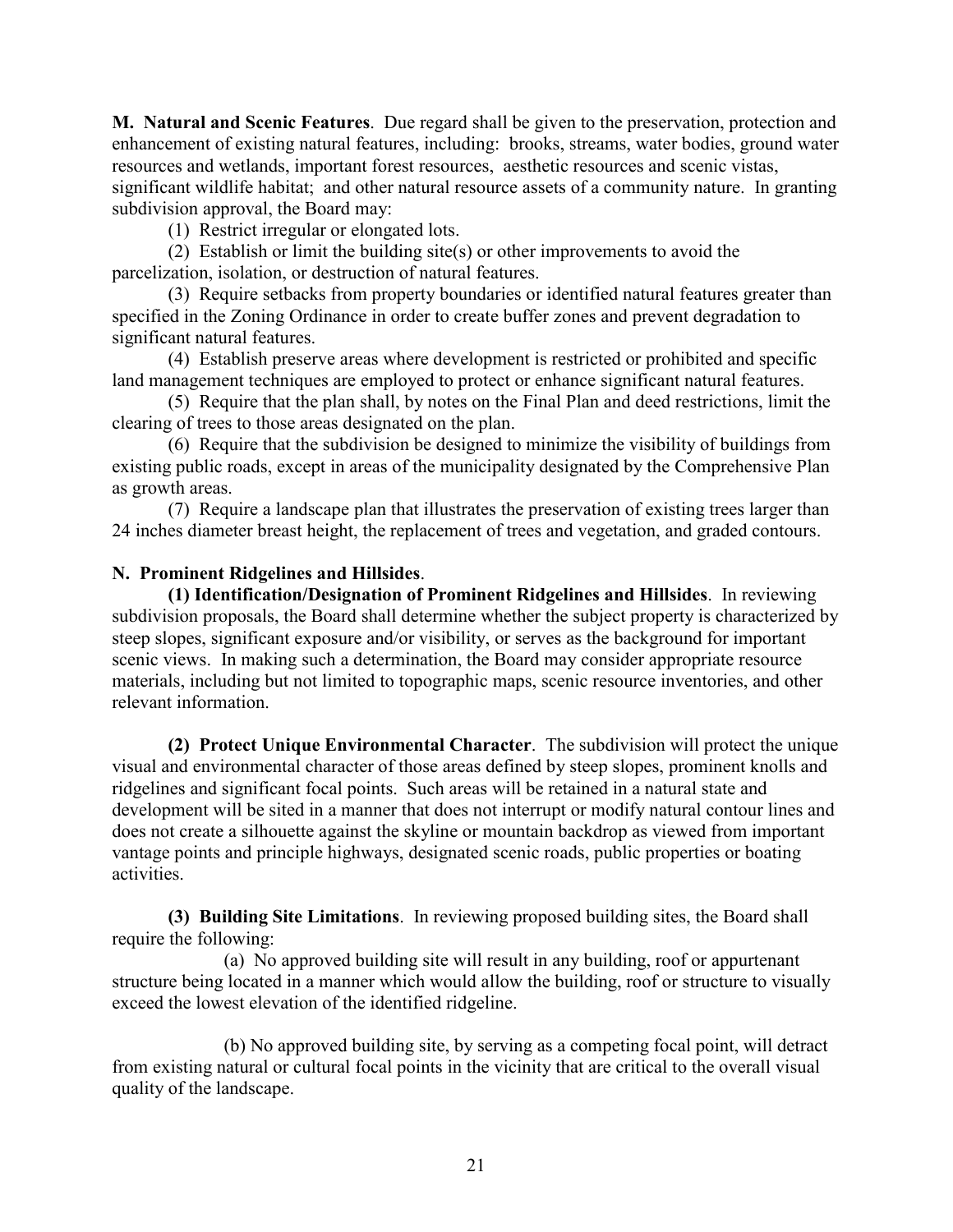**M. Natural and Scenic Features**. Due regard shall be given to the preservation, protection and enhancement of existing natural features, including: brooks, streams, water bodies, ground water resources and wetlands, important forest resources, aesthetic resources and scenic vistas, significant wildlife habitat; and other natural resource assets of a community nature. In granting subdivision approval, the Board may:

(1) Restrict irregular or elongated lots.

(2) Establish or limit the building site(s) or other improvements to avoid the parcelization, isolation, or destruction of natural features.

(3) Require setbacks from property boundaries or identified natural features greater than specified in the Zoning Ordinance in order to create buffer zones and prevent degradation to significant natural features.

(4) Establish preserve areas where development is restricted or prohibited and specific land management techniques are employed to protect or enhance significant natural features.

(5) Require that the plan shall, by notes on the Final Plan and deed restrictions, limit the clearing of trees to those areas designated on the plan.

(6) Require that the subdivision be designed to minimize the visibility of buildings from existing public roads, except in areas of the municipality designated by the Comprehensive Plan as growth areas.

(7) Require a landscape plan that illustrates the preservation of existing trees larger than 24 inches diameter breast height, the replacement of trees and vegetation, and graded contours.

**N. Prominent Ridgelines and Hillsides**.

**(1) Identification/Designation of Prominent Ridgelines and Hillsides**. In reviewing subdivision proposals, the Board shall determine whether the subject property is characterized by steep slopes, significant exposure and/or visibility, or serves as the background for important scenic views. In making such a determination, the Board may consider appropriate resource materials, including but not limited to topographic maps, scenic resource inventories, and other relevant information.

**(2) Protect Unique Environmental Character**. The subdivision will protect the unique visual and environmental character of those areas defined by steep slopes, prominent knolls and ridgelines and significant focal points. Such areas will be retained in a natural state and development will be sited in a manner that does not interrupt or modify natural contour lines and does not create a silhouette against the skyline or mountain backdrop as viewed from important vantage points and principle highways, designated scenic roads, public properties or boating activities.

**(3) Building Site Limitations**. In reviewing proposed building sites, the Board shall require the following:

(a) No approved building site will result in any building, roof or appurtenant structure being located in a manner which would allow the building, roof or structure to visually exceed the lowest elevation of the identified ridgeline.

(b) No approved building site, by serving as a competing focal point, will detract from existing natural or cultural focal points in the vicinity that are critical to the overall visual quality of the landscape.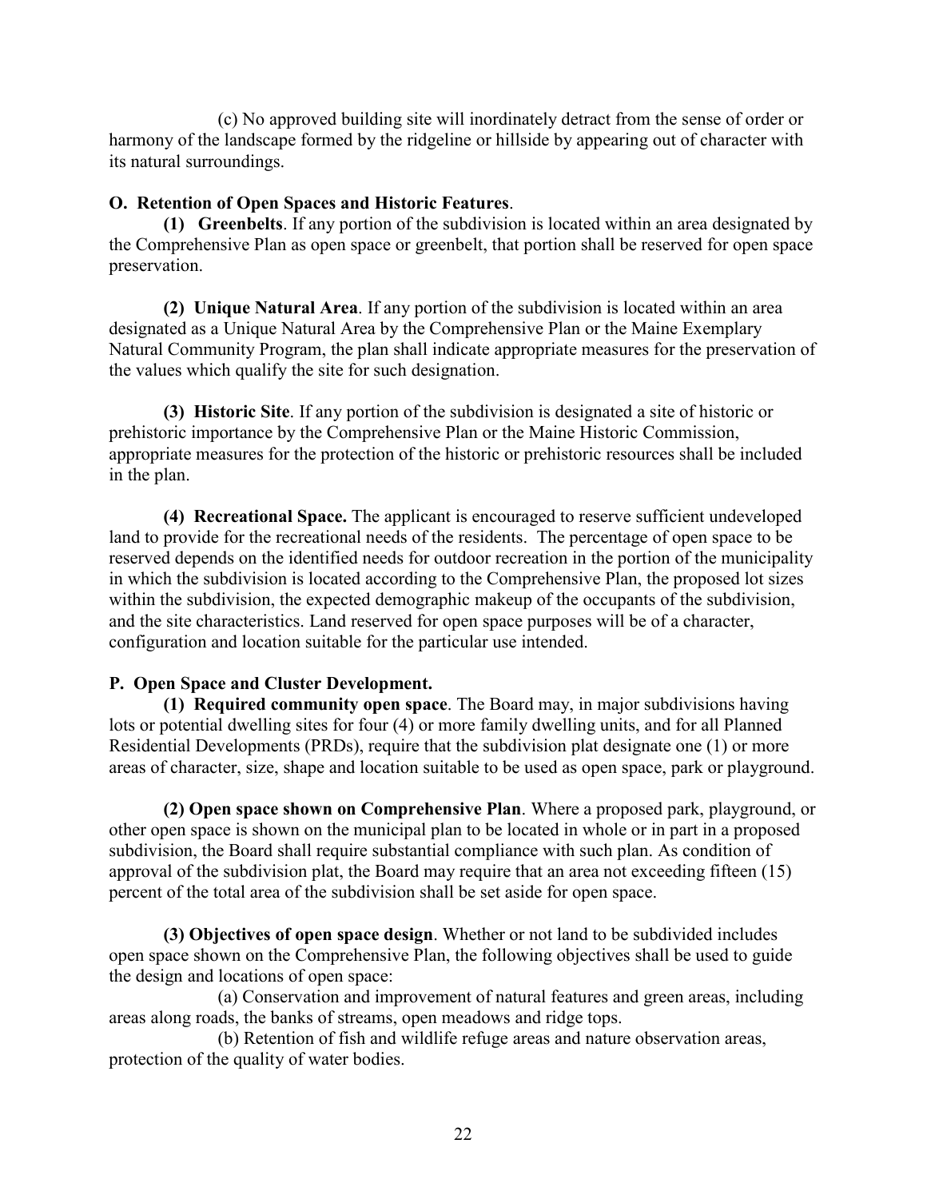(c) No approved building site will inordinately detract from the sense of order or harmony of the landscape formed by the ridgeline or hillside by appearing out of character with its natural surroundings.

**O. Retention of Open Spaces and Historic Features**.

**(1) Greenbelts**. If any portion of the subdivision is located within an area designated by the Comprehensive Plan as open space or greenbelt, that portion shall be reserved for open space preservation.

**(2) Unique Natural Area**. If any portion of the subdivision is located within an area designated as a Unique Natural Area by the Comprehensive Plan or the Maine Exemplary Natural Community Program, the plan shall indicate appropriate measures for the preservation of the values which qualify the site for such designation.

**(3) Historic Site**. If any portion of the subdivision is designated a site of historic or prehistoric importance by the Comprehensive Plan or the Maine Historic Commission, appropriate measures for the protection of the historic or prehistoric resources shall be included in the plan.

**(4) Recreational Space.** The applicant is encouraged to reserve sufficient undeveloped land to provide for the recreational needs of the residents. The percentage of open space to be reserved depends on the identified needs for outdoor recreation in the portion of the municipality in which the subdivision is located according to the Comprehensive Plan, the proposed lot sizes within the subdivision, the expected demographic makeup of the occupants of the subdivision, and the site characteristics. Land reserved for open space purposes will be of a character, configuration and location suitable for the particular use intended.

**P. Open Space and Cluster Development.**

**(1) Required community open space**. The Board may, in major subdivisions having lots or potential dwelling sites for four (4) or more family dwelling units, and for all Planned Residential Developments (PRDs), require that the subdivision plat designate one (1) or more areas of character, size, shape and location suitable to be used as open space, park or playground.

**(2) Open space shown on Comprehensive Plan**. Where a proposed park, playground, or other open space is shown on the municipal plan to be located in whole or in part in a proposed subdivision, the Board shall require substantial compliance with such plan. As condition of approval of the subdivision plat, the Board may require that an area not exceeding fifteen (15) percent of the total area of the subdivision shall be set aside for open space.

**(3) Objectives of open space design**. Whether or not land to be subdivided includes open space shown on the Comprehensive Plan, the following objectives shall be used to guide the design and locations of open space:

(a) Conservation and improvement of natural features and green areas, including areas along roads, the banks of streams, open meadows and ridge tops.

(b) Retention of fish and wildlife refuge areas and nature observation areas, protection of the quality of water bodies.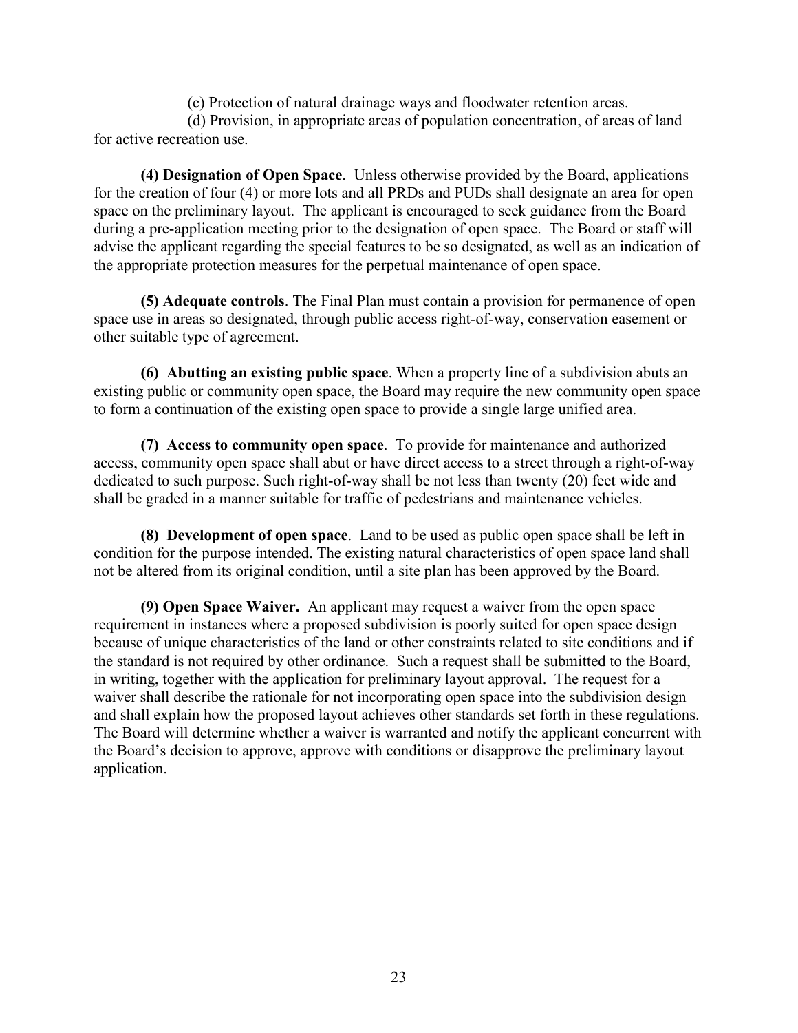(c) Protection of natural drainage ways and floodwater retention areas.

(d) Provision, in appropriate areas of population concentration, of areas of land for active recreation use.

**(4) Designation of Open Space**. Unless otherwise provided by the Board, applications for the creation of four (4) or more lots and all PRDs and PUDs shall designate an area for open space on the preliminary layout. The applicant is encouraged to seek guidance from the Board during a pre-application meeting prior to the designation of open space. The Board or staff will advise the applicant regarding the special features to be so designated, as well as an indication of the appropriate protection measures for the perpetual maintenance of open space.

**(5) Adequate controls**. The Final Plan must contain a provision for permanence of open space use in areas so designated, through public access right-of-way, conservation easement or other suitable type of agreement.

**(6) Abutting an existing public space**. When a property line of a subdivision abuts an existing public or community open space, the Board may require the new community open space to form a continuation of the existing open space to provide a single large unified area.

**(7) Access to community open space**. To provide for maintenance and authorized access, community open space shall abut or have direct access to a street through a right-of-way dedicated to such purpose. Such right-of-way shall be not less than twenty (20) feet wide and shall be graded in a manner suitable for traffic of pedestrians and maintenance vehicles.

**(8) Development of open space**. Land to be used as public open space shall be left in condition for the purpose intended. The existing natural characteristics of open space land shall not be altered from its original condition, until a site plan has been approved by the Board.

**(9) Open Space Waiver.** An applicant may request a waiver from the open space requirement in instances where a proposed subdivision is poorly suited for open space design because of unique characteristics of the land or other constraints related to site conditions and if the standard is not required by other ordinance. Such a request shall be submitted to the Board, in writing, together with the application for preliminary layout approval. The request for a waiver shall describe the rationale for not incorporating open space into the subdivision design and shall explain how the proposed layout achieves other standards set forth in these regulations. The Board will determine whether a waiver is warranted and notify the applicant concurrent with the Board's decision to approve, approve with conditions or disapprove the preliminary layout application.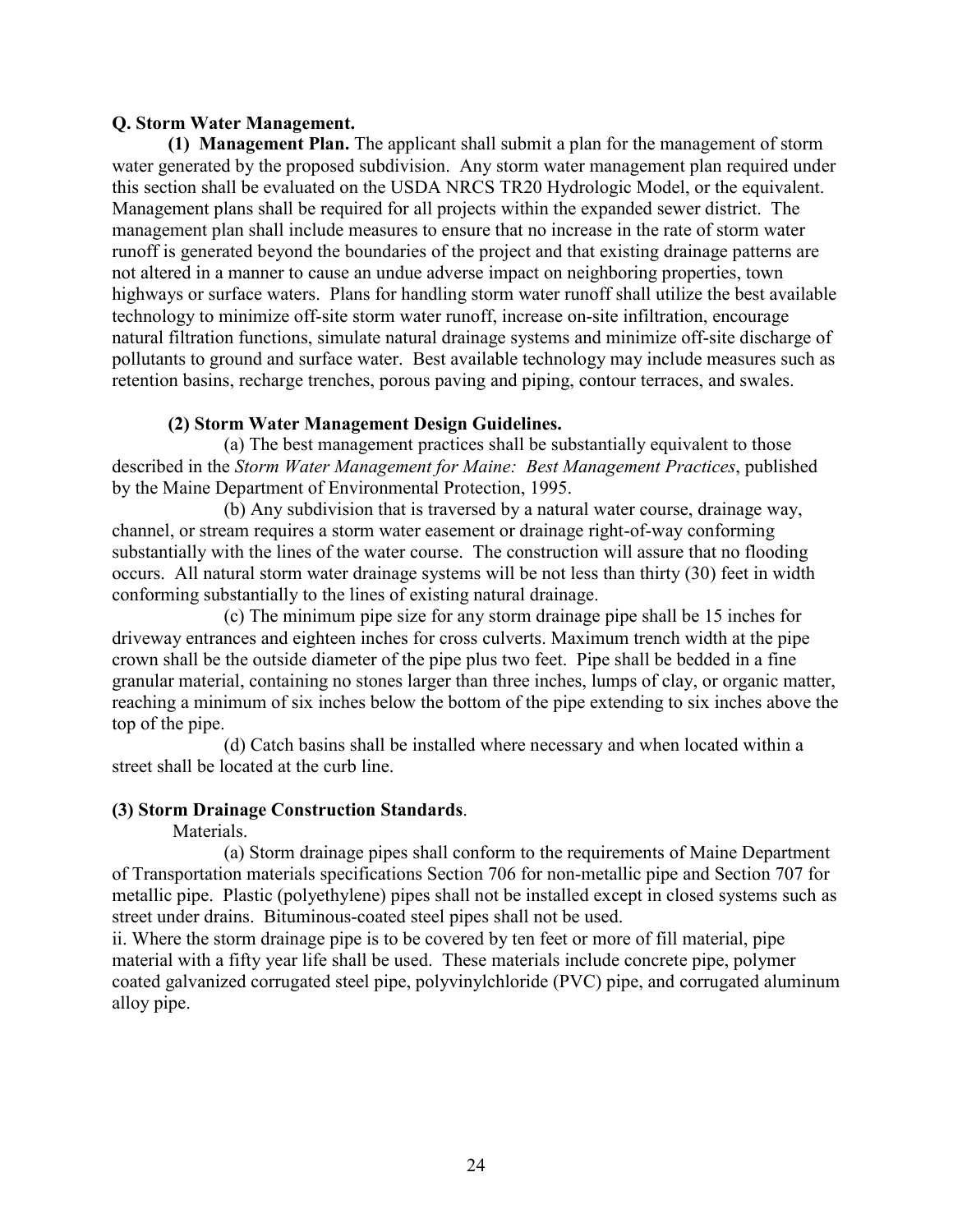**Q. Storm Water Management.**

**(1) Management Plan.** The applicant shall submit a plan for the management of storm water generated by the proposed subdivision. Any storm water management plan required under this section shall be evaluated on the USDA NRCS TR20 Hydrologic Model, or the equivalent. Management plans shall be required for all projects within the expanded sewer district. The management plan shall include measures to ensure that no increase in the rate of storm water runoff is generated beyond the boundaries of the project and that existing drainage patterns are not altered in a manner to cause an undue adverse impact on neighboring properties, town highways or surface waters. Plans for handling storm water runoff shall utilize the best available technology to minimize off-site storm water runoff, increase on-site infiltration, encourage natural filtration functions, simulate natural drainage systems and minimize off-site discharge of pollutants to ground and surface water. Best available technology may include measures such as retention basins, recharge trenches, porous paving and piping, contour terraces, and swales.

**(2) Storm Water Management Design Guidelines.**

(a) The best management practices shall be substantially equivalent to those described in the *Storm Water Management for Maine: Best Management Practices*, published by the Maine Department of Environmental Protection, 1995.

(b) Any subdivision that is traversed by a natural water course, drainage way, channel, or stream requires a storm water easement or drainage right-of-way conforming substantially with the lines of the water course. The construction will assure that no flooding occurs. All natural storm water drainage systems will be not less than thirty (30) feet in width conforming substantially to the lines of existing natural drainage.

(c) The minimum pipe size for any storm drainage pipe shall be 15 inches for driveway entrances and eighteen inches for cross culverts. Maximum trench width at the pipe crown shall be the outside diameter of the pipe plus two feet. Pipe shall be bedded in a fine granular material, containing no stones larger than three inches, lumps of clay, or organic matter, reaching a minimum of six inches below the bottom of the pipe extending to six inches above the top of the pipe.

(d) Catch basins shall be installed where necessary and when located within a street shall be located at the curb line.

**(3) Storm Drainage Construction Standards**.

Materials.

(a) Storm drainage pipes shall conform to the requirements of Maine Department of Transportation materials specifications Section 706 for non-metallic pipe and Section 707 for metallic pipe. Plastic (polyethylene) pipes shall not be installed except in closed systems such as street under drains. Bituminous-coated steel pipes shall not be used.

ii. Where the storm drainage pipe is to be covered by ten feet or more of fill material, pipe material with a fifty year life shall be used. These materials include concrete pipe, polymer coated galvanized corrugated steel pipe, polyvinylchloride (PVC) pipe, and corrugated aluminum alloy pipe.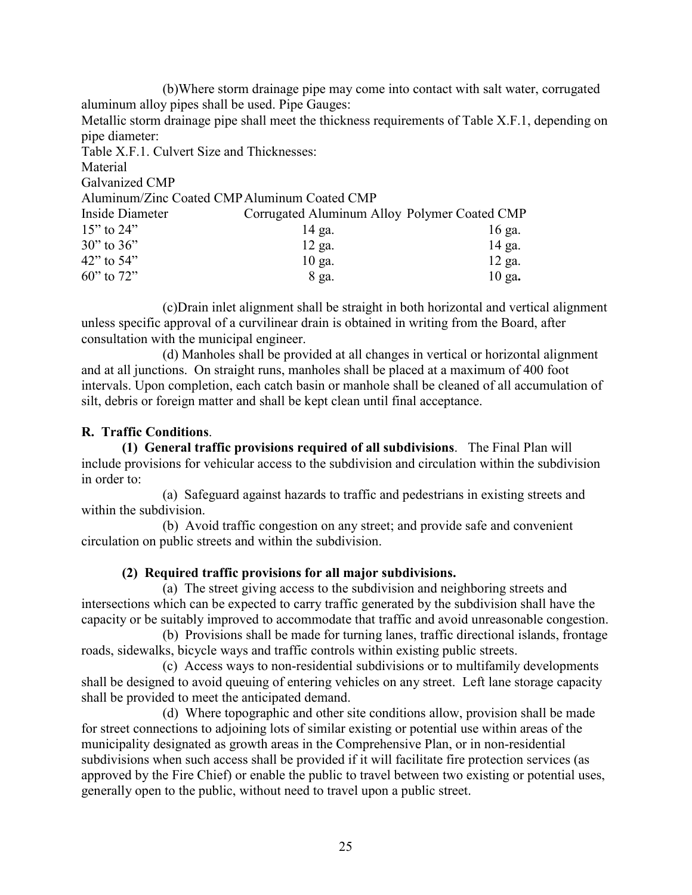(b)Where storm drainage pipe may come into contact with salt water, corrugated aluminum alloy pipes shall be used. Pipe Gauges:

Metallic storm drainage pipe shall meet the thickness requirements of Table X.F.1, depending on pipe diameter:

Table X.F.1. Culvert Size and Thicknesses:

| Material<br>Inside Diameter | Galvanized CMP<br>Aluminum/Zinc Coated CMP Aluminum Coated CMP<br>Corrugated Aluminum Alloy | Polymer Coated CMP |
|---|---|---|
| 15" to 24" | 14 ga. | 16 ga. |
| 30" to 36" | 12 ga. | 14 ga. |
| 42" to 54" | 10 ga. | 12 ga. |
| 60" to 72" | 8 ga. | 10 ga. |

(c)Drain inlet alignment shall be straight in both horizontal and vertical alignment unless specific approval of a curvilinear drain is obtained in writing from the Board, after consultation with the municipal engineer.

(d) Manholes shall be provided at all changes in vertical or horizontal alignment and at all junctions. On straight runs, manholes shall be placed at a maximum of 400 foot intervals. Upon completion, each catch basin or manhole shall be cleaned of all accumulation of silt, debris or foreign matter and shall be kept clean until final acceptance.

**R. Traffic Conditions**.

**(1) General traffic provisions required of all subdivisions**. The Final Plan will include provisions for vehicular access to the subdivision and circulation within the subdivision in order to:

(a) Safeguard against hazards to traffic and pedestrians in existing streets and within the subdivision.

(b) Avoid traffic congestion on any street; and provide safe and convenient circulation on public streets and within the subdivision.

**(2) Required traffic provisions for all major subdivisions.**

(a) The street giving access to the subdivision and neighboring streets and intersections which can be expected to carry traffic generated by the subdivision shall have the capacity or be suitably improved to accommodate that traffic and avoid unreasonable congestion.

(b) Provisions shall be made for turning lanes, traffic directional islands, frontage roads, sidewalks, bicycle ways and traffic controls within existing public streets.

(c) Access ways to non-residential subdivisions or to multifamily developments shall be designed to avoid queuing of entering vehicles on any street. Left lane storage capacity shall be provided to meet the anticipated demand.

(d) Where topographic and other site conditions allow, provision shall be made for street connections to adjoining lots of similar existing or potential use within areas of the municipality designated as growth areas in the Comprehensive Plan, or in non-residential subdivisions when such access shall be provided if it will facilitate fire protection services (as approved by the Fire Chief) or enable the public to travel between two existing or potential uses, generally open to the public, without need to travel upon a public street.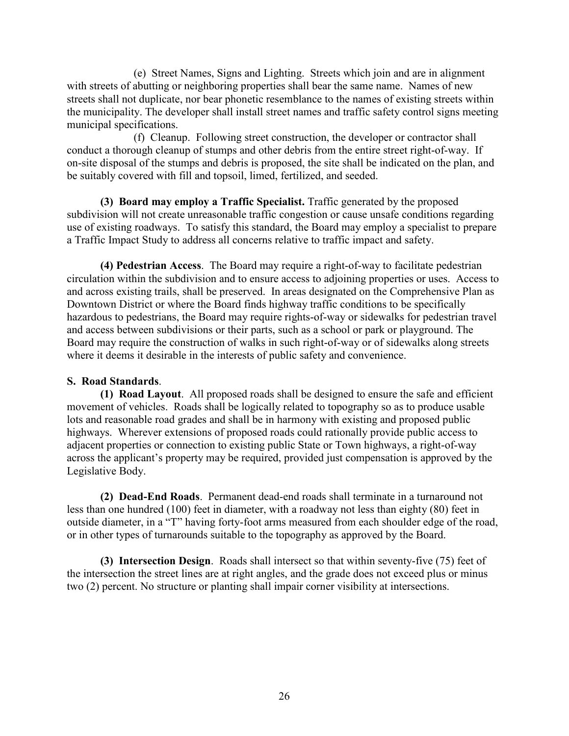(e) Street Names, Signs and Lighting. Streets which join and are in alignment with streets of abutting or neighboring properties shall bear the same name. Names of new streets shall not duplicate, nor bear phonetic resemblance to the names of existing streets within the municipality. The developer shall install street names and traffic safety control signs meeting municipal specifications.

(f) Cleanup. Following street construction, the developer or contractor shall conduct a thorough cleanup of stumps and other debris from the entire street right-of-way. If on-site disposal of the stumps and debris is proposed, the site shall be indicated on the plan, and be suitably covered with fill and topsoil, limed, fertilized, and seeded.

**(3) Board may employ a Traffic Specialist.** Traffic generated by the proposed subdivision will not create unreasonable traffic congestion or cause unsafe conditions regarding use of existing roadways. To satisfy this standard, the Board may employ a specialist to prepare a Traffic Impact Study to address all concerns relative to traffic impact and safety.

**(4) Pedestrian Access**. The Board may require a right-of-way to facilitate pedestrian circulation within the subdivision and to ensure access to adjoining properties or uses. Access to and across existing trails, shall be preserved. In areas designated on the Comprehensive Plan as Downtown District or where the Board finds highway traffic conditions to be specifically hazardous to pedestrians, the Board may require rights-of-way or sidewalks for pedestrian travel and access between subdivisions or their parts, such as a school or park or playground. The Board may require the construction of walks in such right-of-way or of sidewalks along streets where it deems it desirable in the interests of public safety and convenience.

**S. Road Standards**.

**(1) Road Layout**. All proposed roads shall be designed to ensure the safe and efficient movement of vehicles. Roads shall be logically related to topography so as to produce usable lots and reasonable road grades and shall be in harmony with existing and proposed public highways. Wherever extensions of proposed roads could rationally provide public access to adjacent properties or connection to existing public State or Town highways, a right-of-way across the applicant's property may be required, provided just compensation is approved by the Legislative Body.

**(2) Dead-End Roads**. Permanent dead-end roads shall terminate in a turnaround not less than one hundred (100) feet in diameter, with a roadway not less than eighty (80) feet in outside diameter, in a "T" having forty-foot arms measured from each shoulder edge of the road, or in other types of turnarounds suitable to the topography as approved by the Board.

**(3) Intersection Design**. Roads shall intersect so that within seventy-five (75) feet of the intersection the street lines are at right angles, and the grade does not exceed plus or minus two (2) percent. No structure or planting shall impair corner visibility at intersections.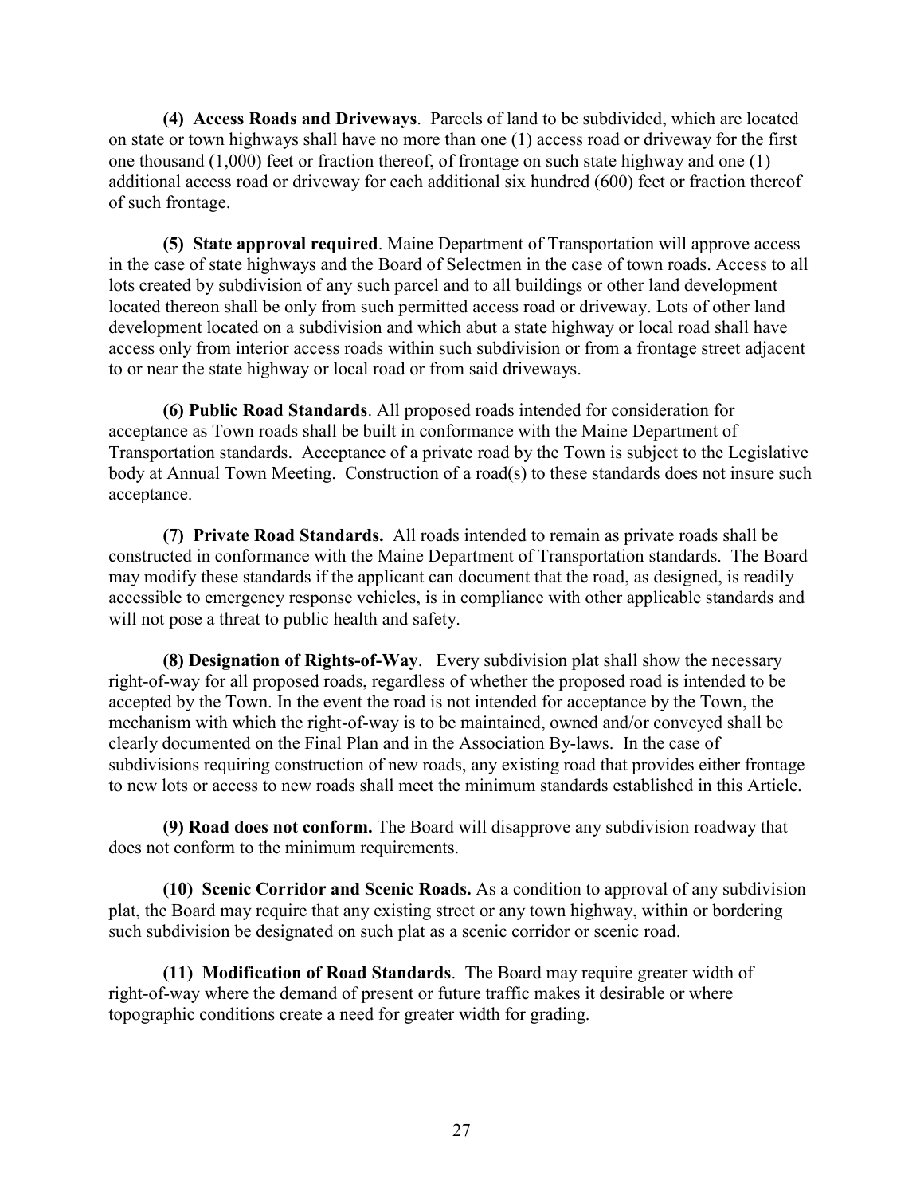**(4) Access Roads and Driveways**. Parcels of land to be subdivided, which are located on state or town highways shall have no more than one (1) access road or driveway for the first one thousand (1,000) feet or fraction thereof, of frontage on such state highway and one (1) additional access road or driveway for each additional six hundred (600) feet or fraction thereof of such frontage.

**(5) State approval required**. Maine Department of Transportation will approve access in the case of state highways and the Board of Selectmen in the case of town roads. Access to all lots created by subdivision of any such parcel and to all buildings or other land development located thereon shall be only from such permitted access road or driveway. Lots of other land development located on a subdivision and which abut a state highway or local road shall have access only from interior access roads within such subdivision or from a frontage street adjacent to or near the state highway or local road or from said driveways.

**(6) Public Road Standards**. All proposed roads intended for consideration for acceptance as Town roads shall be built in conformance with the Maine Department of Transportation standards. Acceptance of a private road by the Town is subject to the Legislative body at Annual Town Meeting. Construction of a road(s) to these standards does not insure such acceptance.

**(7) Private Road Standards.** All roads intended to remain as private roads shall be constructed in conformance with the Maine Department of Transportation standards. The Board may modify these standards if the applicant can document that the road, as designed, is readily accessible to emergency response vehicles, is in compliance with other applicable standards and will not pose a threat to public health and safety.

**(8) Designation of Rights-of-Way**. Every subdivision plat shall show the necessary right-of-way for all proposed roads, regardless of whether the proposed road is intended to be accepted by the Town. In the event the road is not intended for acceptance by the Town, the mechanism with which the right-of-way is to be maintained, owned and/or conveyed shall be clearly documented on the Final Plan and in the Association By-laws. In the case of subdivisions requiring construction of new roads, any existing road that provides either frontage to new lots or access to new roads shall meet the minimum standards established in this Article.

**(9) Road does not conform.** The Board will disapprove any subdivision roadway that does not conform to the minimum requirements.

**(10) Scenic Corridor and Scenic Roads.** As a condition to approval of any subdivision plat, the Board may require that any existing street or any town highway, within or bordering such subdivision be designated on such plat as a scenic corridor or scenic road.

**(11) Modification of Road Standards**. The Board may require greater width of right-of-way where the demand of present or future traffic makes it desirable or where topographic conditions create a need for greater width for grading.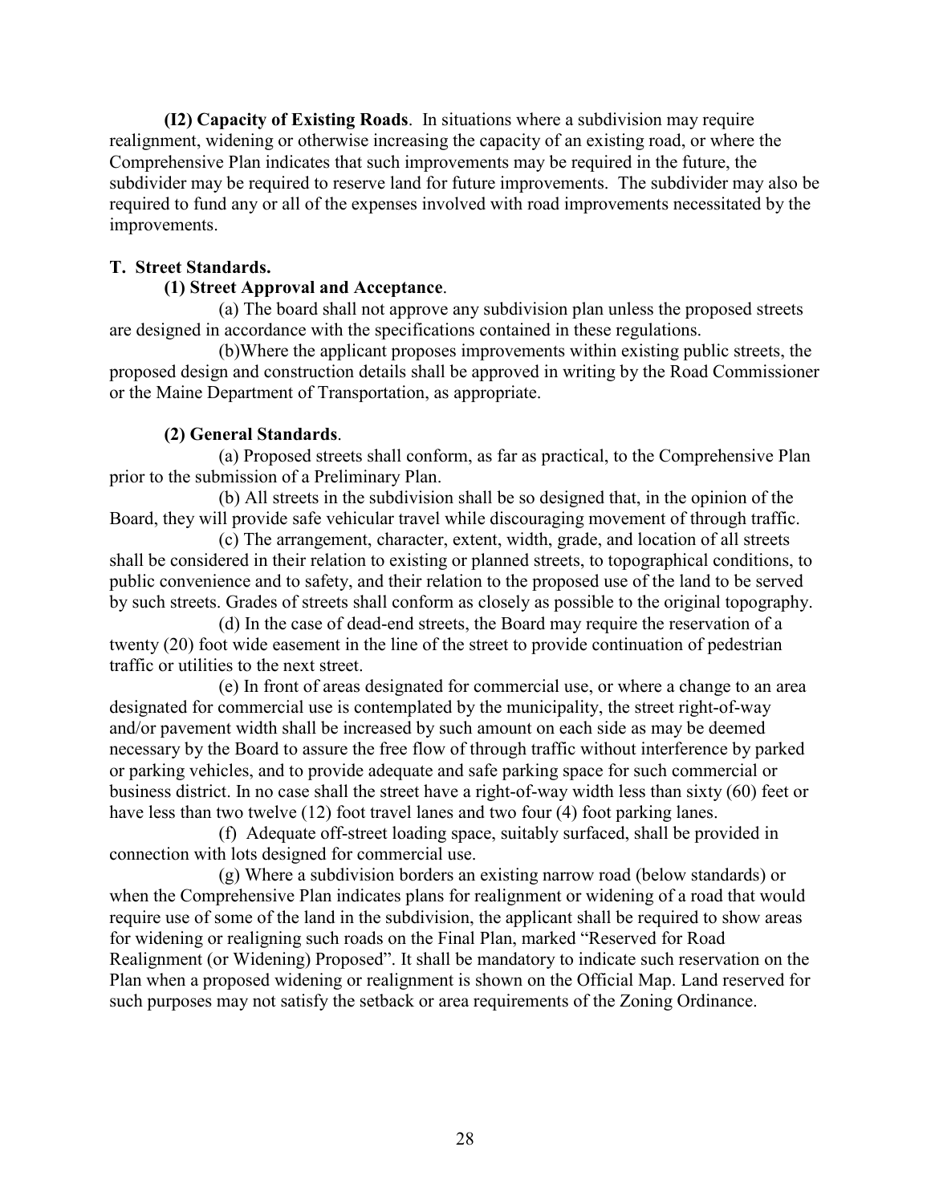**(I2) Capacity of Existing Roads**. In situations where a subdivision may require realignment, widening or otherwise increasing the capacity of an existing road, or where the Comprehensive Plan indicates that such improvements may be required in the future, the subdivider may be required to reserve land for future improvements. The subdivider may also be required to fund any or all of the expenses involved with road improvements necessitated by the improvements.

**T. Street Standards.**

**(1) Street Approval and Acceptance**.

(a) The board shall not approve any subdivision plan unless the proposed streets are designed in accordance with the specifications contained in these regulations.

(b)Where the applicant proposes improvements within existing public streets, the proposed design and construction details shall be approved in writing by the Road Commissioner or the Maine Department of Transportation, as appropriate.

**(2) General Standards**.

(a) Proposed streets shall conform, as far as practical, to the Comprehensive Plan prior to the submission of a Preliminary Plan.

(b) All streets in the subdivision shall be so designed that, in the opinion of the Board, they will provide safe vehicular travel while discouraging movement of through traffic.

(c) The arrangement, character, extent, width, grade, and location of all streets shall be considered in their relation to existing or planned streets, to topographical conditions, to public convenience and to safety, and their relation to the proposed use of the land to be served by such streets. Grades of streets shall conform as closely as possible to the original topography.

(d) In the case of dead-end streets, the Board may require the reservation of a twenty (20) foot wide easement in the line of the street to provide continuation of pedestrian traffic or utilities to the next street.

(e) In front of areas designated for commercial use, or where a change to an area designated for commercial use is contemplated by the municipality, the street right-of-way and/or pavement width shall be increased by such amount on each side as may be deemed necessary by the Board to assure the free flow of through traffic without interference by parked or parking vehicles, and to provide adequate and safe parking space for such commercial or business district. In no case shall the street have a right-of-way width less than sixty (60) feet or have less than two twelve (12) foot travel lanes and two four (4) foot parking lanes.

(f) Adequate off-street loading space, suitably surfaced, shall be provided in connection with lots designed for commercial use.

(g) Where a subdivision borders an existing narrow road (below standards) or when the Comprehensive Plan indicates plans for realignment or widening of a road that would require use of some of the land in the subdivision, the applicant shall be required to show areas for widening or realigning such roads on the Final Plan, marked "Reserved for Road Realignment (or Widening) Proposed". It shall be mandatory to indicate such reservation on the Plan when a proposed widening or realignment is shown on the Official Map. Land reserved for such purposes may not satisfy the setback or area requirements of the Zoning Ordinance.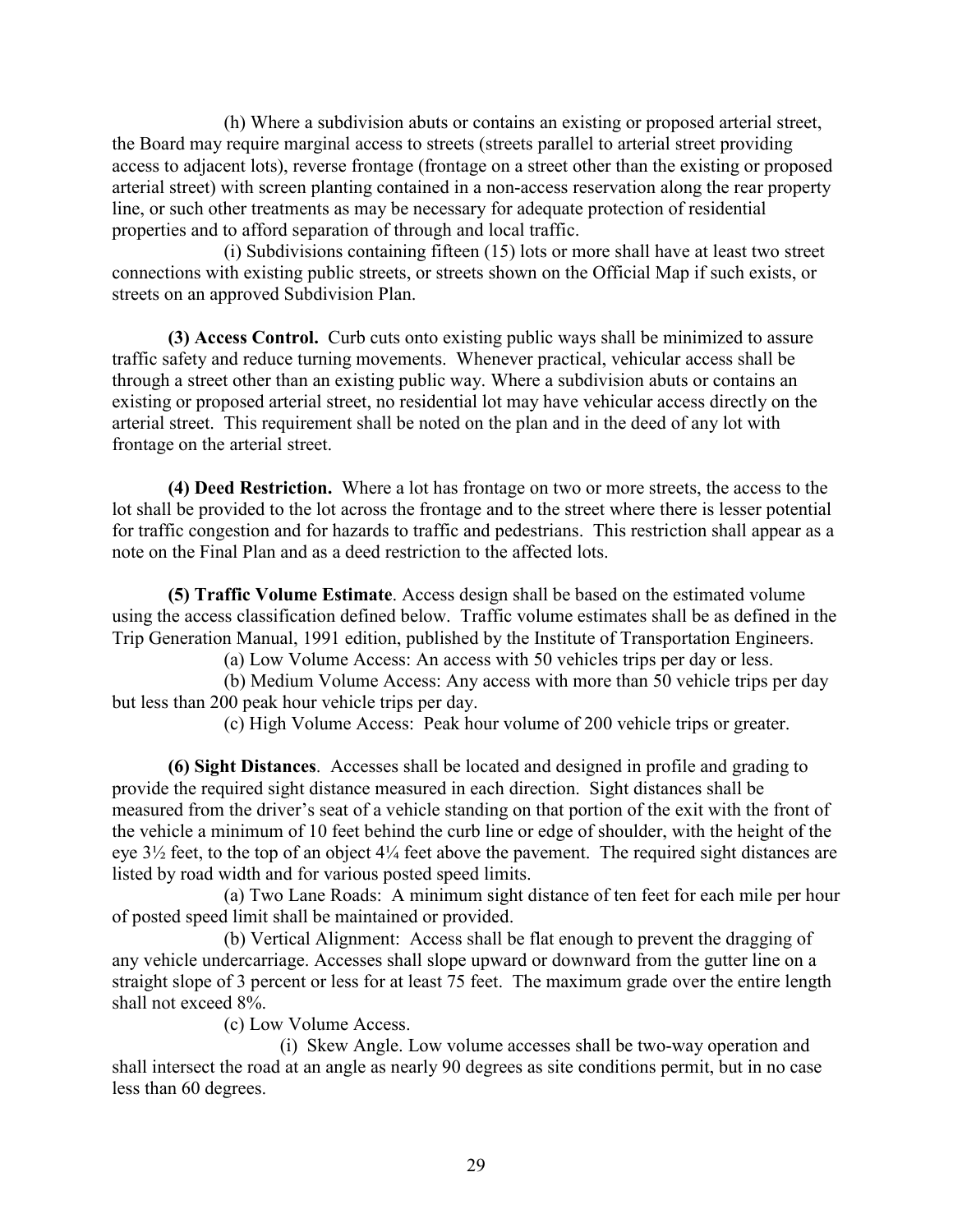(h) Where a subdivision abuts or contains an existing or proposed arterial street, the Board may require marginal access to streets (streets parallel to arterial street providing access to adjacent lots), reverse frontage (frontage on a street other than the existing or proposed arterial street) with screen planting contained in a non-access reservation along the rear property line, or such other treatments as may be necessary for adequate protection of residential properties and to afford separation of through and local traffic.

(i) Subdivisions containing fifteen (15) lots or more shall have at least two street connections with existing public streets, or streets shown on the Official Map if such exists, or streets on an approved Subdivision Plan.

**(3) Access Control.** Curb cuts onto existing public ways shall be minimized to assure traffic safety and reduce turning movements. Whenever practical, vehicular access shall be through a street other than an existing public way. Where a subdivision abuts or contains an existing or proposed arterial street, no residential lot may have vehicular access directly on the arterial street. This requirement shall be noted on the plan and in the deed of any lot with frontage on the arterial street.

**(4) Deed Restriction.** Where a lot has frontage on two or more streets, the access to the lot shall be provided to the lot across the frontage and to the street where there is lesser potential for traffic congestion and for hazards to traffic and pedestrians. This restriction shall appear as a note on the Final Plan and as a deed restriction to the affected lots.

**(5) Traffic Volume Estimate**. Access design shall be based on the estimated volume using the access classification defined below. Traffic volume estimates shall be as defined in the Trip Generation Manual, 1991 edition, published by the Institute of Transportation Engineers.

(a) Low Volume Access: An access with 50 vehicles trips per day or less.

(b) Medium Volume Access: Any access with more than 50 vehicle trips per day but less than 200 peak hour vehicle trips per day.

(c) High Volume Access: Peak hour volume of 200 vehicle trips or greater.

**(6) Sight Distances**. Accesses shall be located and designed in profile and grading to provide the required sight distance measured in each direction. Sight distances shall be measured from the driver's seat of a vehicle standing on that portion of the exit with the front of the vehicle a minimum of 10 feet behind the curb line or edge of shoulder, with the height of the eye 3½ feet, to the top of an object 4¼ feet above the pavement. The required sight distances are listed by road width and for various posted speed limits.

(a) Two Lane Roads: A minimum sight distance of ten feet for each mile per hour of posted speed limit shall be maintained or provided.

(b) Vertical Alignment: Access shall be flat enough to prevent the dragging of any vehicle undercarriage. Accesses shall slope upward or downward from the gutter line on a straight slope of 3 percent or less for at least 75 feet. The maximum grade over the entire length shall not exceed 8%.

(c) Low Volume Access.

(i) Skew Angle. Low volume accesses shall be two-way operation and shall intersect the road at an angle as nearly 90 degrees as site conditions permit, but in no case less than 60 degrees.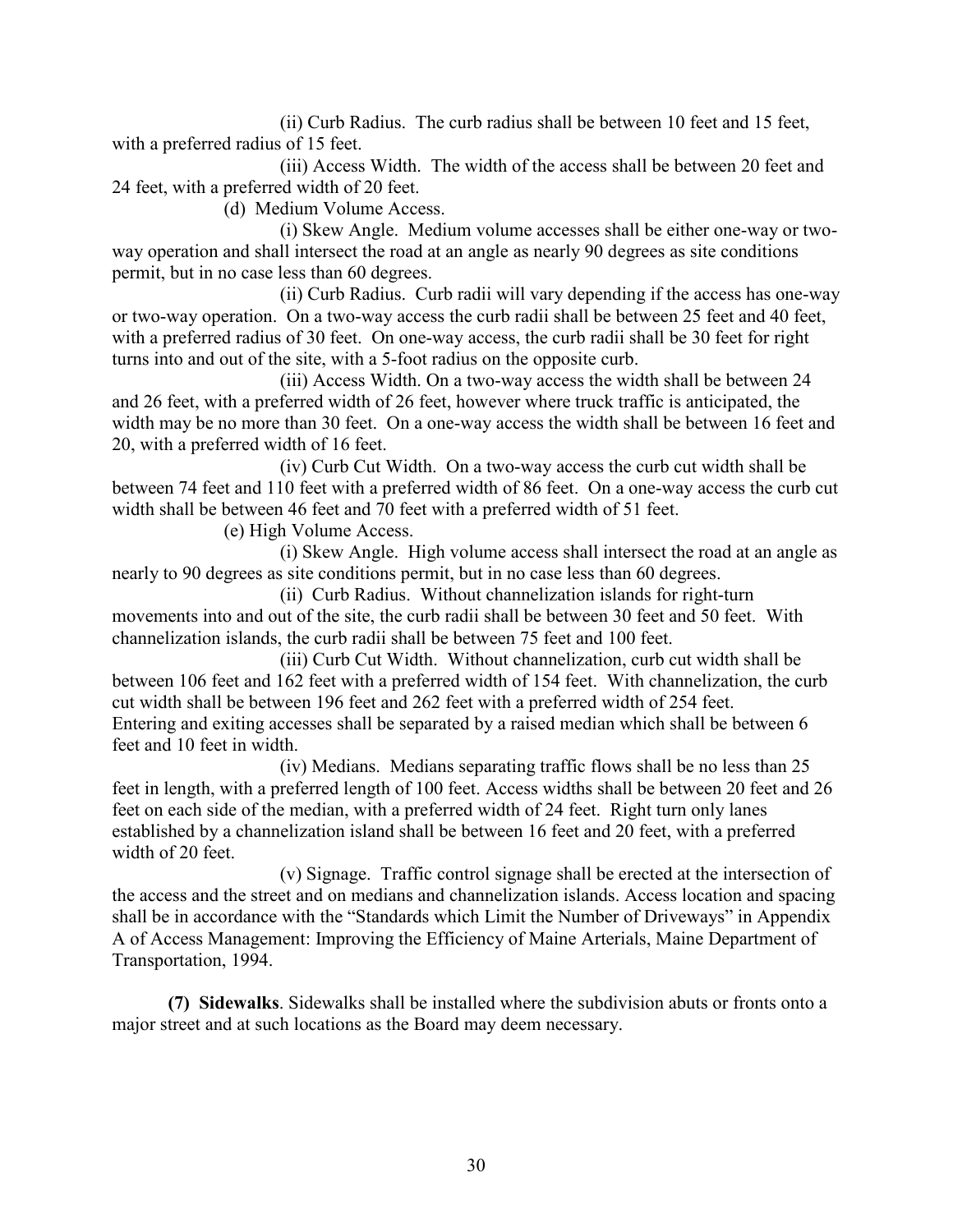(ii) Curb Radius. The curb radius shall be between 10 feet and 15 feet, with a preferred radius of 15 feet.

(iii) Access Width. The width of the access shall be between 20 feet and 24 feet, with a preferred width of 20 feet.

(d) Medium Volume Access.

(i) Skew Angle. Medium volume accesses shall be either one-way or two-way operation and shall intersect the road at an angle as nearly 90 degrees as site conditions permit, but in no case less than 60 degrees.

(ii) Curb Radius. Curb radii will vary depending if the access has one-way or two-way operation. On a two-way access the curb radii shall be between 25 feet and 40 feet, with a preferred radius of 30 feet. On one-way access, the curb radii shall be 30 feet for right turns into and out of the site, with a 5-foot radius on the opposite curb.

(iii) Access Width. On a two-way access the width shall be between 24 and 26 feet, with a preferred width of 26 feet, however where truck traffic is anticipated, the width may be no more than 30 feet. On a one-way access the width shall be between 16 feet and 20, with a preferred width of 16 feet.

(iv) Curb Cut Width. On a two-way access the curb cut width shall be between 74 feet and 110 feet with a preferred width of 86 feet. On a one-way access the curb cut width shall be between 46 feet and 70 feet with a preferred width of 51 feet.

(e) High Volume Access.

(i) Skew Angle. High volume access shall intersect the road at an angle as nearly to 90 degrees as site conditions permit, but in no case less than 60 degrees.

(ii) Curb Radius. Without channelization islands for right-turn movements into and out of the site, the curb radii shall be between 30 feet and 50 feet. With channelization islands, the curb radii shall be between 75 feet and 100 feet.

(iii) Curb Cut Width. Without channelization, curb cut width shall be between 106 feet and 162 feet with a preferred width of 154 feet. With channelization, the curb cut width shall be between 196 feet and 262 feet with a preferred width of 254 feet. Entering and exiting accesses shall be separated by a raised median which shall be between 6 feet and 10 feet in width.

(iv) Medians. Medians separating traffic flows shall be no less than 25 feet in length, with a preferred length of 100 feet. Access widths shall be between 20 feet and 26 feet on each side of the median, with a preferred width of 24 feet. Right turn only lanes established by a channelization island shall be between 16 feet and 20 feet, with a preferred width of 20 feet.

(v) Signage. Traffic control signage shall be erected at the intersection of the access and the street and on medians and channelization islands. Access location and spacing shall be in accordance with the "Standards which Limit the Number of Driveways" in Appendix A of Access Management: Improving the Efficiency of Maine Arterials, Maine Department of Transportation, 1994.

**(7) Sidewalks**. Sidewalks shall be installed where the subdivision abuts or fronts onto a major street and at such locations as the Board may deem necessary.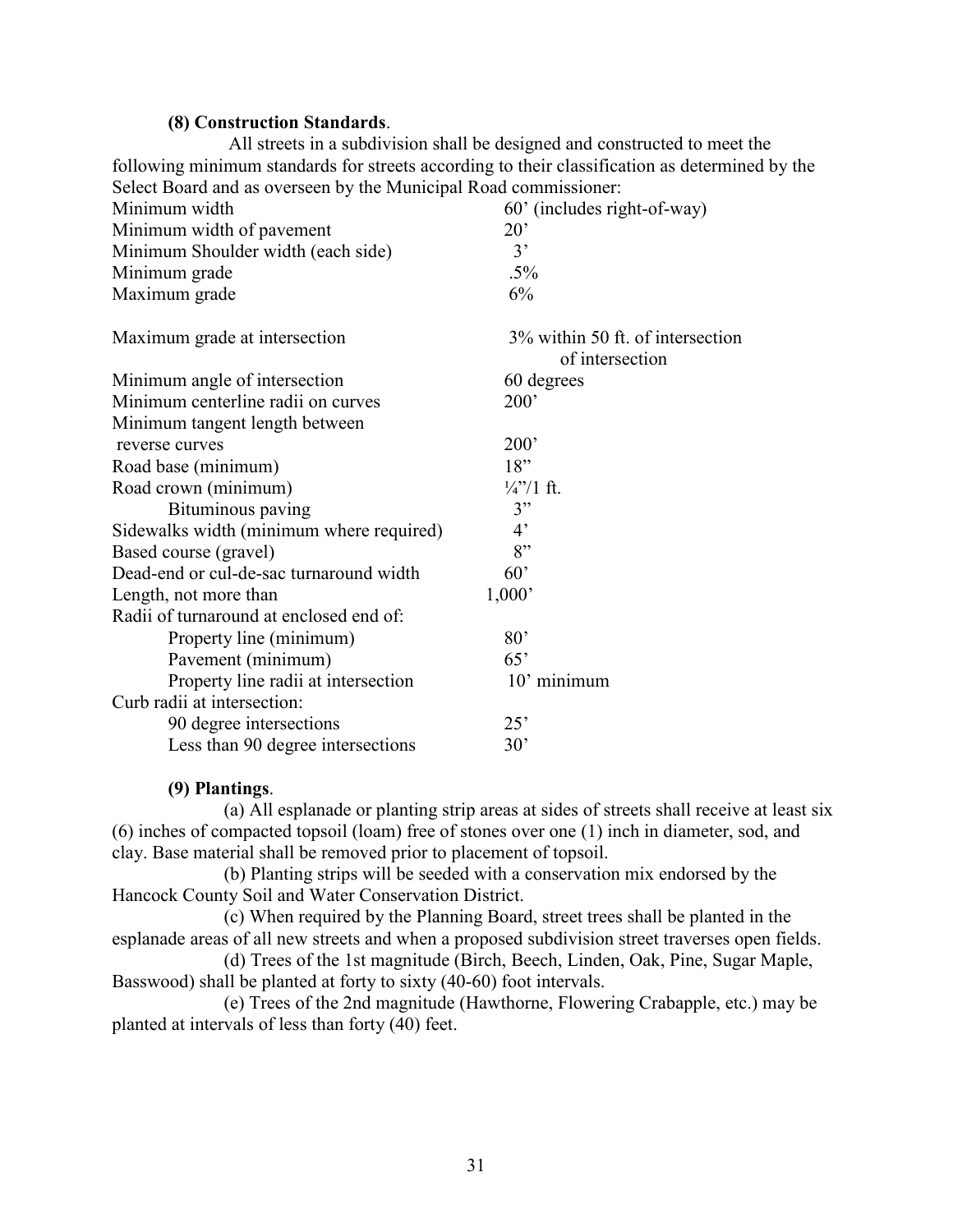**(8) Construction Standards**.

All streets in a subdivision shall be designed and constructed to meet the following minimum standards for streets according to their classification as determined by the Select Board and as overseen by the Municipal Road commissioner:

| | |
|---|---|
| Minimum width | 60' (includes right-of-way) |
| Minimum width of pavement | 20' |
| Minimum Shoulder width (each side) | 3' |
| Minimum grade | .5% |
| Maximum grade | 6% |
| Maximum grade at intersection | 3% within 50 ft. of intersection of intersection |
| Minimum angle of intersection | 60 degrees |
| Minimum centerline radii on curves | 200' |
| Minimum tangent length between reverse curves | 200' |
| Road base (minimum) | 18" |
| Road crown (minimum) | ¼"/1 ft. |
| Bituminous paving | 3" |
| Sidewalks width (minimum where required) | 4' |
| Based course (gravel) | 8" |
| Dead-end or cul-de-sac turnaround width | 60' |
| Length, not more than | 1,000' |
| Radii of turnaround at enclosed end of: | |
| Property line (minimum) | 80' |
| Pavement (minimum) | 65' |
| Property line radii at intersection | 10' minimum |
| Curb radii at intersection: | |
| 90 degree intersections | 25' |
| Less than 90 degree intersections | 30' |

**(9) Plantings**.

(a) All esplanade or planting strip areas at sides of streets shall receive at least six (6) inches of compacted topsoil (loam) free of stones over one (1) inch in diameter, sod, and clay. Base material shall be removed prior to placement of topsoil.

(b) Planting strips will be seeded with a conservation mix endorsed by the Hancock County Soil and Water Conservation District.

(c) When required by the Planning Board, street trees shall be planted in the esplanade areas of all new streets and when a proposed subdivision street traverses open fields.

(d) Trees of the 1st magnitude (Birch, Beech, Linden, Oak, Pine, Sugar Maple, Basswood) shall be planted at forty to sixty (40-60) foot intervals.

(e) Trees of the 2nd magnitude (Hawthorne, Flowering Crabapple, etc.) may be planted at intervals of less than forty (40) feet.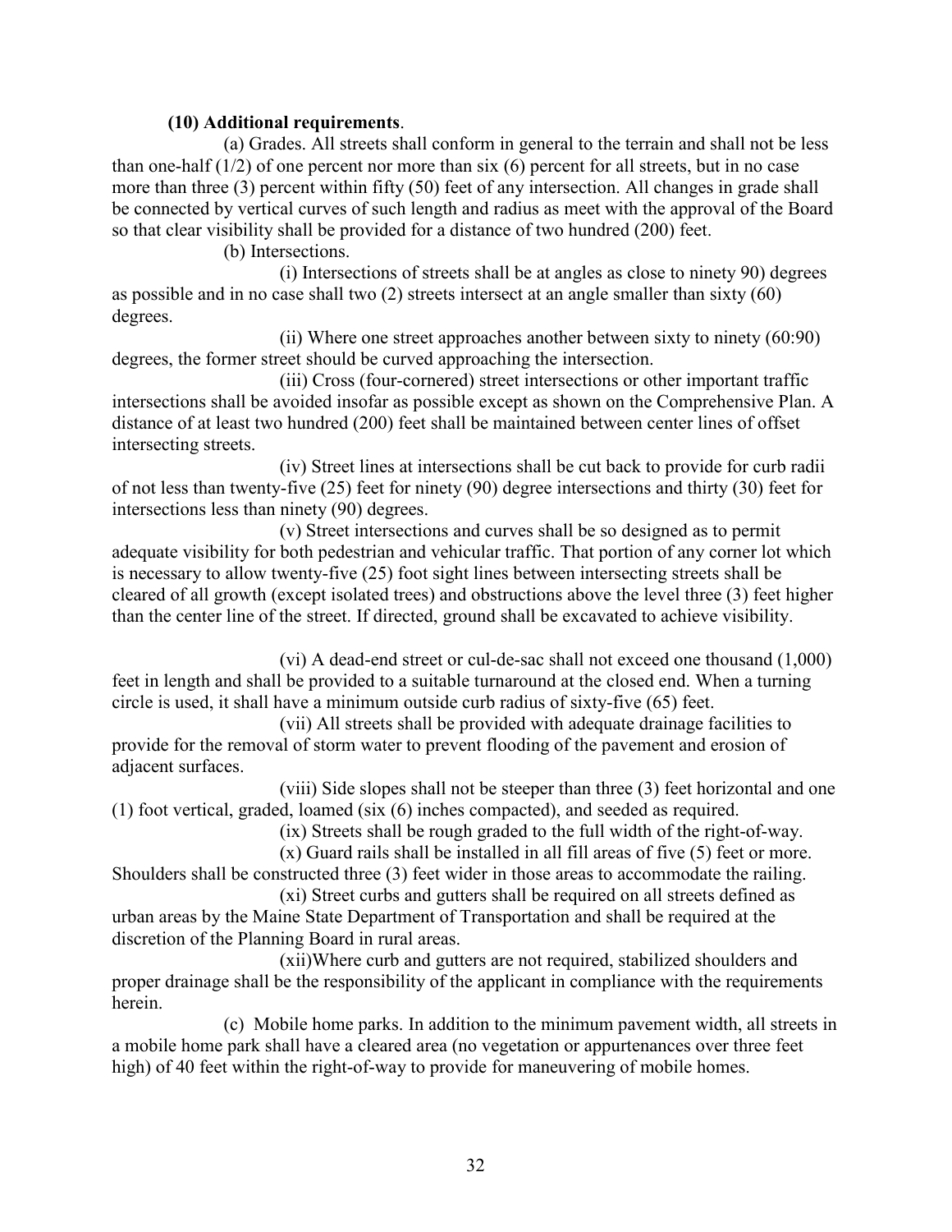**(10) Additional requirements**.

(a) Grades. All streets shall conform in general to the terrain and shall not be less than one-half (1/2) of one percent nor more than six (6) percent for all streets, but in no case more than three (3) percent within fifty (50) feet of any intersection. All changes in grade shall be connected by vertical curves of such length and radius as meet with the approval of the Board so that clear visibility shall be provided for a distance of two hundred (200) feet.

(b) Intersections.

(i) Intersections of streets shall be at angles as close to ninety 90) degrees as possible and in no case shall two (2) streets intersect at an angle smaller than sixty (60) degrees.

(ii) Where one street approaches another between sixty to ninety (60:90) degrees, the former street should be curved approaching the intersection.

(iii) Cross (four-cornered) street intersections or other important traffic intersections shall be avoided insofar as possible except as shown on the Comprehensive Plan. A distance of at least two hundred (200) feet shall be maintained between center lines of offset intersecting streets.

(iv) Street lines at intersections shall be cut back to provide for curb radii of not less than twenty-five (25) feet for ninety (90) degree intersections and thirty (30) feet for intersections less than ninety (90) degrees.

(v) Street intersections and curves shall be so designed as to permit adequate visibility for both pedestrian and vehicular traffic. That portion of any corner lot which is necessary to allow twenty-five (25) foot sight lines between intersecting streets shall be cleared of all growth (except isolated trees) and obstructions above the level three (3) feet higher than the center line of the street. If directed, ground shall be excavated to achieve visibility.

(vi) A dead-end street or cul-de-sac shall not exceed one thousand (1,000) feet in length and shall be provided to a suitable turnaround at the closed end. When a turning circle is used, it shall have a minimum outside curb radius of sixty-five (65) feet.

(vii) All streets shall be provided with adequate drainage facilities to provide for the removal of storm water to prevent flooding of the pavement and erosion of adjacent surfaces.

(viii) Side slopes shall not be steeper than three (3) feet horizontal and one (1) foot vertical, graded, loamed (six (6) inches compacted), and seeded as required.

(ix) Streets shall be rough graded to the full width of the right-of-way.

(x) Guard rails shall be installed in all fill areas of five (5) feet or more. Shoulders shall be constructed three (3) feet wider in those areas to accommodate the railing.

(xi) Street curbs and gutters shall be required on all streets defined as urban areas by the Maine State Department of Transportation and shall be required at the discretion of the Planning Board in rural areas.

(xii)Where curb and gutters are not required, stabilized shoulders and proper drainage shall be the responsibility of the applicant in compliance with the requirements herein.

(c) Mobile home parks. In addition to the minimum pavement width, all streets in a mobile home park shall have a cleared area (no vegetation or appurtenances over three feet high) of 40 feet within the right-of-way to provide for maneuvering of mobile homes.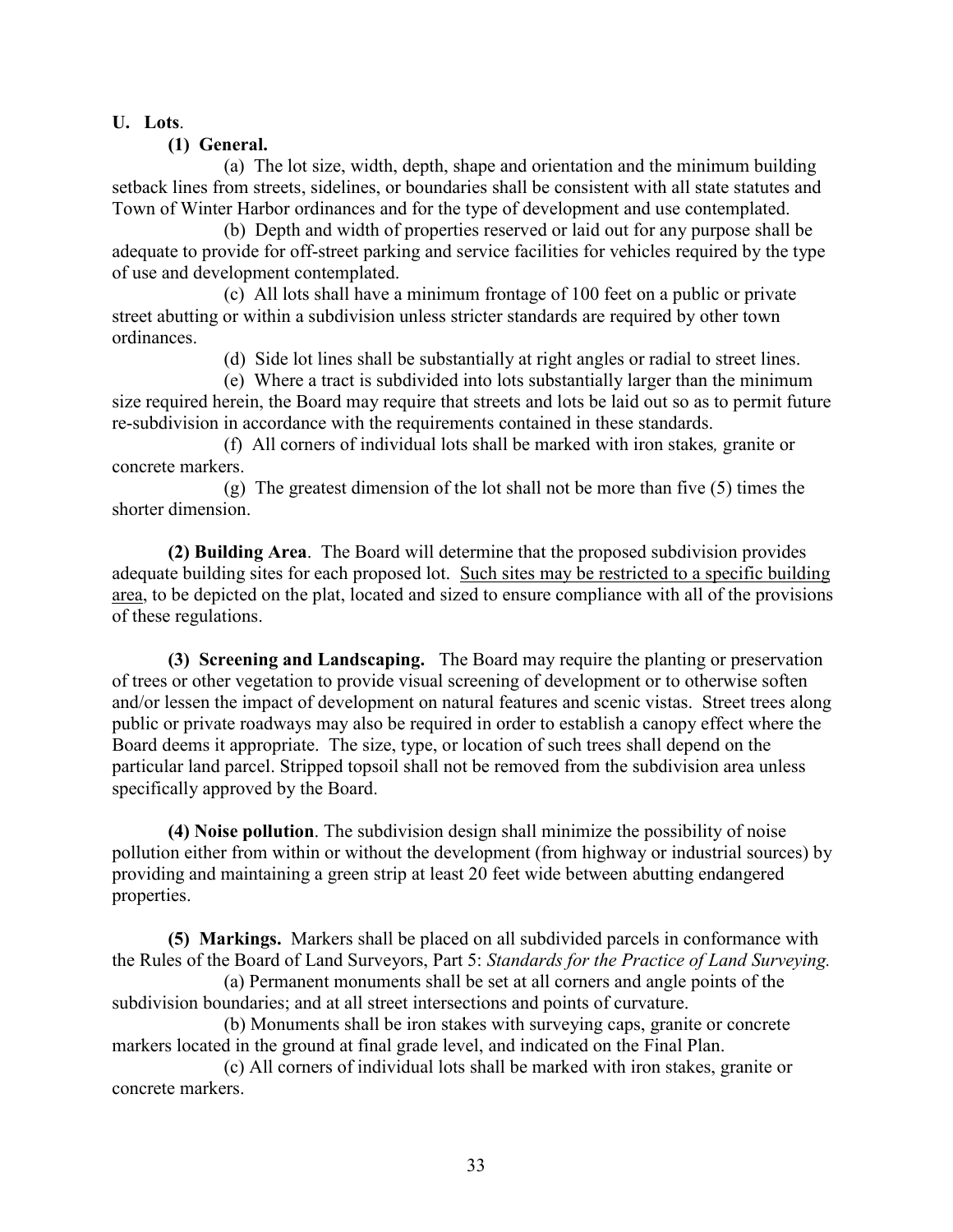**U. Lots**.

**(1) General.**

(a) The lot size, width, depth, shape and orientation and the minimum building setback lines from streets, sidelines, or boundaries shall be consistent with all state statutes and Town of Winter Harbor ordinances and for the type of development and use contemplated.

(b) Depth and width of properties reserved or laid out for any purpose shall be adequate to provide for off-street parking and service facilities for vehicles required by the type of use and development contemplated.

(c) All lots shall have a minimum frontage of 100 feet on a public or private street abutting or within a subdivision unless stricter standards are required by other town ordinances.

(d) Side lot lines shall be substantially at right angles or radial to street lines.

(e) Where a tract is subdivided into lots substantially larger than the minimum size required herein, the Board may require that streets and lots be laid out so as to permit future re-subdivision in accordance with the requirements contained in these standards.

(f) All corners of individual lots shall be marked with iron stakes*,* granite or concrete markers.

(g) The greatest dimension of the lot shall not be more than five (5) times the shorter dimension.

**(2) Building Area**. The Board will determine that the proposed subdivision provides adequate building sites for each proposed lot. <u>Such sites may be restricted to a specific building area</u>, to be depicted on the plat, located and sized to ensure compliance with all of the provisions of these regulations.

**(3) Screening and Landscaping.** The Board may require the planting or preservation of trees or other vegetation to provide visual screening of development or to otherwise soften and/or lessen the impact of development on natural features and scenic vistas. Street trees along public or private roadways may also be required in order to establish a canopy effect where the Board deems it appropriate. The size, type, or location of such trees shall depend on the particular land parcel. Stripped topsoil shall not be removed from the subdivision area unless specifically approved by the Board.

**(4) Noise pollution**. The subdivision design shall minimize the possibility of noise pollution either from within or without the development (from highway or industrial sources) by providing and maintaining a green strip at least 20 feet wide between abutting endangered properties.

**(5) Markings.** Markers shall be placed on all subdivided parcels in conformance with the Rules of the Board of Land Surveyors, Part 5: *Standards for the Practice of Land Surveying.*

(a) Permanent monuments shall be set at all corners and angle points of the subdivision boundaries; and at all street intersections and points of curvature.

(b) Monuments shall be iron stakes with surveying caps, granite or concrete markers located in the ground at final grade level, and indicated on the Final Plan.

(c) All corners of individual lots shall be marked with iron stakes, granite or concrete markers.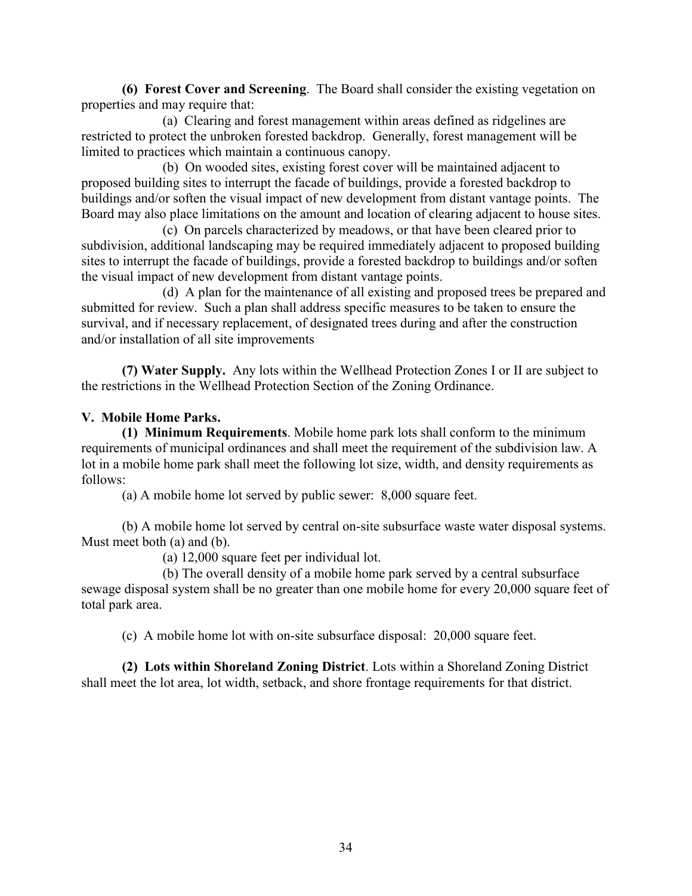**(6) Forest Cover and Screening**. The Board shall consider the existing vegetation on properties and may require that:

(a) Clearing and forest management within areas defined as ridgelines are restricted to protect the unbroken forested backdrop. Generally, forest management will be limited to practices which maintain a continuous canopy.

(b) On wooded sites, existing forest cover will be maintained adjacent to proposed building sites to interrupt the facade of buildings, provide a forested backdrop to buildings and/or soften the visual impact of new development from distant vantage points. The Board may also place limitations on the amount and location of clearing adjacent to house sites.

(c) On parcels characterized by meadows, or that have been cleared prior to subdivision, additional landscaping may be required immediately adjacent to proposed building sites to interrupt the facade of buildings, provide a forested backdrop to buildings and/or soften the visual impact of new development from distant vantage points.

(d) A plan for the maintenance of all existing and proposed trees be prepared and submitted for review. Such a plan shall address specific measures to be taken to ensure the survival, and if necessary replacement, of designated trees during and after the construction and/or installation of all site improvements

**(7) Water Supply.** Any lots within the Wellhead Protection Zones I or II are subject to the restrictions in the Wellhead Protection Section of the Zoning Ordinance.

**V. Mobile Home Parks.**

**(1) Minimum Requirements**. Mobile home park lots shall conform to the minimum requirements of municipal ordinances and shall meet the requirement of the subdivision law. A lot in a mobile home park shall meet the following lot size, width, and density requirements as follows:

(a) A mobile home lot served by public sewer: 8,000 square feet.

(b) A mobile home lot served by central on-site subsurface waste water disposal systems. Must meet both (a) and (b).

(a) 12,000 square feet per individual lot.

(b) The overall density of a mobile home park served by a central subsurface sewage disposal system shall be no greater than one mobile home for every 20,000 square feet of total park area.

(c) A mobile home lot with on-site subsurface disposal: 20,000 square feet.

**(2) Lots within Shoreland Zoning District**. Lots within a Shoreland Zoning District shall meet the lot area, lot width, setback, and shore frontage requirements for that district.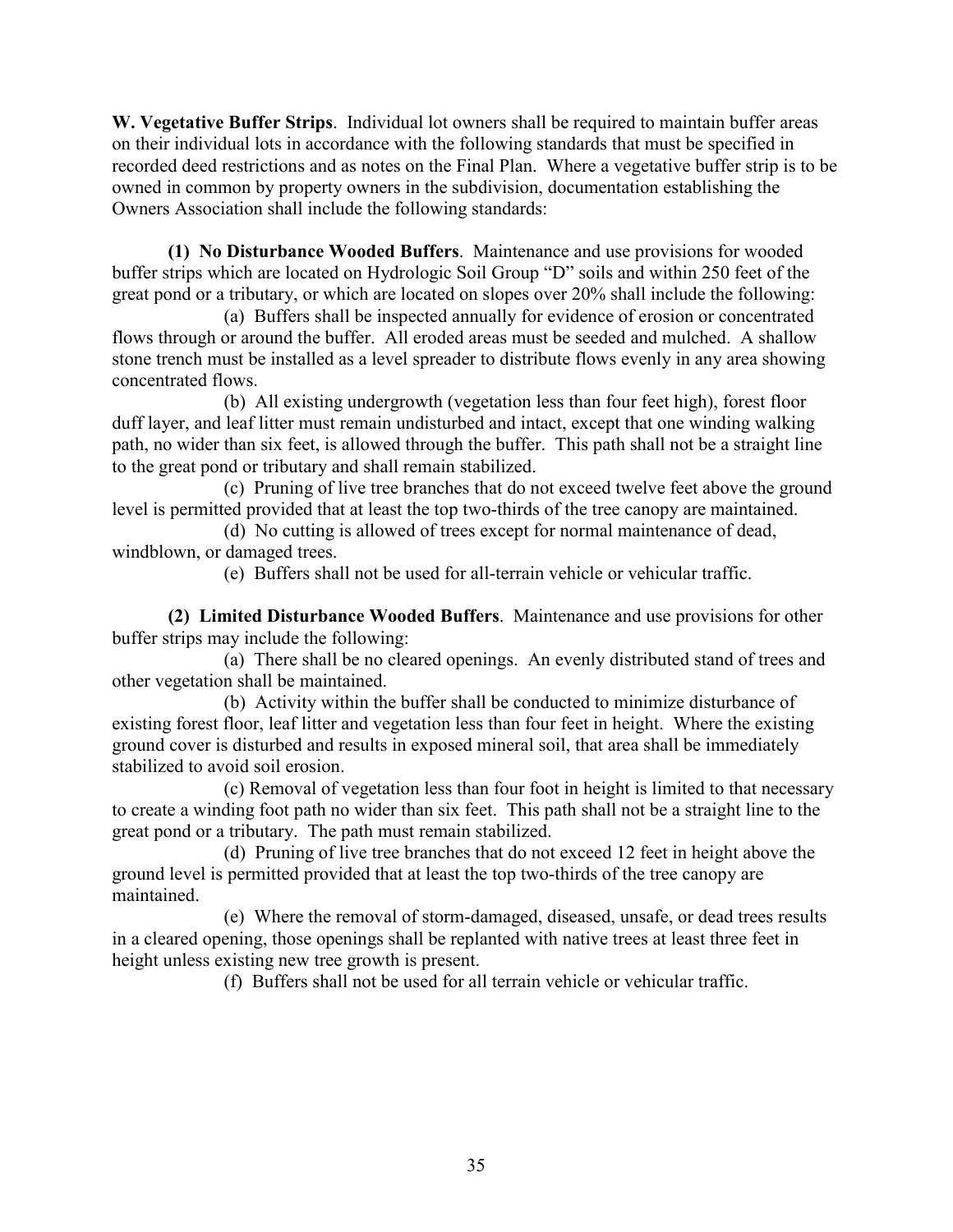**W. Vegetative Buffer Strips**. Individual lot owners shall be required to maintain buffer areas on their individual lots in accordance with the following standards that must be specified in recorded deed restrictions and as notes on the Final Plan. Where a vegetative buffer strip is to be owned in common by property owners in the subdivision, documentation establishing the Owners Association shall include the following standards:

**(1) No Disturbance Wooded Buffers**. Maintenance and use provisions for wooded buffer strips which are located on Hydrologic Soil Group "D" soils and within 250 feet of the great pond or a tributary, or which are located on slopes over 20% shall include the following:

(a) Buffers shall be inspected annually for evidence of erosion or concentrated flows through or around the buffer. All eroded areas must be seeded and mulched. A shallow stone trench must be installed as a level spreader to distribute flows evenly in any area showing concentrated flows.

(b) All existing undergrowth (vegetation less than four feet high), forest floor duff layer, and leaf litter must remain undisturbed and intact, except that one winding walking path, no wider than six feet, is allowed through the buffer. This path shall not be a straight line to the great pond or tributary and shall remain stabilized.

(c) Pruning of live tree branches that do not exceed twelve feet above the ground level is permitted provided that at least the top two-thirds of the tree canopy are maintained.

(d) No cutting is allowed of trees except for normal maintenance of dead, windblown, or damaged trees.

(e) Buffers shall not be used for all-terrain vehicle or vehicular traffic.

**(2) Limited Disturbance Wooded Buffers**. Maintenance and use provisions for other buffer strips may include the following:

(a) There shall be no cleared openings. An evenly distributed stand of trees and other vegetation shall be maintained.

(b) Activity within the buffer shall be conducted to minimize disturbance of existing forest floor, leaf litter and vegetation less than four feet in height. Where the existing ground cover is disturbed and results in exposed mineral soil, that area shall be immediately stabilized to avoid soil erosion.

(c) Removal of vegetation less than four foot in height is limited to that necessary to create a winding foot path no wider than six feet. This path shall not be a straight line to the great pond or a tributary. The path must remain stabilized.

(d) Pruning of live tree branches that do not exceed 12 feet in height above the ground level is permitted provided that at least the top two-thirds of the tree canopy are maintained.

(e) Where the removal of storm-damaged, diseased, unsafe, or dead trees results in a cleared opening, those openings shall be replanted with native trees at least three feet in height unless existing new tree growth is present.

(f) Buffers shall not be used for all terrain vehicle or vehicular traffic.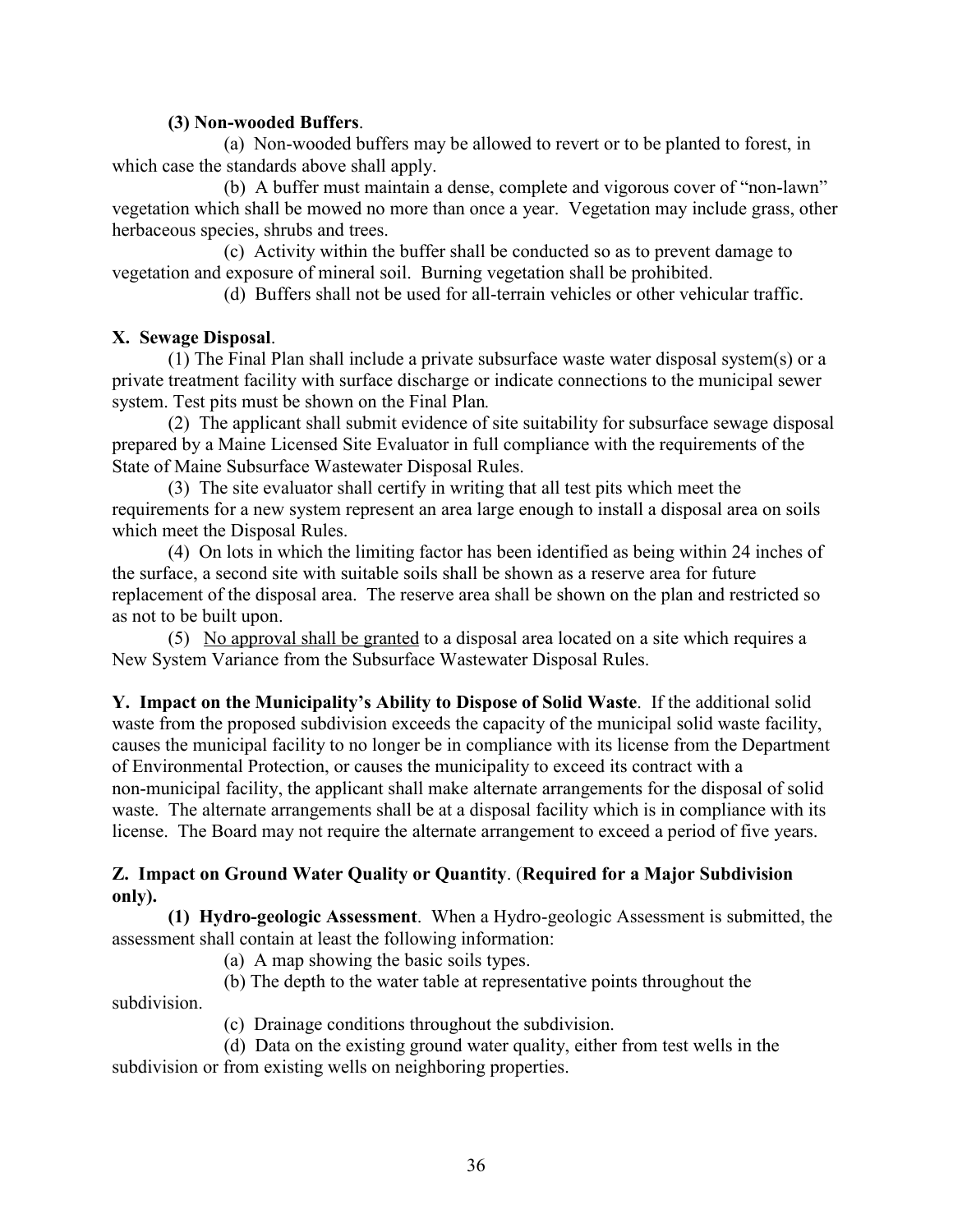**(3) Non-wooded Buffers**.

(a) Non-wooded buffers may be allowed to revert or to be planted to forest, in which case the standards above shall apply.

(b) A buffer must maintain a dense, complete and vigorous cover of "non-lawn" vegetation which shall be mowed no more than once a year. Vegetation may include grass, other herbaceous species, shrubs and trees.

(c) Activity within the buffer shall be conducted so as to prevent damage to vegetation and exposure of mineral soil. Burning vegetation shall be prohibited.

(d) Buffers shall not be used for all-terrain vehicles or other vehicular traffic.

**X. Sewage Disposal**.

(1) The Final Plan shall include a private subsurface waste water disposal system(s) or a private treatment facility with surface discharge or indicate connections to the municipal sewer system. Test pits must be shown on the Final Plan*.*

(2) The applicant shall submit evidence of site suitability for subsurface sewage disposal prepared by a Maine Licensed Site Evaluator in full compliance with the requirements of the State of Maine Subsurface Wastewater Disposal Rules.

(3) The site evaluator shall certify in writing that all test pits which meet the requirements for a new system represent an area large enough to install a disposal area on soils which meet the Disposal Rules.

(4) On lots in which the limiting factor has been identified as being within 24 inches of the surface, a second site with suitable soils shall be shown as a reserve area for future replacement of the disposal area. The reserve area shall be shown on the plan and restricted so as not to be built upon.

(5) <u>No approval shall be granted</u> to a disposal area located on a site which requires a New System Variance from the Subsurface Wastewater Disposal Rules.

**Y. Impact on the Municipality's Ability to Dispose of Solid Waste**. If the additional solid waste from the proposed subdivision exceeds the capacity of the municipal solid waste facility, causes the municipal facility to no longer be in compliance with its license from the Department of Environmental Protection, or causes the municipality to exceed its contract with a non-municipal facility, the applicant shall make alternate arrangements for the disposal of solid waste. The alternate arrangements shall be at a disposal facility which is in compliance with its license. The Board may not require the alternate arrangement to exceed a period of five years.

**Z. Impact on Ground Water Quality or Quantity**. (**Required for a Major Subdivision only).**

**(1) Hydro-geologic Assessment**. When a Hydro-geologic Assessment is submitted, the assessment shall contain at least the following information:

(a) A map showing the basic soils types.

(b) The depth to the water table at representative points throughout the subdivision.

(c) Drainage conditions throughout the subdivision.

(d) Data on the existing ground water quality, either from test wells in the subdivision or from existing wells on neighboring properties.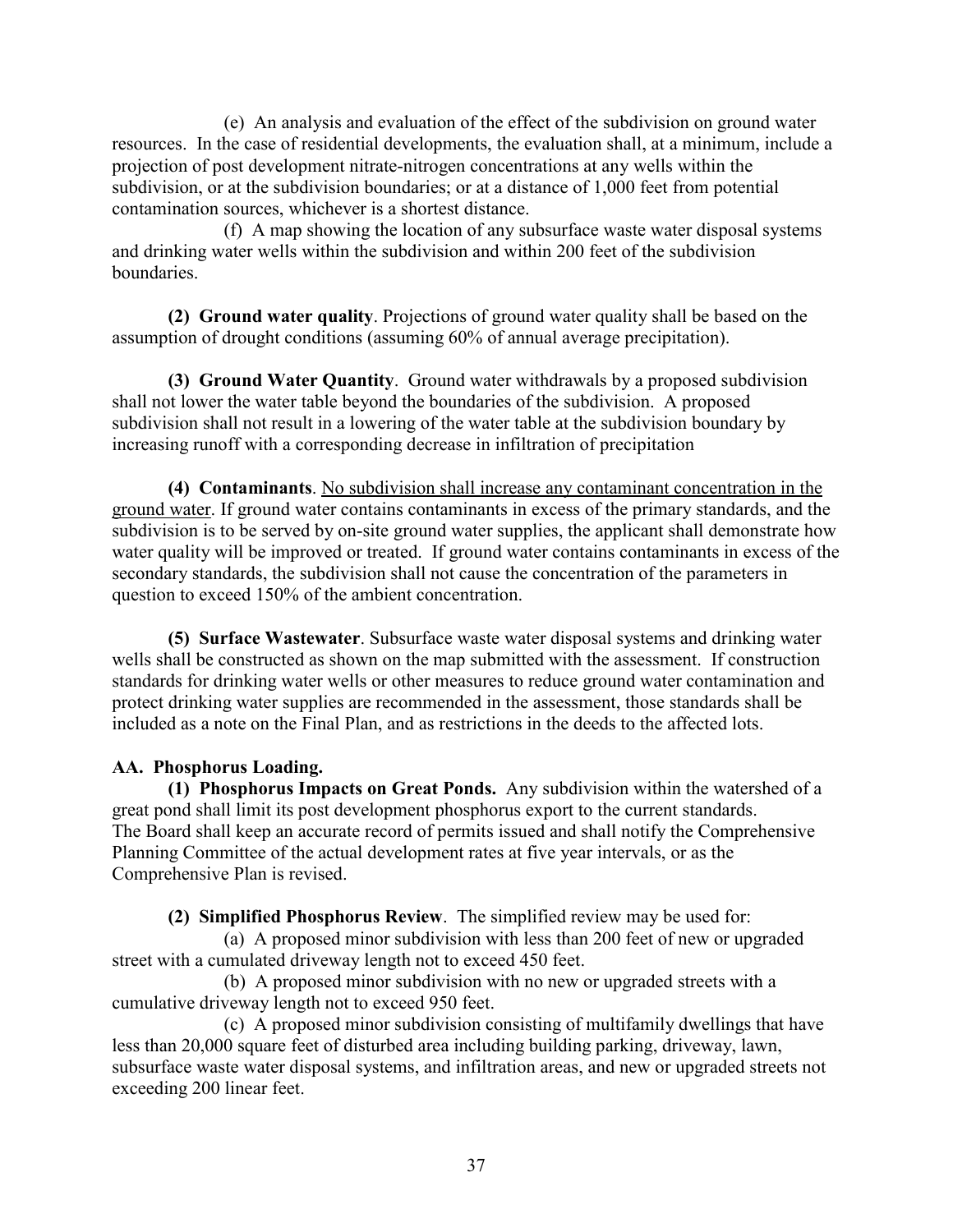(e) An analysis and evaluation of the effect of the subdivision on ground water resources. In the case of residential developments, the evaluation shall, at a minimum, include a projection of post development nitrate-nitrogen concentrations at any wells within the subdivision, or at the subdivision boundaries; or at a distance of 1,000 feet from potential contamination sources, whichever is a shortest distance.

(f) A map showing the location of any subsurface waste water disposal systems and drinking water wells within the subdivision and within 200 feet of the subdivision boundaries.

**(2) Ground water quality**. Projections of ground water quality shall be based on the assumption of drought conditions (assuming 60% of annual average precipitation).

**(3) Ground Water Quantity**. Ground water withdrawals by a proposed subdivision shall not lower the water table beyond the boundaries of the subdivision. A proposed subdivision shall not result in a lowering of the water table at the subdivision boundary by increasing runoff with a corresponding decrease in infiltration of precipitation

**(4) Contaminants**. <u>No subdivision shall increase any contaminant concentration in the ground water</u>. If ground water contains contaminants in excess of the primary standards, and the subdivision is to be served by on-site ground water supplies, the applicant shall demonstrate how water quality will be improved or treated. If ground water contains contaminants in excess of the secondary standards, the subdivision shall not cause the concentration of the parameters in question to exceed 150% of the ambient concentration.

**(5) Surface Wastewater**. Subsurface waste water disposal systems and drinking water wells shall be constructed as shown on the map submitted with the assessment. If construction standards for drinking water wells or other measures to reduce ground water contamination and protect drinking water supplies are recommended in the assessment, those standards shall be included as a note on the Final Plan, and as restrictions in the deeds to the affected lots.

**AA. Phosphorus Loading.**

**(1) Phosphorus Impacts on Great Ponds.** Any subdivision within the watershed of a great pond shall limit its post development phosphorus export to the current standards. The Board shall keep an accurate record of permits issued and shall notify the Comprehensive Planning Committee of the actual development rates at five year intervals, or as the Comprehensive Plan is revised.

**(2) Simplified Phosphorus Review**. The simplified review may be used for:

(a) A proposed minor subdivision with less than 200 feet of new or upgraded street with a cumulated driveway length not to exceed 450 feet.

(b) A proposed minor subdivision with no new or upgraded streets with a cumulative driveway length not to exceed 950 feet.

(c) A proposed minor subdivision consisting of multifamily dwellings that have less than 20,000 square feet of disturbed area including building parking, driveway, lawn, subsurface waste water disposal systems, and infiltration areas, and new or upgraded streets not exceeding 200 linear feet.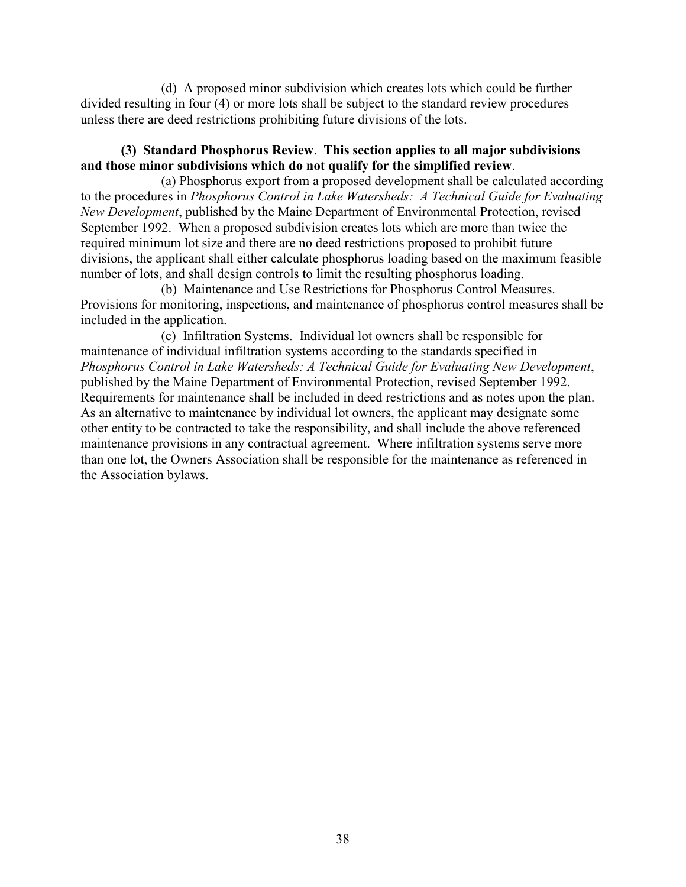(d) A proposed minor subdivision which creates lots which could be further divided resulting in four (4) or more lots shall be subject to the standard review procedures unless there are deed restrictions prohibiting future divisions of the lots.

**(3) Standard Phosphorus Review**. **This section applies to all major subdivisions and those minor subdivisions which do not qualify for the simplified review**.

(a) Phosphorus export from a proposed development shall be calculated according to the procedures in *Phosphorus Control in Lake Watersheds: A Technical Guide for Evaluating New Development*, published by the Maine Department of Environmental Protection, revised September 1992. When a proposed subdivision creates lots which are more than twice the required minimum lot size and there are no deed restrictions proposed to prohibit future divisions, the applicant shall either calculate phosphorus loading based on the maximum feasible number of lots, and shall design controls to limit the resulting phosphorus loading.

(b) Maintenance and Use Restrictions for Phosphorus Control Measures. Provisions for monitoring, inspections, and maintenance of phosphorus control measures shall be included in the application.

(c) Infiltration Systems. Individual lot owners shall be responsible for maintenance of individual infiltration systems according to the standards specified in *Phosphorus Control in Lake Watersheds: A Technical Guide for Evaluating New Development*, published by the Maine Department of Environmental Protection, revised September 1992. Requirements for maintenance shall be included in deed restrictions and as notes upon the plan. As an alternative to maintenance by individual lot owners, the applicant may designate some other entity to be contracted to take the responsibility, and shall include the above referenced maintenance provisions in any contractual agreement. Where infiltration systems serve more than one lot, the Owners Association shall be responsible for the maintenance as referenced in the Association bylaws.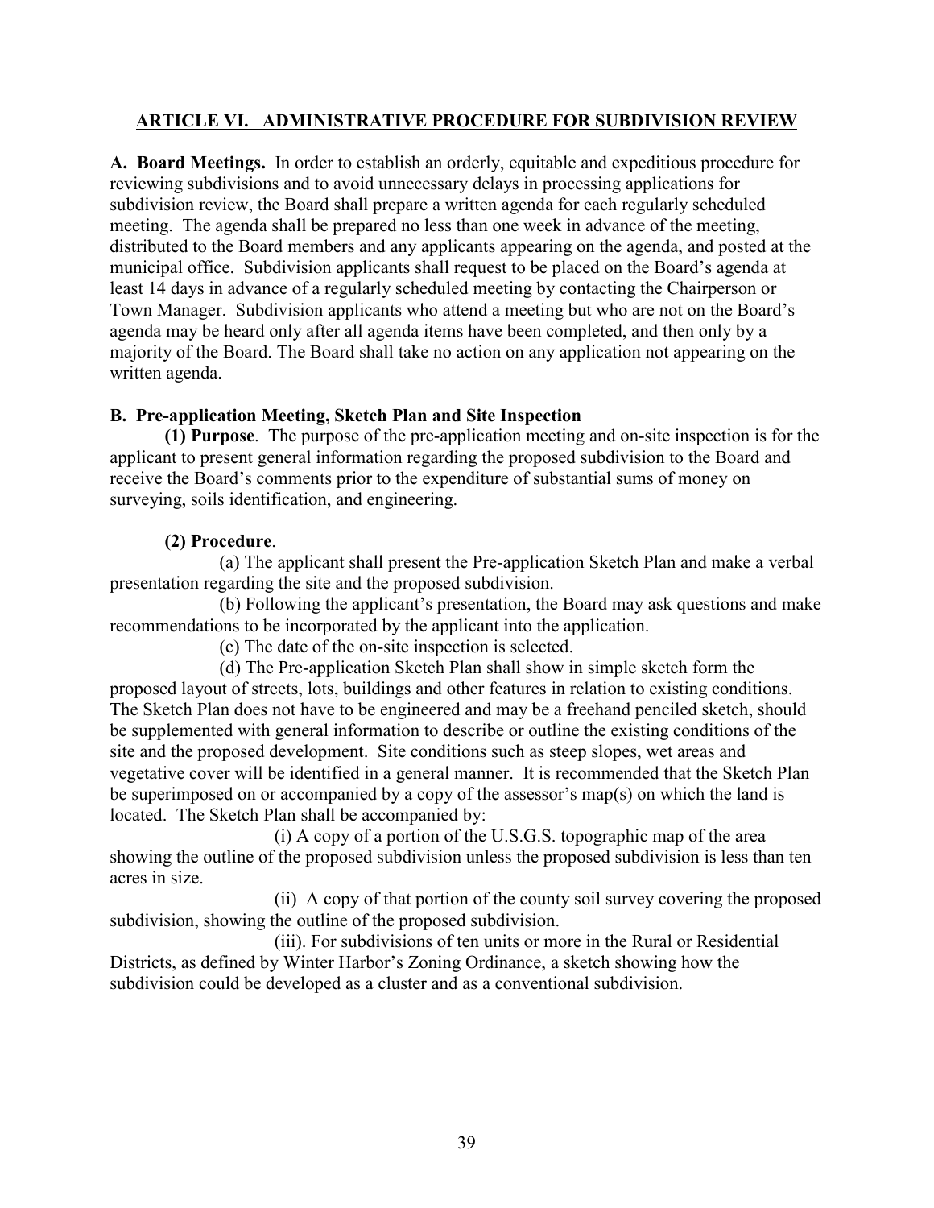## ARTICLE VI. ADMINISTRATIVE PROCEDURE FOR SUBDIVISION REVIEW

**A. Board Meetings.** In order to establish an orderly, equitable and expeditious procedure for reviewing subdivisions and to avoid unnecessary delays in processing applications for subdivision review, the Board shall prepare a written agenda for each regularly scheduled meeting. The agenda shall be prepared no less than one week in advance of the meeting, distributed to the Board members and any applicants appearing on the agenda, and posted at the municipal office. Subdivision applicants shall request to be placed on the Board's agenda at least 14 days in advance of a regularly scheduled meeting by contacting the Chairperson or Town Manager. Subdivision applicants who attend a meeting but who are not on the Board's agenda may be heard only after all agenda items have been completed, and then only by a majority of the Board. The Board shall take no action on any application not appearing on the written agenda.

**B. Pre-application Meeting, Sketch Plan and Site Inspection**

**(1) Purpose**. The purpose of the pre-application meeting and on-site inspection is for the applicant to present general information regarding the proposed subdivision to the Board and receive the Board's comments prior to the expenditure of substantial sums of money on surveying, soils identification, and engineering.

**(2) Procedure**.

(a) The applicant shall present the Pre-application Sketch Plan and make a verbal presentation regarding the site and the proposed subdivision.

(b) Following the applicant's presentation, the Board may ask questions and make recommendations to be incorporated by the applicant into the application.

(c) The date of the on-site inspection is selected.

(d) The Pre-application Sketch Plan shall show in simple sketch form the proposed layout of streets, lots, buildings and other features in relation to existing conditions. The Sketch Plan does not have to be engineered and may be a freehand penciled sketch, should be supplemented with general information to describe or outline the existing conditions of the site and the proposed development. Site conditions such as steep slopes, wet areas and vegetative cover will be identified in a general manner. It is recommended that the Sketch Plan be superimposed on or accompanied by a copy of the assessor's map(s) on which the land is located. The Sketch Plan shall be accompanied by:

(i) A copy of a portion of the U.S.G.S. topographic map of the area showing the outline of the proposed subdivision unless the proposed subdivision is less than ten acres in size.

(ii) A copy of that portion of the county soil survey covering the proposed subdivision, showing the outline of the proposed subdivision.

(iii). For subdivisions of ten units or more in the Rural or Residential Districts, as defined by Winter Harbor's Zoning Ordinance, a sketch showing how the subdivision could be developed as a cluster and as a conventional subdivision.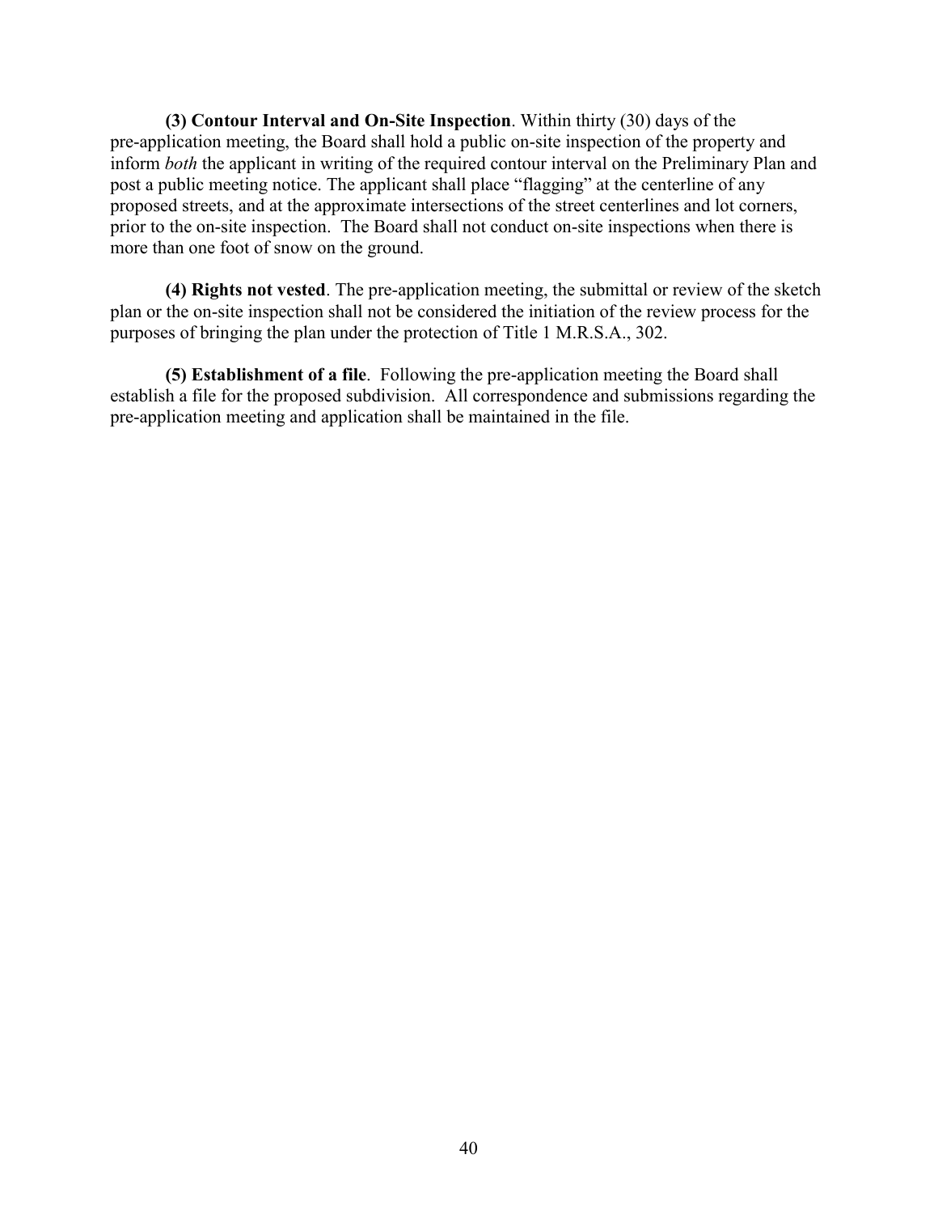**(3) Contour Interval and On-Site Inspection**. Within thirty (30) days of the pre-application meeting, the Board shall hold a public on-site inspection of the property and inform *both* the applicant in writing of the required contour interval on the Preliminary Plan and post a public meeting notice. The applicant shall place "flagging" at the centerline of any proposed streets, and at the approximate intersections of the street centerlines and lot corners, prior to the on-site inspection. The Board shall not conduct on-site inspections when there is more than one foot of snow on the ground.

**(4) Rights not vested**. The pre-application meeting, the submittal or review of the sketch plan or the on-site inspection shall not be considered the initiation of the review process for the purposes of bringing the plan under the protection of Title 1 M.R.S.A., 302.

**(5) Establishment of a file**. Following the pre-application meeting the Board shall establish a file for the proposed subdivision. All correspondence and submissions regarding the pre-application meeting and application shall be maintained in the file.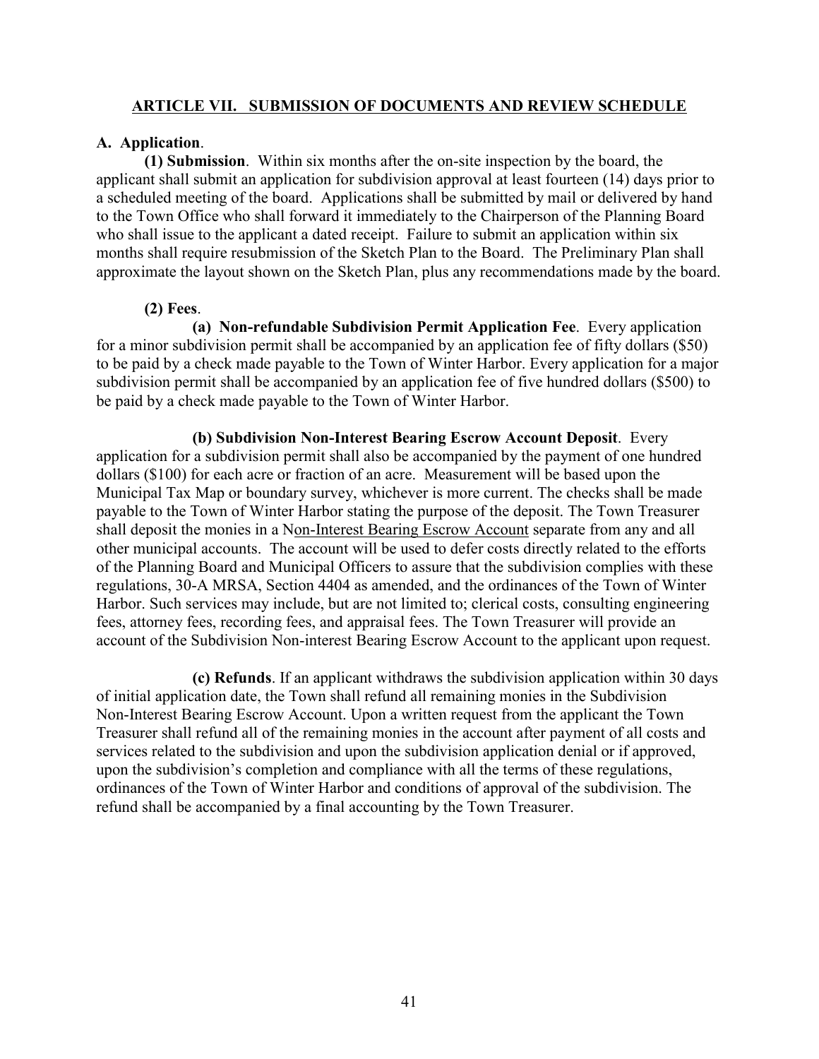## ARTICLE VII. SUBMISSION OF DOCUMENTS AND REVIEW SCHEDULE

**A. Application**.

**(1) Submission**. Within six months after the on-site inspection by the board, the applicant shall submit an application for subdivision approval at least fourteen (14) days prior to a scheduled meeting of the board. Applications shall be submitted by mail or delivered by hand to the Town Office who shall forward it immediately to the Chairperson of the Planning Board who shall issue to the applicant a dated receipt. Failure to submit an application within six months shall require resubmission of the Sketch Plan to the Board. The Preliminary Plan shall approximate the layout shown on the Sketch Plan, plus any recommendations made by the board.

**(2) Fees**.

**(a) Non-refundable Subdivision Permit Application Fee**. Every application for a minor subdivision permit shall be accompanied by an application fee of fifty dollars ($50) to be paid by a check made payable to the Town of Winter Harbor. Every application for a major subdivision permit shall be accompanied by an application fee of five hundred dollars ($500) to be paid by a check made payable to the Town of Winter Harbor.

**(b) Subdivision Non-Interest Bearing Escrow Account Deposit**. Every application for a subdivision permit shall also be accompanied by the payment of one hundred dollars ($100) for each acre or fraction of an acre. Measurement will be based upon the Municipal Tax Map or boundary survey, whichever is more current. The checks shall be made payable to the Town of Winter Harbor stating the purpose of the deposit. The Town Treasurer shall deposit the monies in a Non-Interest Bearing Escrow Account separate from any and all other municipal accounts. The account will be used to defer costs directly related to the efforts of the Planning Board and Municipal Officers to assure that the subdivision complies with these regulations, 30-A MRSA, Section 4404 as amended, and the ordinances of the Town of Winter Harbor. Such services may include, but are not limited to; clerical costs, consulting engineering fees, attorney fees, recording fees, and appraisal fees. The Town Treasurer will provide an account of the Subdivision Non-interest Bearing Escrow Account to the applicant upon request.

**(c) Refunds**. If an applicant withdraws the subdivision application within 30 days of initial application date, the Town shall refund all remaining monies in the Subdivision Non-Interest Bearing Escrow Account. Upon a written request from the applicant the Town Treasurer shall refund all of the remaining monies in the account after payment of all costs and services related to the subdivision and upon the subdivision application denial or if approved, upon the subdivision's completion and compliance with all the terms of these regulations, ordinances of the Town of Winter Harbor and conditions of approval of the subdivision. The refund shall be accompanied by a final accounting by the Town Treasurer.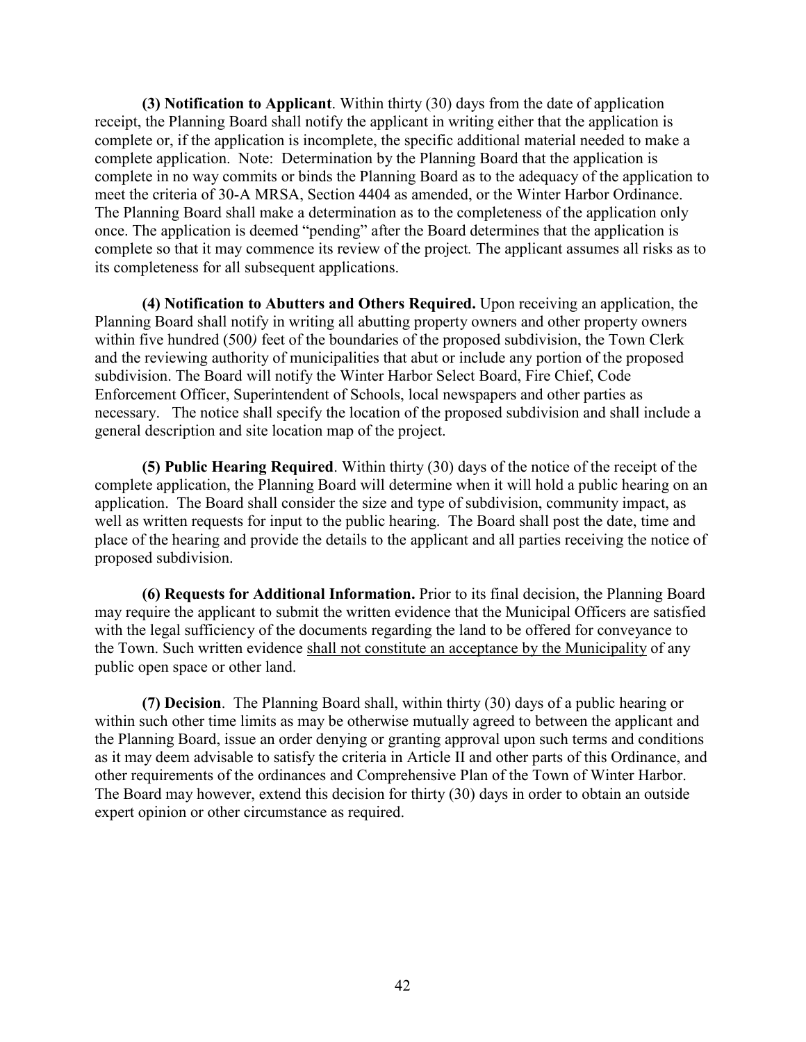**(3) Notification to Applicant**. Within thirty (30) days from the date of application receipt, the Planning Board shall notify the applicant in writing either that the application is complete or, if the application is incomplete, the specific additional material needed to make a complete application. Note: Determination by the Planning Board that the application is complete in no way commits or binds the Planning Board as to the adequacy of the application to meet the criteria of 30-A MRSA, Section 4404 as amended, or the Winter Harbor Ordinance. The Planning Board shall make a determination as to the completeness of the application only once. The application is deemed "pending" after the Board determines that the application is complete so that it may commence its review of the project. The applicant assumes all risks as to its completeness for all subsequent applications.

**(4) Notification to Abutters and Others Required.** Upon receiving an application, the Planning Board shall notify in writing all abutting property owners and other property owners within five hundred (500*)* feet of the boundaries of the proposed subdivision, the Town Clerk and the reviewing authority of municipalities that abut or include any portion of the proposed subdivision. The Board will notify the Winter Harbor Select Board, Fire Chief, Code Enforcement Officer, Superintendent of Schools, local newspapers and other parties as necessary. The notice shall specify the location of the proposed subdivision and shall include a general description and site location map of the project.

**(5) Public Hearing Required**. Within thirty (30) days of the notice of the receipt of the complete application, the Planning Board will determine when it will hold a public hearing on an application. The Board shall consider the size and type of subdivision, community impact, as well as written requests for input to the public hearing. The Board shall post the date, time and place of the hearing and provide the details to the applicant and all parties receiving the notice of proposed subdivision.

**(6) Requests for Additional Information.** Prior to its final decision, the Planning Board may require the applicant to submit the written evidence that the Municipal Officers are satisfied with the legal sufficiency of the documents regarding the land to be offered for conveyance to the Town. Such written evidence <u>shall not constitute an acceptance by the Municipality</u> of any public open space or other land.

**(7) Decision**. The Planning Board shall, within thirty (30) days of a public hearing or within such other time limits as may be otherwise mutually agreed to between the applicant and the Planning Board, issue an order denying or granting approval upon such terms and conditions as it may deem advisable to satisfy the criteria in Article II and other parts of this Ordinance, and other requirements of the ordinances and Comprehensive Plan of the Town of Winter Harbor. The Board may however, extend this decision for thirty (30) days in order to obtain an outside expert opinion or other circumstance as required.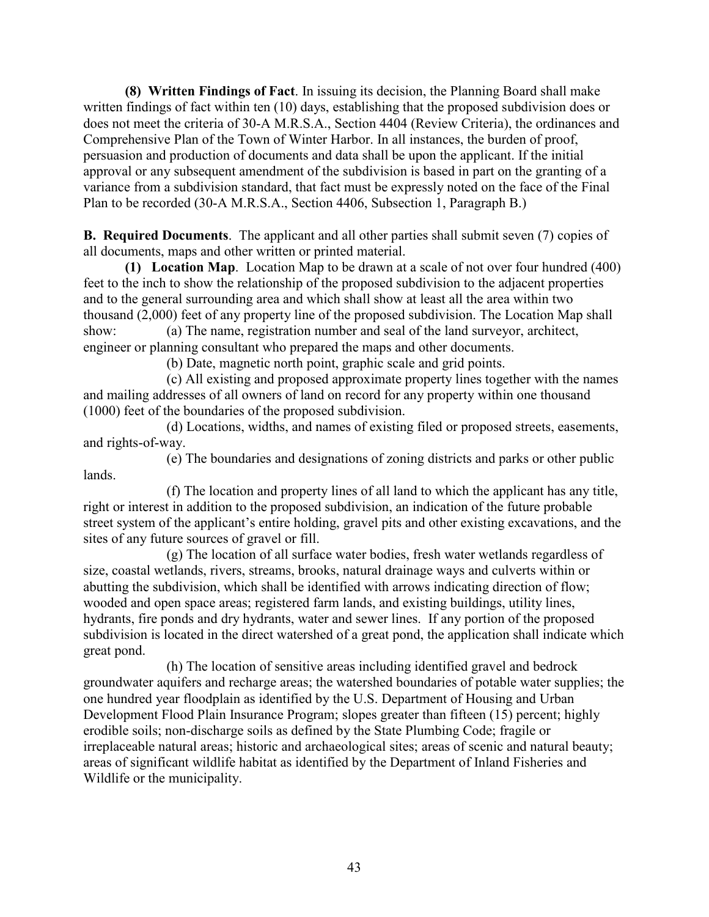**(8) Written Findings of Fact**. In issuing its decision, the Planning Board shall make written findings of fact within ten (10) days, establishing that the proposed subdivision does or does not meet the criteria of 30-A M.R.S.A., Section 4404 (Review Criteria), the ordinances and Comprehensive Plan of the Town of Winter Harbor. In all instances, the burden of proof, persuasion and production of documents and data shall be upon the applicant. If the initial approval or any subsequent amendment of the subdivision is based in part on the granting of a variance from a subdivision standard, that fact must be expressly noted on the face of the Final Plan to be recorded (30-A M.R.S.A., Section 4406, Subsection 1, Paragraph B.)

**B. Required Documents**. The applicant and all other parties shall submit seven (7) copies of all documents, maps and other written or printed material.

**(1) Location Map**. Location Map to be drawn at a scale of not over four hundred (400) feet to the inch to show the relationship of the proposed subdivision to the adjacent properties and to the general surrounding area and which shall show at least all the area within two thousand (2,000) feet of any property line of the proposed subdivision. The Location Map shall show:

(a) The name, registration number and seal of the land surveyor, architect, engineer or planning consultant who prepared the maps and other documents.

(b) Date, magnetic north point, graphic scale and grid points.

(c) All existing and proposed approximate property lines together with the names and mailing addresses of all owners of land on record for any property within one thousand (1000) feet of the boundaries of the proposed subdivision.

(d) Locations, widths, and names of existing filed or proposed streets, easements, and rights-of-way.

(e) The boundaries and designations of zoning districts and parks or other public lands.

(f) The location and property lines of all land to which the applicant has any title, right or interest in addition to the proposed subdivision, an indication of the future probable street system of the applicant's entire holding, gravel pits and other existing excavations, and the sites of any future sources of gravel or fill.

(g) The location of all surface water bodies, fresh water wetlands regardless of size, coastal wetlands, rivers, streams, brooks, natural drainage ways and culverts within or abutting the subdivision, which shall be identified with arrows indicating direction of flow; wooded and open space areas; registered farm lands, and existing buildings, utility lines, hydrants, fire ponds and dry hydrants, water and sewer lines. If any portion of the proposed subdivision is located in the direct watershed of a great pond, the application shall indicate which great pond.

(h) The location of sensitive areas including identified gravel and bedrock groundwater aquifers and recharge areas; the watershed boundaries of potable water supplies; the one hundred year floodplain as identified by the U.S. Department of Housing and Urban Development Flood Plain Insurance Program; slopes greater than fifteen (15) percent; highly erodible soils; non-discharge soils as defined by the State Plumbing Code; fragile or irreplaceable natural areas; historic and archaeological sites; areas of scenic and natural beauty; areas of significant wildlife habitat as identified by the Department of Inland Fisheries and Wildlife or the municipality.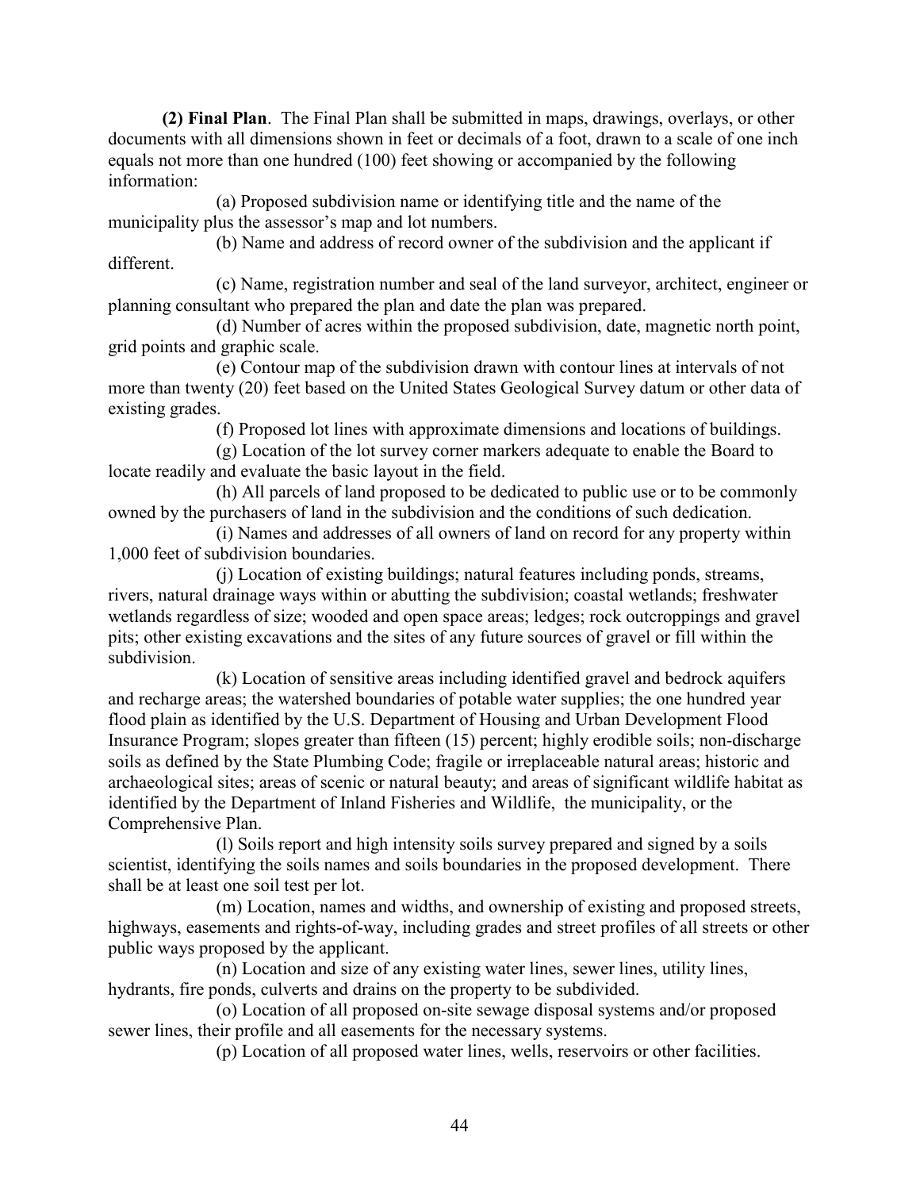**(2) Final Plan**. The Final Plan shall be submitted in maps, drawings, overlays, or other documents with all dimensions shown in feet or decimals of a foot, drawn to a scale of one inch equals not more than one hundred (100) feet showing or accompanied by the following information:

(a) Proposed subdivision name or identifying title and the name of the municipality plus the assessor's map and lot numbers.

(b) Name and address of record owner of the subdivision and the applicant if different.

(c) Name, registration number and seal of the land surveyor, architect, engineer or planning consultant who prepared the plan and date the plan was prepared.

(d) Number of acres within the proposed subdivision, date, magnetic north point, grid points and graphic scale.

(e) Contour map of the subdivision drawn with contour lines at intervals of not more than twenty (20) feet based on the United States Geological Survey datum or other data of existing grades.

(f) Proposed lot lines with approximate dimensions and locations of buildings.

(g) Location of the lot survey corner markers adequate to enable the Board to locate readily and evaluate the basic layout in the field.

(h) All parcels of land proposed to be dedicated to public use or to be commonly owned by the purchasers of land in the subdivision and the conditions of such dedication.

(i) Names and addresses of all owners of land on record for any property within 1,000 feet of subdivision boundaries.

(j) Location of existing buildings; natural features including ponds, streams, rivers, natural drainage ways within or abutting the subdivision; coastal wetlands; freshwater wetlands regardless of size; wooded and open space areas; ledges; rock outcroppings and gravel pits; other existing excavations and the sites of any future sources of gravel or fill within the subdivision.

(k) Location of sensitive areas including identified gravel and bedrock aquifers and recharge areas; the watershed boundaries of potable water supplies; the one hundred year flood plain as identified by the U.S. Department of Housing and Urban Development Flood Insurance Program; slopes greater than fifteen (15) percent; highly erodible soils; non-discharge soils as defined by the State Plumbing Code; fragile or irreplaceable natural areas; historic and archaeological sites; areas of scenic or natural beauty; and areas of significant wildlife habitat as identified by the Department of Inland Fisheries and Wildlife, the municipality, or the Comprehensive Plan.

(l) Soils report and high intensity soils survey prepared and signed by a soils scientist, identifying the soils names and soils boundaries in the proposed development. There shall be at least one soil test per lot.

(m) Location, names and widths, and ownership of existing and proposed streets, highways, easements and rights-of-way, including grades and street profiles of all streets or other public ways proposed by the applicant.

(n) Location and size of any existing water lines, sewer lines, utility lines, hydrants, fire ponds, culverts and drains on the property to be subdivided.

(o) Location of all proposed on-site sewage disposal systems and/or proposed sewer lines, their profile and all easements for the necessary systems.

(p) Location of all proposed water lines, wells, reservoirs or other facilities.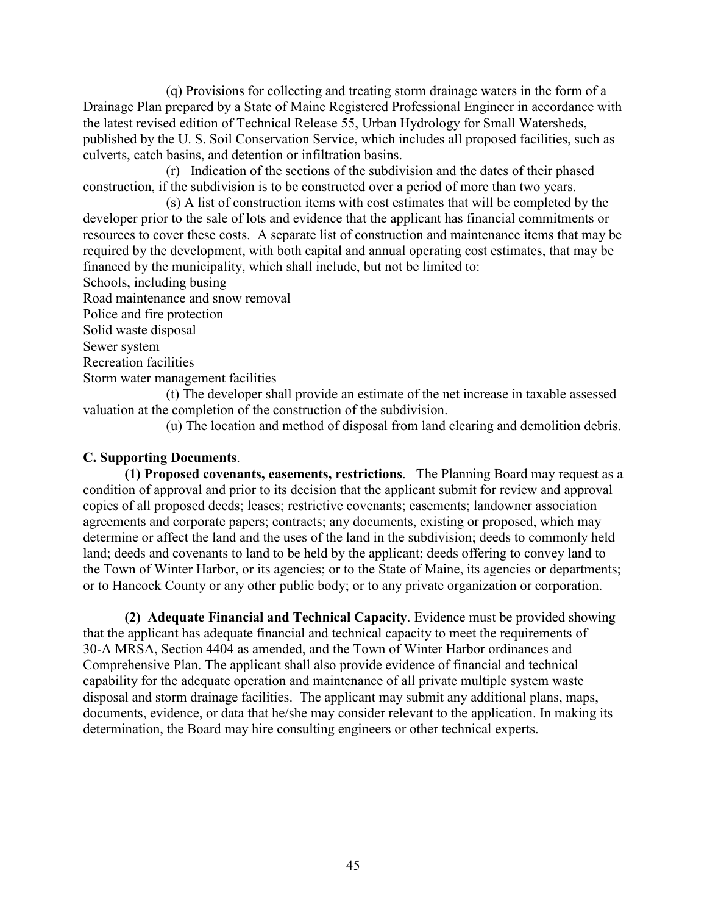(q) Provisions for collecting and treating storm drainage waters in the form of a Drainage Plan prepared by a State of Maine Registered Professional Engineer in accordance with the latest revised edition of Technical Release 55, Urban Hydrology for Small Watersheds, published by the U. S. Soil Conservation Service, which includes all proposed facilities, such as culverts, catch basins, and detention or infiltration basins.

(r) Indication of the sections of the subdivision and the dates of their phased construction, if the subdivision is to be constructed over a period of more than two years.

(s) A list of construction items with cost estimates that will be completed by the developer prior to the sale of lots and evidence that the applicant has financial commitments or resources to cover these costs. A separate list of construction and maintenance items that may be required by the development, with both capital and annual operating cost estimates, that may be financed by the municipality, which shall include, but not be limited to:

Schools, including busing
Road maintenance and snow removal
Police and fire protection
Solid waste disposal
Sewer system
Recreation facilities
Storm water management facilities

(t) The developer shall provide an estimate of the net increase in taxable assessed valuation at the completion of the construction of the subdivision.

(u) The location and method of disposal from land clearing and demolition debris.

**C. Supporting Documents**.

**(1) Proposed covenants, easements, restrictions**. The Planning Board may request as a condition of approval and prior to its decision that the applicant submit for review and approval copies of all proposed deeds; leases; restrictive covenants; easements; landowner association agreements and corporate papers; contracts; any documents, existing or proposed, which may determine or affect the land and the uses of the land in the subdivision; deeds to commonly held land; deeds and covenants to land to be held by the applicant; deeds offering to convey land to the Town of Winter Harbor, or its agencies; or to the State of Maine, its agencies or departments; or to Hancock County or any other public body; or to any private organization or corporation.

**(2) Adequate Financial and Technical Capacity**. Evidence must be provided showing that the applicant has adequate financial and technical capacity to meet the requirements of 30-A MRSA, Section 4404 as amended, and the Town of Winter Harbor ordinances and Comprehensive Plan. The applicant shall also provide evidence of financial and technical capability for the adequate operation and maintenance of all private multiple system waste disposal and storm drainage facilities. The applicant may submit any additional plans, maps, documents, evidence, or data that he/she may consider relevant to the application. In making its determination, the Board may hire consulting engineers or other technical experts.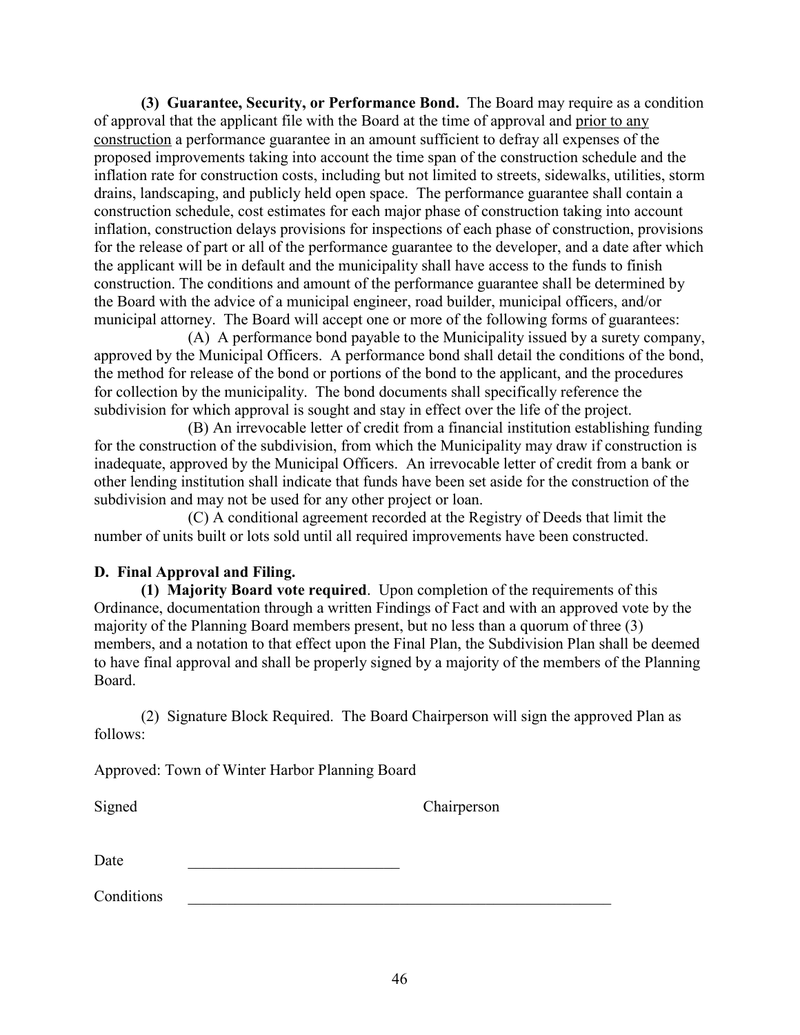**(3) Guarantee, Security, or Performance Bond.** The Board may require as a condition of approval that the applicant file with the Board at the time of approval and prior to any construction a performance guarantee in an amount sufficient to defray all expenses of the proposed improvements taking into account the time span of the construction schedule and the inflation rate for construction costs, including but not limited to streets, sidewalks, utilities, storm drains, landscaping, and publicly held open space. The performance guarantee shall contain a construction schedule, cost estimates for each major phase of construction taking into account inflation, construction delays provisions for inspections of each phase of construction, provisions for the release of part or all of the performance guarantee to the developer, and a date after which the applicant will be in default and the municipality shall have access to the funds to finish construction. The conditions and amount of the performance guarantee shall be determined by the Board with the advice of a municipal engineer, road builder, municipal officers, and/or municipal attorney. The Board will accept one or more of the following forms of guarantees:

(A) A performance bond payable to the Municipality issued by a surety company, approved by the Municipal Officers. A performance bond shall detail the conditions of the bond, the method for release of the bond or portions of the bond to the applicant, and the procedures for collection by the municipality. The bond documents shall specifically reference the subdivision for which approval is sought and stay in effect over the life of the project.

(B) An irrevocable letter of credit from a financial institution establishing funding for the construction of the subdivision, from which the Municipality may draw if construction is inadequate, approved by the Municipal Officers. An irrevocable letter of credit from a bank or other lending institution shall indicate that funds have been set aside for the construction of the subdivision and may not be used for any other project or loan.

(C) A conditional agreement recorded at the Registry of Deeds that limit the number of units built or lots sold until all required improvements have been constructed.

**D. Final Approval and Filing.**

**(1) Majority Board vote required**. Upon completion of the requirements of this Ordinance, documentation through a written Findings of Fact and with an approved vote by the majority of the Planning Board members present, but no less than a quorum of three (3) members, and a notation to that effect upon the Final Plan, the Subdivision Plan shall be deemed to have final approval and shall be properly signed by a majority of the members of the Planning Board.

(2) Signature Block Required. The Board Chairperson will sign the approved Plan as follows:

Approved: Town of Winter Harbor Planning Board

Signed Chairperson

Date ___________________________

Conditions _________________________________________________________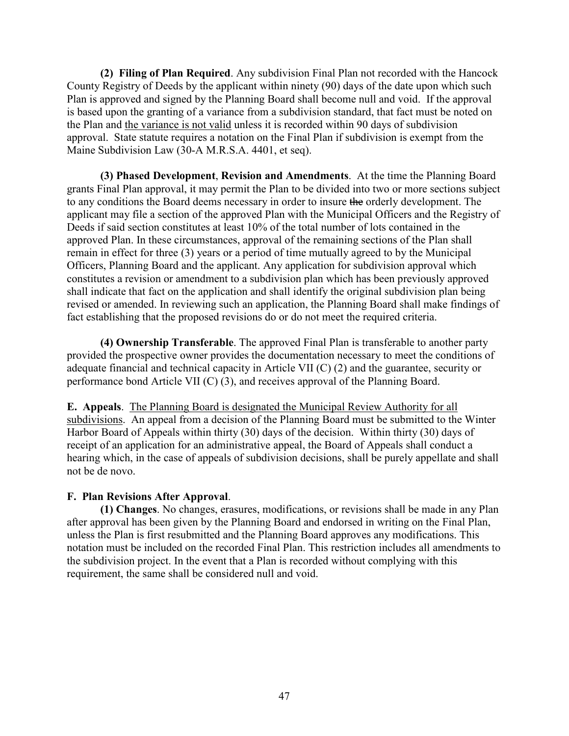**(2) Filing of Plan Required**. Any subdivision Final Plan not recorded with the Hancock County Registry of Deeds by the applicant within ninety (90) days of the date upon which such Plan is approved and signed by the Planning Board shall become null and void. If the approval is based upon the granting of a variance from a subdivision standard, that fact must be noted on the Plan and <u>the variance is not valid</u> unless it is recorded within 90 days of subdivision approval. State statute requires a notation on the Final Plan if subdivision is exempt from the Maine Subdivision Law (30-A M.R.S.A. 4401, et seq).

**(3) Phased Development**, **Revision and Amendments**. At the time the Planning Board grants Final Plan approval, it may permit the Plan to be divided into two or more sections subject to any conditions the Board deems necessary in order to insure ~~the~~ orderly development. The applicant may file a section of the approved Plan with the Municipal Officers and the Registry of Deeds if said section constitutes at least 10% of the total number of lots contained in the approved Plan. In these circumstances, approval of the remaining sections of the Plan shall remain in effect for three (3) years or a period of time mutually agreed to by the Municipal Officers, Planning Board and the applicant. Any application for subdivision approval which constitutes a revision or amendment to a subdivision plan which has been previously approved shall indicate that fact on the application and shall identify the original subdivision plan being revised or amended. In reviewing such an application, the Planning Board shall make findings of fact establishing that the proposed revisions do or do not meet the required criteria.

**(4) Ownership Transferable**. The approved Final Plan is transferable to another party provided the prospective owner provides the documentation necessary to meet the conditions of adequate financial and technical capacity in Article VII (C) (2) and the guarantee, security or performance bond Article VII (C) (3), and receives approval of the Planning Board.

**E. Appeals**. <u>The Planning Board is designated the Municipal Review Authority for all subdivisions</u>. An appeal from a decision of the Planning Board must be submitted to the Winter Harbor Board of Appeals within thirty (30) days of the decision. Within thirty (30) days of receipt of an application for an administrative appeal, the Board of Appeals shall conduct a hearing which, in the case of appeals of subdivision decisions, shall be purely appellate and shall not be de novo.

**F. Plan Revisions After Approval**.

**(1) Changes**. No changes, erasures, modifications, or revisions shall be made in any Plan after approval has been given by the Planning Board and endorsed in writing on the Final Plan, unless the Plan is first resubmitted and the Planning Board approves any modifications. This notation must be included on the recorded Final Plan. This restriction includes all amendments to the subdivision project. In the event that a Plan is recorded without complying with this requirement, the same shall be considered null and void.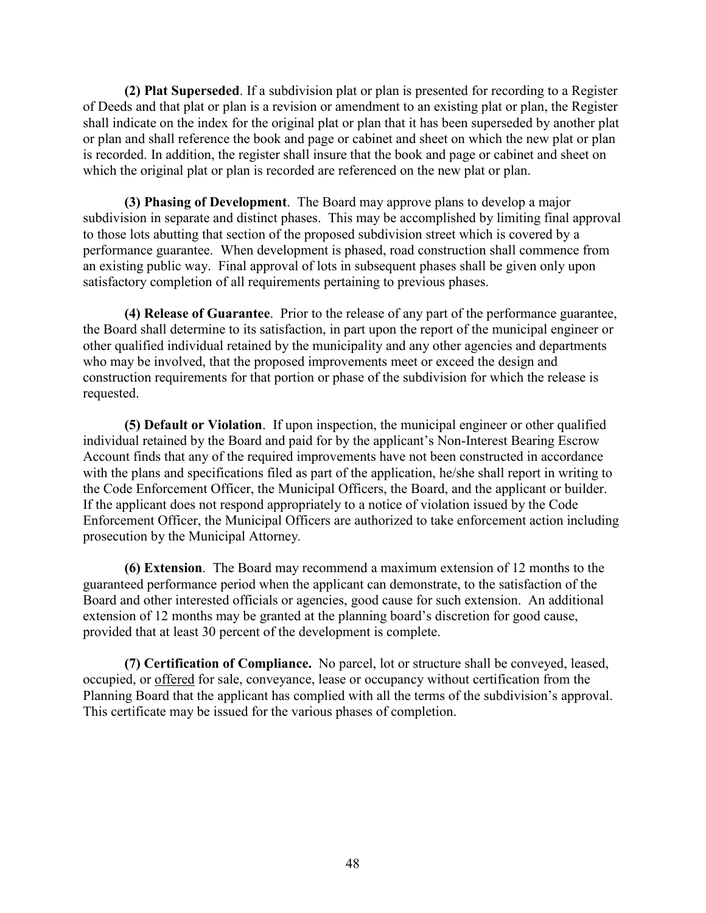**(2) Plat Superseded**. If a subdivision plat or plan is presented for recording to a Register of Deeds and that plat or plan is a revision or amendment to an existing plat or plan, the Register shall indicate on the index for the original plat or plan that it has been superseded by another plat or plan and shall reference the book and page or cabinet and sheet on which the new plat or plan is recorded. In addition, the register shall insure that the book and page or cabinet and sheet on which the original plat or plan is recorded are referenced on the new plat or plan.

**(3) Phasing of Development**. The Board may approve plans to develop a major subdivision in separate and distinct phases. This may be accomplished by limiting final approval to those lots abutting that section of the proposed subdivision street which is covered by a performance guarantee. When development is phased, road construction shall commence from an existing public way. Final approval of lots in subsequent phases shall be given only upon satisfactory completion of all requirements pertaining to previous phases.

**(4) Release of Guarantee**. Prior to the release of any part of the performance guarantee, the Board shall determine to its satisfaction, in part upon the report of the municipal engineer or other qualified individual retained by the municipality and any other agencies and departments who may be involved, that the proposed improvements meet or exceed the design and construction requirements for that portion or phase of the subdivision for which the release is requested.

**(5) Default or Violation**. If upon inspection, the municipal engineer or other qualified individual retained by the Board and paid for by the applicant's Non-Interest Bearing Escrow Account finds that any of the required improvements have not been constructed in accordance with the plans and specifications filed as part of the application, he/she shall report in writing to the Code Enforcement Officer, the Municipal Officers, the Board, and the applicant or builder. If the applicant does not respond appropriately to a notice of violation issued by the Code Enforcement Officer, the Municipal Officers are authorized to take enforcement action including prosecution by the Municipal Attorney.

**(6) Extension**. The Board may recommend a maximum extension of 12 months to the guaranteed performance period when the applicant can demonstrate, to the satisfaction of the Board and other interested officials or agencies, good cause for such extension. An additional extension of 12 months may be granted at the planning board's discretion for good cause, provided that at least 30 percent of the development is complete.

**(7) Certification of Compliance.** No parcel, lot or structure shall be conveyed, leased, occupied, or offered for sale, conveyance, lease or occupancy without certification from the Planning Board that the applicant has complied with all the terms of the subdivision's approval. This certificate may be issued for the various phases of completion.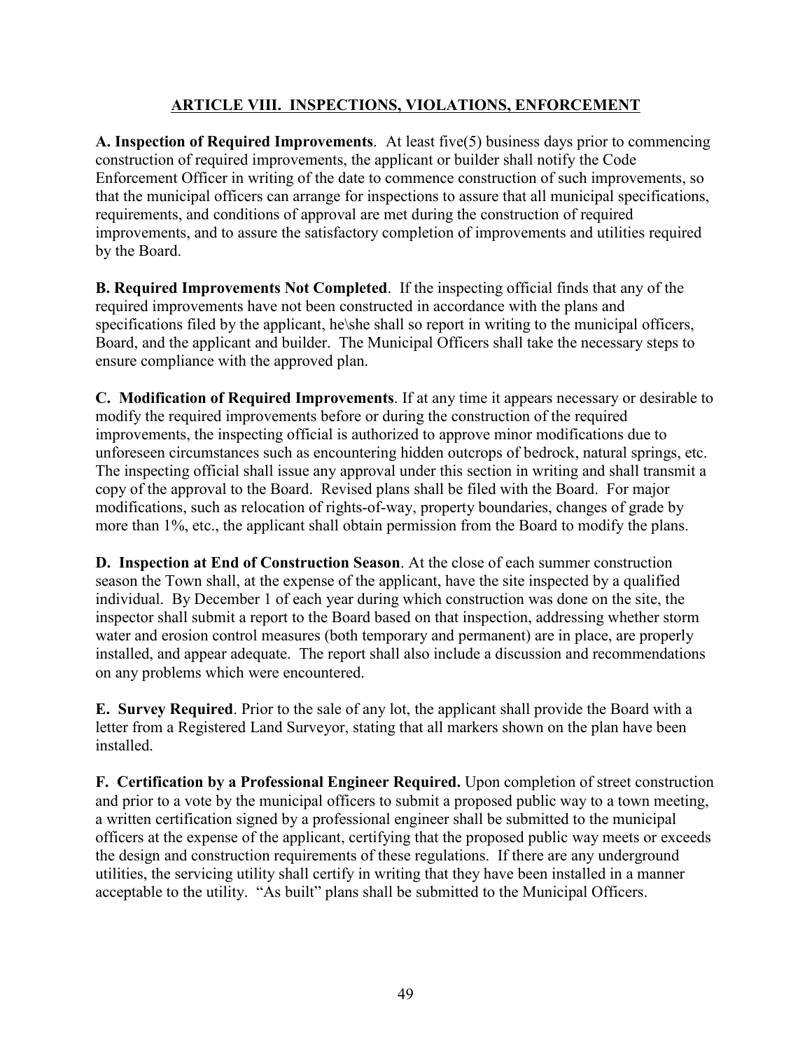## ARTICLE VIII. INSPECTIONS, VIOLATIONS, ENFORCEMENT

**A. Inspection of Required Improvements**. At least five(5) business days prior to commencing construction of required improvements, the applicant or builder shall notify the Code Enforcement Officer in writing of the date to commence construction of such improvements, so that the municipal officers can arrange for inspections to assure that all municipal specifications, requirements, and conditions of approval are met during the construction of required improvements, and to assure the satisfactory completion of improvements and utilities required by the Board.

**B. Required Improvements Not Completed**. If the inspecting official finds that any of the required improvements have not been constructed in accordance with the plans and specifications filed by the applicant, he\she shall so report in writing to the municipal officers, Board, and the applicant and builder. The Municipal Officers shall take the necessary steps to ensure compliance with the approved plan.

**C. Modification of Required Improvements**. If at any time it appears necessary or desirable to modify the required improvements before or during the construction of the required improvements, the inspecting official is authorized to approve minor modifications due to unforeseen circumstances such as encountering hidden outcrops of bedrock, natural springs, etc. The inspecting official shall issue any approval under this section in writing and shall transmit a copy of the approval to the Board. Revised plans shall be filed with the Board. For major modifications, such as relocation of rights-of-way, property boundaries, changes of grade by more than 1%, etc., the applicant shall obtain permission from the Board to modify the plans.

**D. Inspection at End of Construction Season**. At the close of each summer construction season the Town shall, at the expense of the applicant, have the site inspected by a qualified individual. By December 1 of each year during which construction was done on the site, the inspector shall submit a report to the Board based on that inspection, addressing whether storm water and erosion control measures (both temporary and permanent) are in place, are properly installed, and appear adequate. The report shall also include a discussion and recommendations on any problems which were encountered.

**E. Survey Required**. Prior to the sale of any lot, the applicant shall provide the Board with a letter from a Registered Land Surveyor, stating that all markers shown on the plan have been installed.

**F. Certification by a Professional Engineer Required.** Upon completion of street construction and prior to a vote by the municipal officers to submit a proposed public way to a town meeting, a written certification signed by a professional engineer shall be submitted to the municipal officers at the expense of the applicant, certifying that the proposed public way meets or exceeds the design and construction requirements of these regulations. If there are any underground utilities, the servicing utility shall certify in writing that they have been installed in a manner acceptable to the utility. "As built" plans shall be submitted to the Municipal Officers.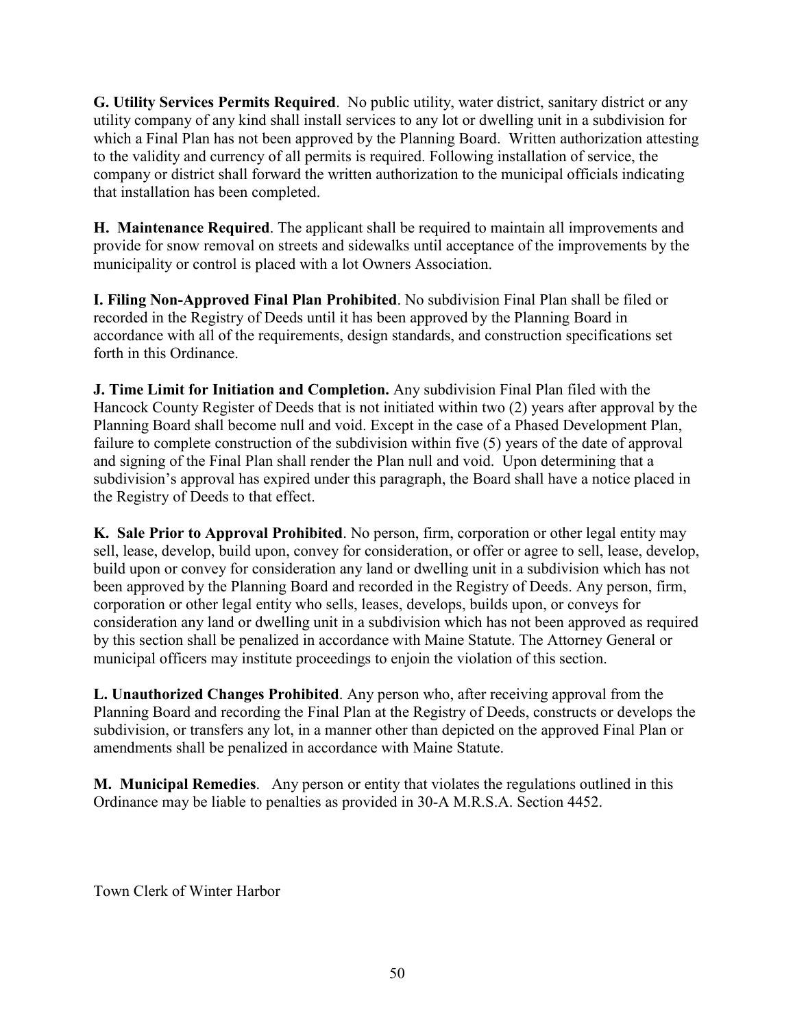**G. Utility Services Permits Required**. No public utility, water district, sanitary district or any utility company of any kind shall install services to any lot or dwelling unit in a subdivision for which a Final Plan has not been approved by the Planning Board. Written authorization attesting to the validity and currency of all permits is required. Following installation of service, the company or district shall forward the written authorization to the municipal officials indicating that installation has been completed.

**H. Maintenance Required**. The applicant shall be required to maintain all improvements and provide for snow removal on streets and sidewalks until acceptance of the improvements by the municipality or control is placed with a lot Owners Association.

**I. Filing Non-Approved Final Plan Prohibited**. No subdivision Final Plan shall be filed or recorded in the Registry of Deeds until it has been approved by the Planning Board in accordance with all of the requirements, design standards, and construction specifications set forth in this Ordinance.

**J. Time Limit for Initiation and Completion.** Any subdivision Final Plan filed with the Hancock County Register of Deeds that is not initiated within two (2) years after approval by the Planning Board shall become null and void. Except in the case of a Phased Development Plan, failure to complete construction of the subdivision within five (5) years of the date of approval and signing of the Final Plan shall render the Plan null and void. Upon determining that a subdivision's approval has expired under this paragraph, the Board shall have a notice placed in the Registry of Deeds to that effect.

**K. Sale Prior to Approval Prohibited**. No person, firm, corporation or other legal entity may sell, lease, develop, build upon, convey for consideration, or offer or agree to sell, lease, develop, build upon or convey for consideration any land or dwelling unit in a subdivision which has not been approved by the Planning Board and recorded in the Registry of Deeds. Any person, firm, corporation or other legal entity who sells, leases, develops, builds upon, or conveys for consideration any land or dwelling unit in a subdivision which has not been approved as required by this section shall be penalized in accordance with Maine Statute. The Attorney General or municipal officers may institute proceedings to enjoin the violation of this section.

**L. Unauthorized Changes Prohibited**. Any person who, after receiving approval from the Planning Board and recording the Final Plan at the Registry of Deeds, constructs or develops the subdivision, or transfers any lot, in a manner other than depicted on the approved Final Plan or amendments shall be penalized in accordance with Maine Statute.

**M. Municipal Remedies**. Any person or entity that violates the regulations outlined in this Ordinance may be liable to penalties as provided in 30-A M.R.S.A. Section 4452.

Town Clerk of Winter Harbor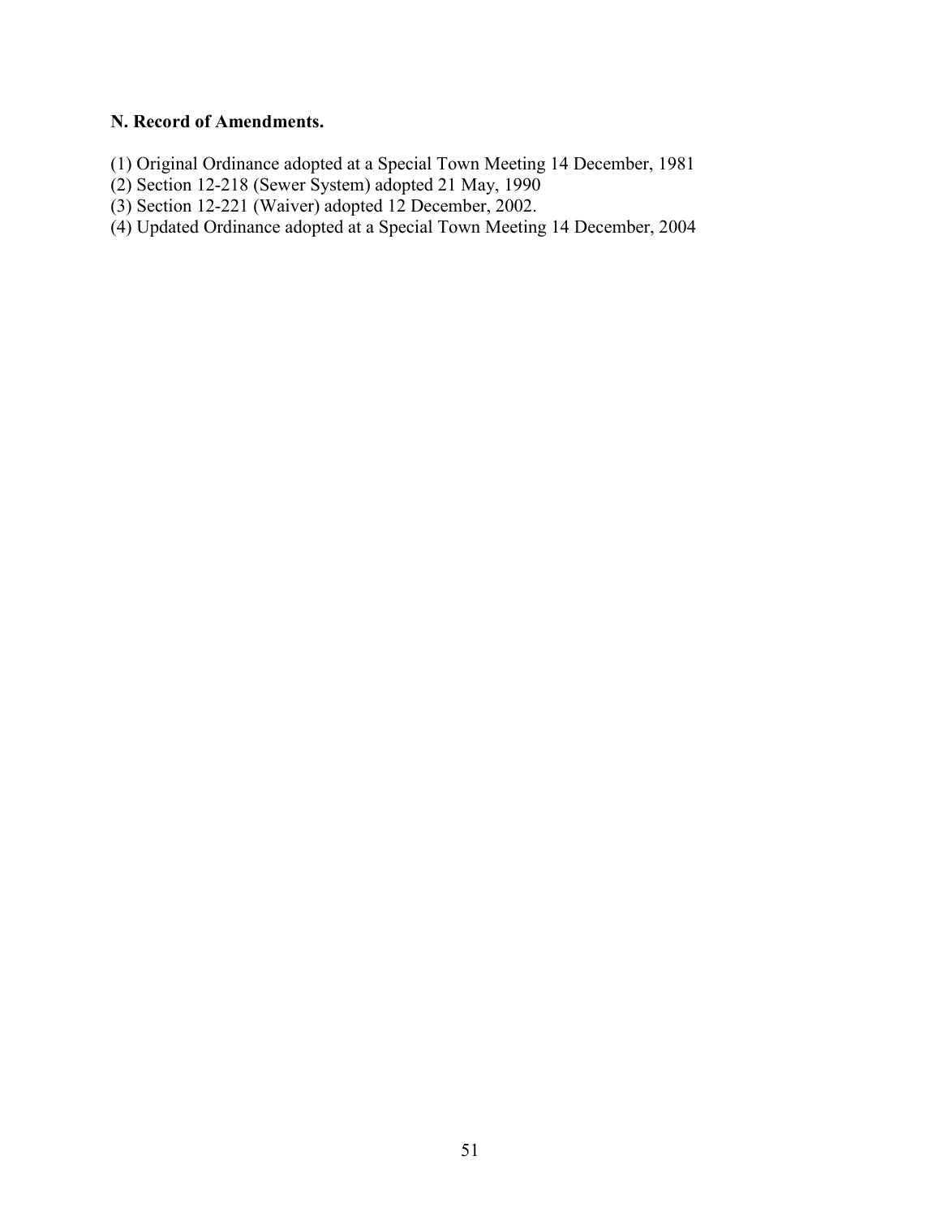**N. Record of Amendments.**

(1) Original Ordinance adopted at a Special Town Meeting 14 December, 1981
(2) Section 12-218 (Sewer System) adopted 21 May, 1990
(3) Section 12-221 (Waiver) adopted 12 December, 2002.
(4) Updated Ordinance adopted at a Special Town Meeting 14 December, 2004